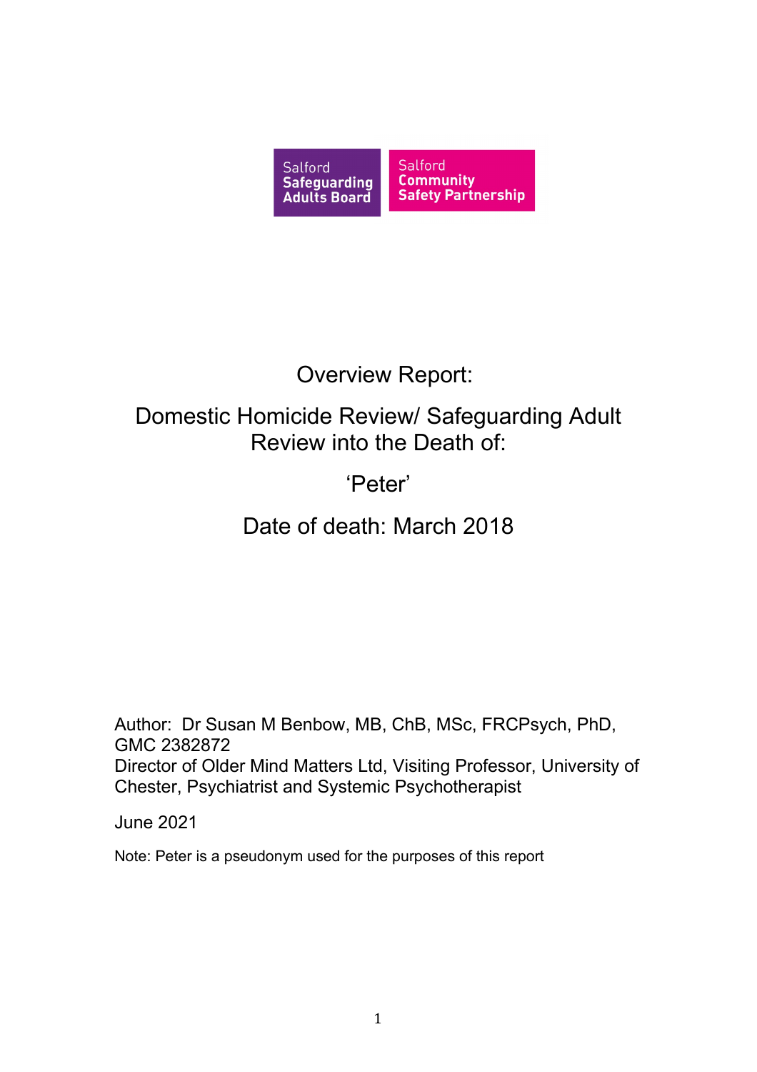Salford Safeguarding Adults Board

Salford Community Safety Partnership

# Overview Report:

# Domestic Homicide Review/ Safeguarding Adult Review into the Death of:

# 'Peter'

# Date of death: March 2018

Author: Dr Susan M Benbow, MB, ChB, MSc, FRCPsych, PhD, GMC 2382872
Director of Older Mind Matters Ltd, Visiting Professor, University of Chester, Psychiatrist and Systemic Psychotherapist

June 2021

Note: Peter is a pseudonym used for the purposes of this report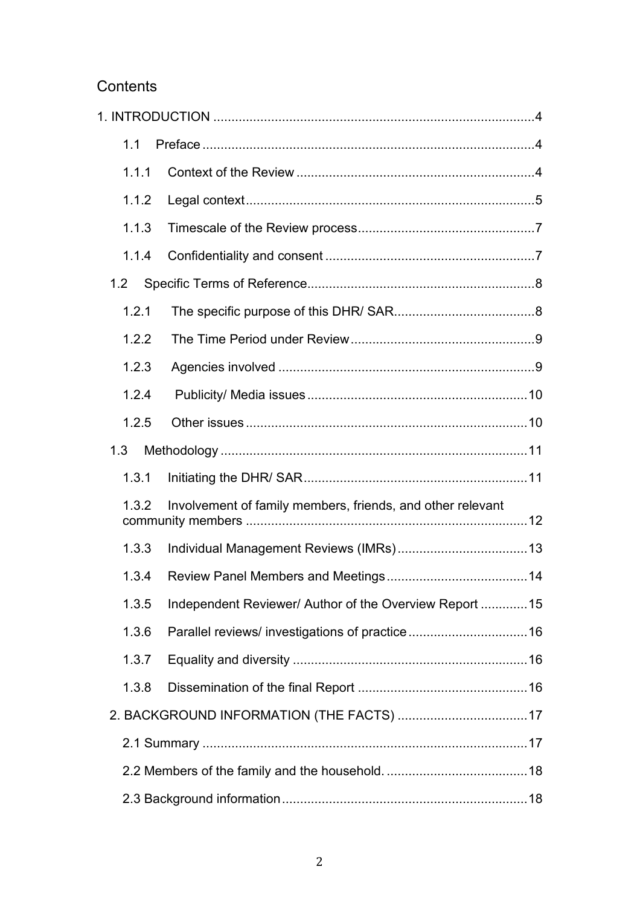# Contents

1. INTRODUCTION ........................................................................................4

- 1.1 Preface ...........................................................................................4
- 1.1.1 Context of the Review ..................................................................4
- 1.1.2 Legal context................................................................................5
- 1.1.3 Timescale of the Review process.................................................7
- 1.1.4 Confidentiality and consent ..........................................................7

- 1.2 Specific Terms of Reference...............................................................8
  - 1.2.1 The specific purpose of this DHR/ SAR.......................................8
  - 1.2.2 The Time Period under Review...................................................9
  - 1.2.3 Agencies involved .......................................................................9
  - 1.2.4 Publicity/ Media issues .............................................................10
  - 1.2.5 Other issues ..............................................................................10

- 1.3 Methodology .....................................................................................11
  - 1.3.1 Initiating the DHR/ SAR..............................................................11
  - 1.3.2 Involvement of family members, friends, and other relevant community members ..............................................................................12
  - 1.3.3 Individual Management Reviews (IMRs)....................................13
  - 1.3.4 Review Panel Members and Meetings.......................................14
  - 1.3.5 Independent Reviewer/ Author of the Overview Report .............15
  - 1.3.6 Parallel reviews/ investigations of practice.................................16
  - 1.3.7 Equality and diversity .................................................................16
  - 1.3.8 Dissemination of the final Report ...............................................16

2. BACKGROUND INFORMATION (THE FACTS) ....................................17

- 2.1 Summary ..........................................................................................17
- 2.2 Members of the family and the household. .......................................18
- 2.3 Background information....................................................................18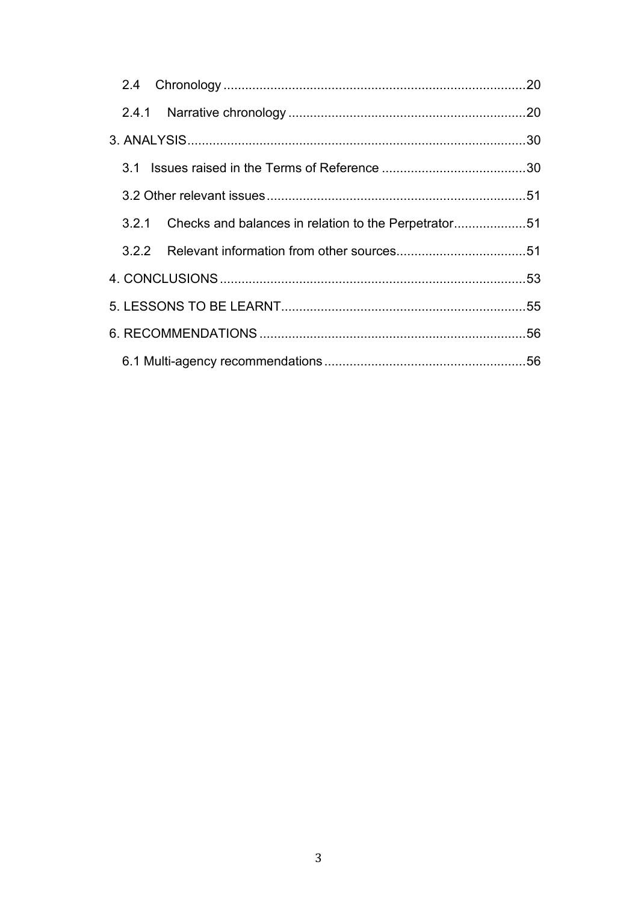2.4 Chronology ... 20

2.4.1 Narrative chronology ... 20

3. ANALYSIS ... 30

3.1 Issues raised in the Terms of Reference ... 30

3.2 Other relevant issues ... 51

3.2.1 Checks and balances in relation to the Perpetrator ... 51

3.2.2 Relevant information from other sources ... 51

4. CONCLUSIONS ... 53

5. LESSONS TO BE LEARNT ... 55

6. RECOMMENDATIONS ... 56

6.1 Multi-agency recommendations ... 56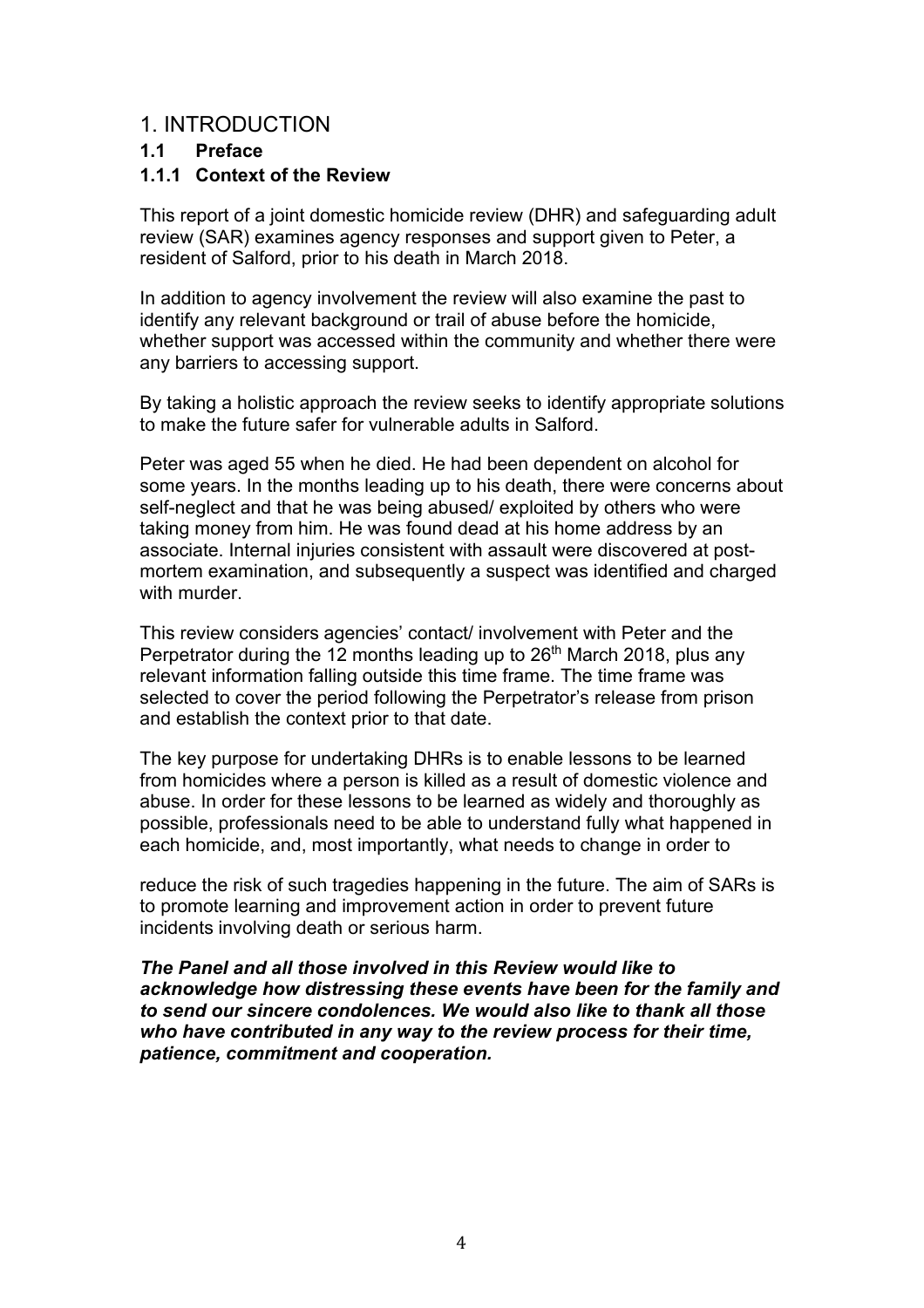# 1. INTRODUCTION

## 1.1 Preface

### 1.1.1 Context of the Review

This report of a joint domestic homicide review (DHR) and safeguarding adult review (SAR) examines agency responses and support given to Peter, a resident of Salford, prior to his death in March 2018.

In addition to agency involvement the review will also examine the past to identify any relevant background or trail of abuse before the homicide, whether support was accessed within the community and whether there were any barriers to accessing support.

By taking a holistic approach the review seeks to identify appropriate solutions to make the future safer for vulnerable adults in Salford.

Peter was aged 55 when he died. He had been dependent on alcohol for some years. In the months leading up to his death, there were concerns about self-neglect and that he was being abused/ exploited by others who were taking money from him. He was found dead at his home address by an associate. Internal injuries consistent with assault were discovered at post-mortem examination, and subsequently a suspect was identified and charged with murder.

This review considers agencies' contact/ involvement with Peter and the Perpetrator during the 12 months leading up to 26th March 2018, plus any relevant information falling outside this time frame. The time frame was selected to cover the period following the Perpetrator's release from prison and establish the context prior to that date.

The key purpose for undertaking DHRs is to enable lessons to be learned from homicides where a person is killed as a result of domestic violence and abuse. In order for these lessons to be learned as widely and thoroughly as possible, professionals need to be able to understand fully what happened in each homicide, and, most importantly, what needs to change in order to reduce the risk of such tragedies happening in the future. The aim of SARs is to promote learning and improvement action in order to prevent future incidents involving death or serious harm.

***The Panel and all those involved in this Review would like to acknowledge how distressing these events have been for the family and to send our sincere condolences. We would also like to thank all those who have contributed in any way to the review process for their time, patience, commitment and cooperation.***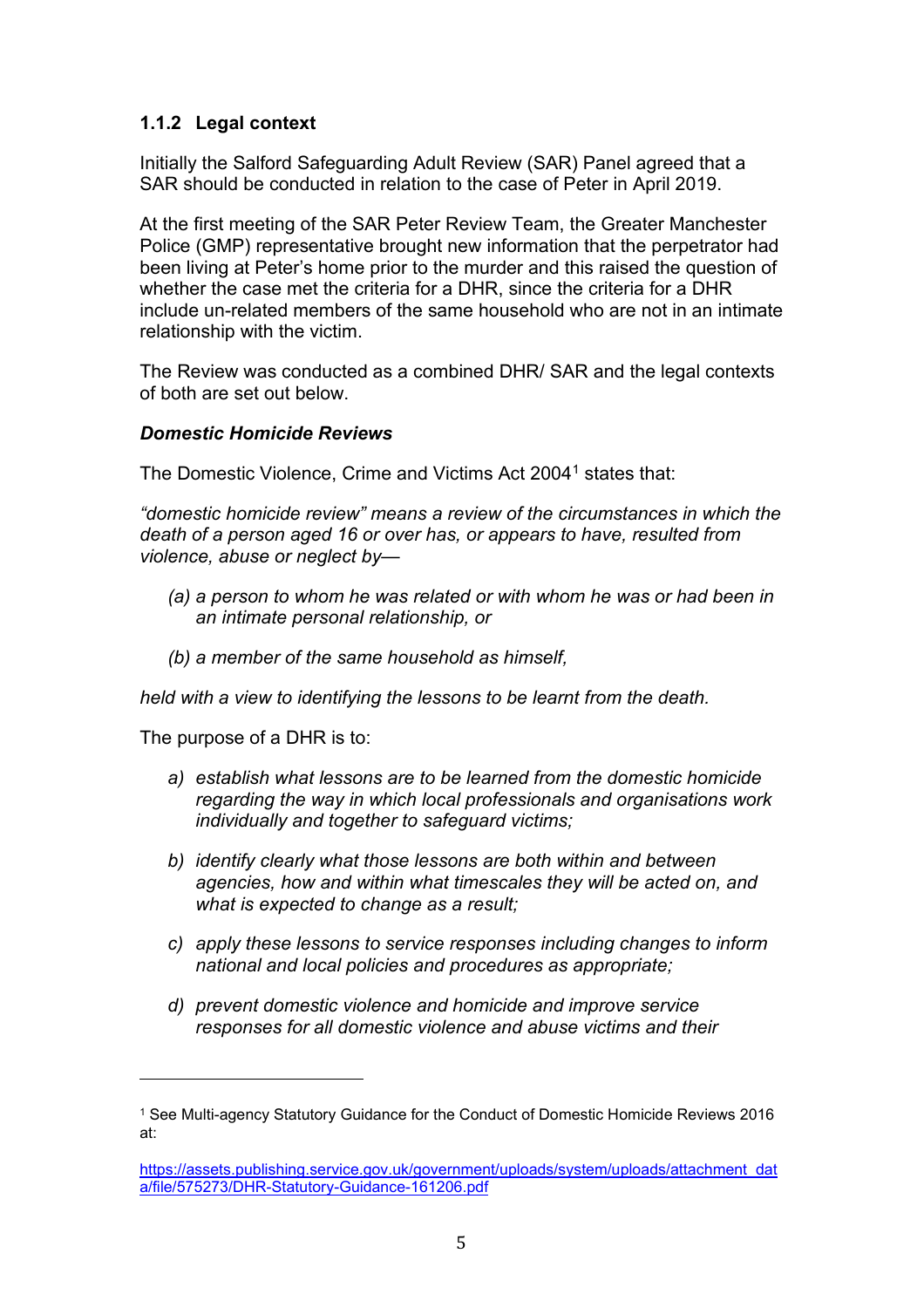### 1.1.2 Legal context

Initially the Salford Safeguarding Adult Review (SAR) Panel agreed that a SAR should be conducted in relation to the case of Peter in April 2019.

At the first meeting of the SAR Peter Review Team, the Greater Manchester Police (GMP) representative brought new information that the perpetrator had been living at Peter's home prior to the murder and this raised the question of whether the case met the criteria for a DHR, since the criteria for a DHR include un-related members of the same household who are not in an intimate relationship with the victim.

The Review was conducted as a combined DHR/ SAR and the legal contexts of both are set out below.

***Domestic Homicide Reviews***

The Domestic Violence, Crime and Victims Act 2004[1] states that:

*"domestic homicide review" means a review of the circumstances in which the death of a person aged 16 or over has, or appears to have, resulted from violence, abuse or neglect by—*

- *(a) a person to whom he was related or with whom he was or had been in an intimate personal relationship, or*
- *(b) a member of the same household as himself,*

*held with a view to identifying the lessons to be learnt from the death.*

The purpose of a DHR is to:

- *a) establish what lessons are to be learned from the domestic homicide regarding the way in which local professionals and organisations work individually and together to safeguard victims;*
- *b) identify clearly what those lessons are both within and between agencies, how and within what timescales they will be acted on, and what is expected to change as a result;*
- *c) apply these lessons to service responses including changes to inform national and local policies and procedures as appropriate;*
- *d) prevent domestic violence and homicide and improve service responses for all domestic violence and abuse victims and their*

---

[1] See Multi-agency Statutory Guidance for the Conduct of Domestic Homicide Reviews 2016 at:

https://assets.publishing.service.gov.uk/government/uploads/system/uploads/attachment_data/file/575273/DHR-Statutory-Guidance-161206.pdf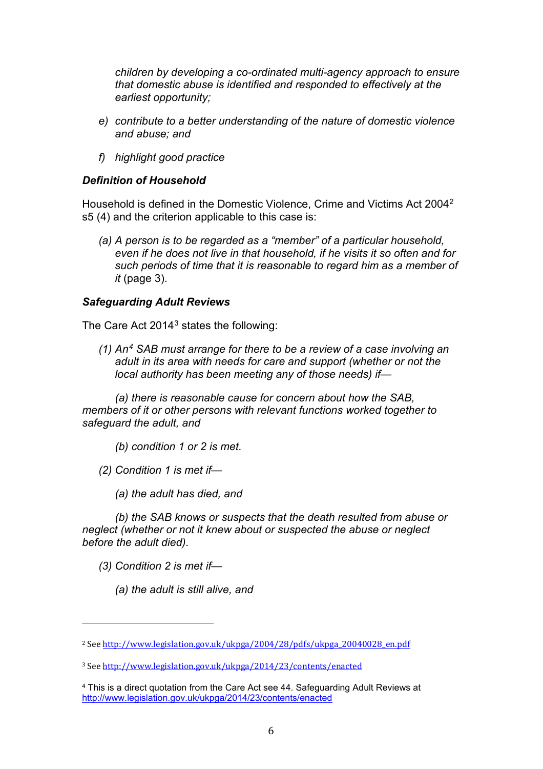*children by developing a co-ordinated multi-agency approach to ensure that domestic abuse is identified and responded to effectively at the earliest opportunity;*

e) *contribute to a better understanding of the nature of domestic violence and abuse; and*

f) *highlight good practice*

***Definition of Household***

Household is defined in the Domestic Violence, Crime and Victims Act 2004[2] s5 (4) and the criterion applicable to this case is:

*(a) A person is to be regarded as a "member" of a particular household, even if he does not live in that household, if he visits it so often and for such periods of time that it is reasonable to regard him as a member of it* (page 3).

***Safeguarding Adult Reviews***

The Care Act 2014[3] states the following:

*(1) An[4] SAB must arrange for there to be a review of a case involving an adult in its area with needs for care and support (whether or not the local authority has been meeting any of those needs) if—*

*(a) there is reasonable cause for concern about how the SAB, members of it or other persons with relevant functions worked together to safeguard the adult, and*

*(b) condition 1 or 2 is met.*

*(2) Condition 1 is met if—*

*(a) the adult has died, and*

*(b) the SAB knows or suspects that the death resulted from abuse or neglect (whether or not it knew about or suspected the abuse or neglect before the adult died).*

*(3) Condition 2 is met if—*

*(a) the adult is still alive, and*

---

[2] See http://www.legislation.gov.uk/ukpga/2004/28/pdfs/ukpga_20040028_en.pdf

[3] See http://www.legislation.gov.uk/ukpga/2014/23/contents/enacted

[4] This is a direct quotation from the Care Act see 44. Safeguarding Adult Reviews at http://www.legislation.gov.uk/ukpga/2014/23/contents/enacted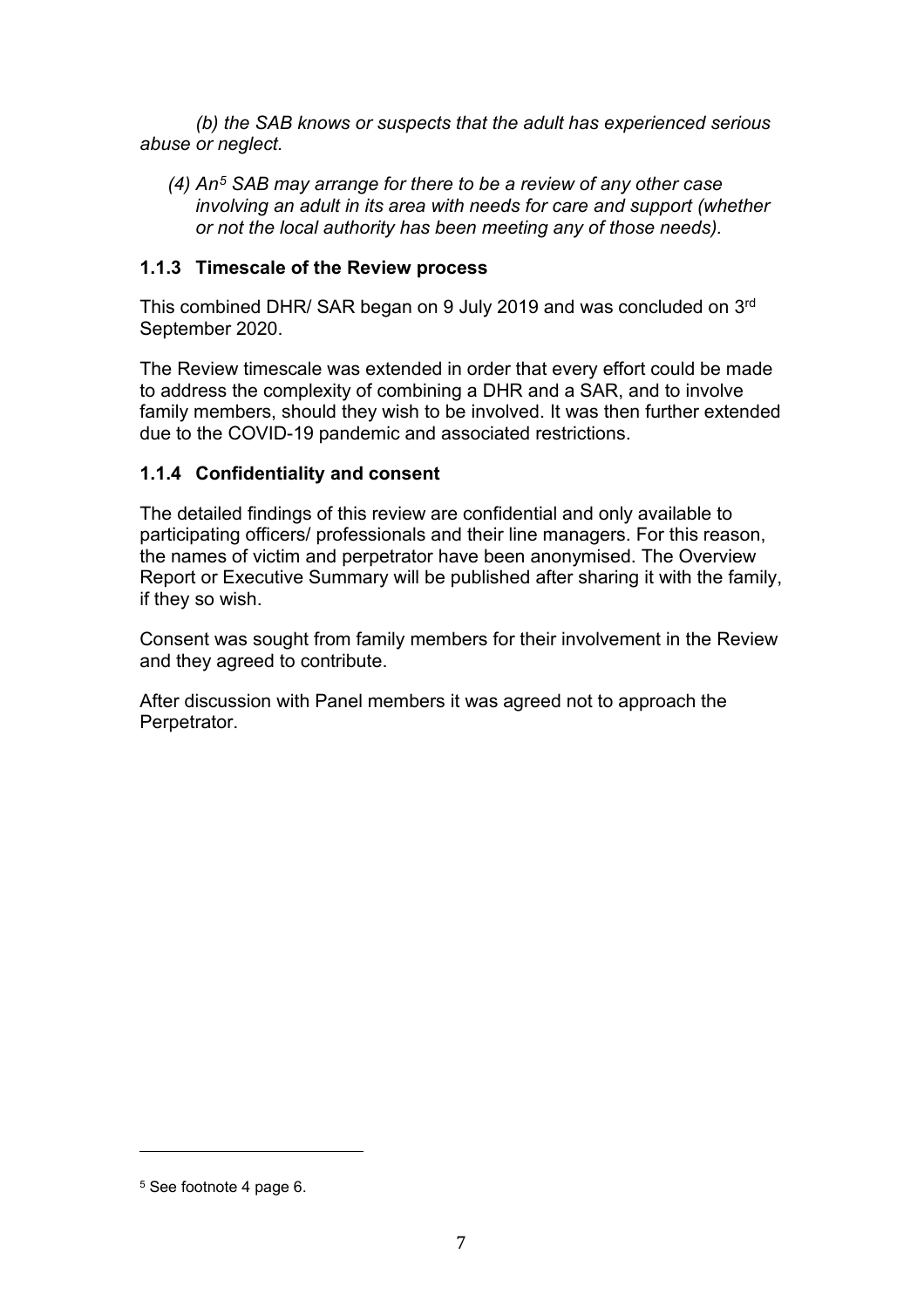*(b) the SAB knows or suspects that the adult has experienced serious abuse or neglect.*

*(4) An[5] SAB may arrange for there to be a review of any other case involving an adult in its area with needs for care and support (whether or not the local authority has been meeting any of those needs).*

### 1.1.3 Timescale of the Review process

This combined DHR/ SAR began on 9 July 2019 and was concluded on 3rd September 2020.

The Review timescale was extended in order that every effort could be made to address the complexity of combining a DHR and a SAR, and to involve family members, should they wish to be involved. It was then further extended due to the COVID-19 pandemic and associated restrictions.

### 1.1.4 Confidentiality and consent

The detailed findings of this review are confidential and only available to participating officers/ professionals and their line managers. For this reason, the names of victim and perpetrator have been anonymised. The Overview Report or Executive Summary will be published after sharing it with the family, if they so wish.

Consent was sought from family members for their involvement in the Review and they agreed to contribute.

After discussion with Panel members it was agreed not to approach the Perpetrator.

---

[5] See footnote 4 page 6.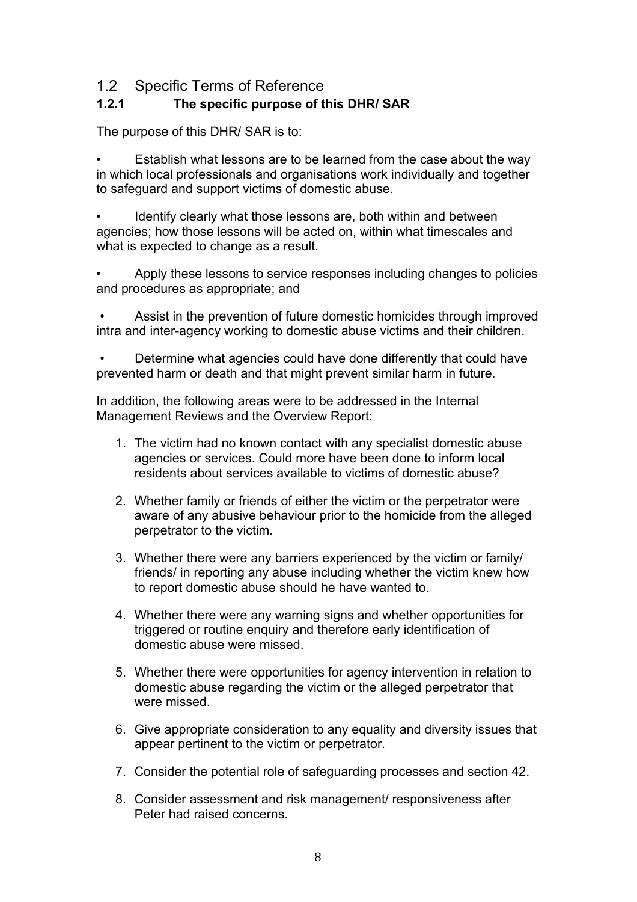## 1.2 Specific Terms of Reference

### 1.2.1 The specific purpose of this DHR/ SAR

The purpose of this DHR/ SAR is to:

- Establish what lessons are to be learned from the case about the way in which local professionals and organisations work individually and together to safeguard and support victims of domestic abuse.
- Identify clearly what those lessons are, both within and between agencies; how those lessons will be acted on, within what timescales and what is expected to change as a result.
- Apply these lessons to service responses including changes to policies and procedures as appropriate; and
- Assist in the prevention of future domestic homicides through improved intra and inter-agency working to domestic abuse victims and their children.
- Determine what agencies could have done differently that could have prevented harm or death and that might prevent similar harm in future.

In addition, the following areas were to be addressed in the Internal Management Reviews and the Overview Report:

1. The victim had no known contact with any specialist domestic abuse agencies or services. Could more have been done to inform local residents about services available to victims of domestic abuse?
2. Whether family or friends of either the victim or the perpetrator were aware of any abusive behaviour prior to the homicide from the alleged perpetrator to the victim.
3. Whether there were any barriers experienced by the victim or family/ friends/ in reporting any abuse including whether the victim knew how to report domestic abuse should he have wanted to.
4. Whether there were any warning signs and whether opportunities for triggered or routine enquiry and therefore early identification of domestic abuse were missed.
5. Whether there were opportunities for agency intervention in relation to domestic abuse regarding the victim or the alleged perpetrator that were missed.
6. Give appropriate consideration to any equality and diversity issues that appear pertinent to the victim or perpetrator.
7. Consider the potential role of safeguarding processes and section 42.
8. Consider assessment and risk management/ responsiveness after Peter had raised concerns.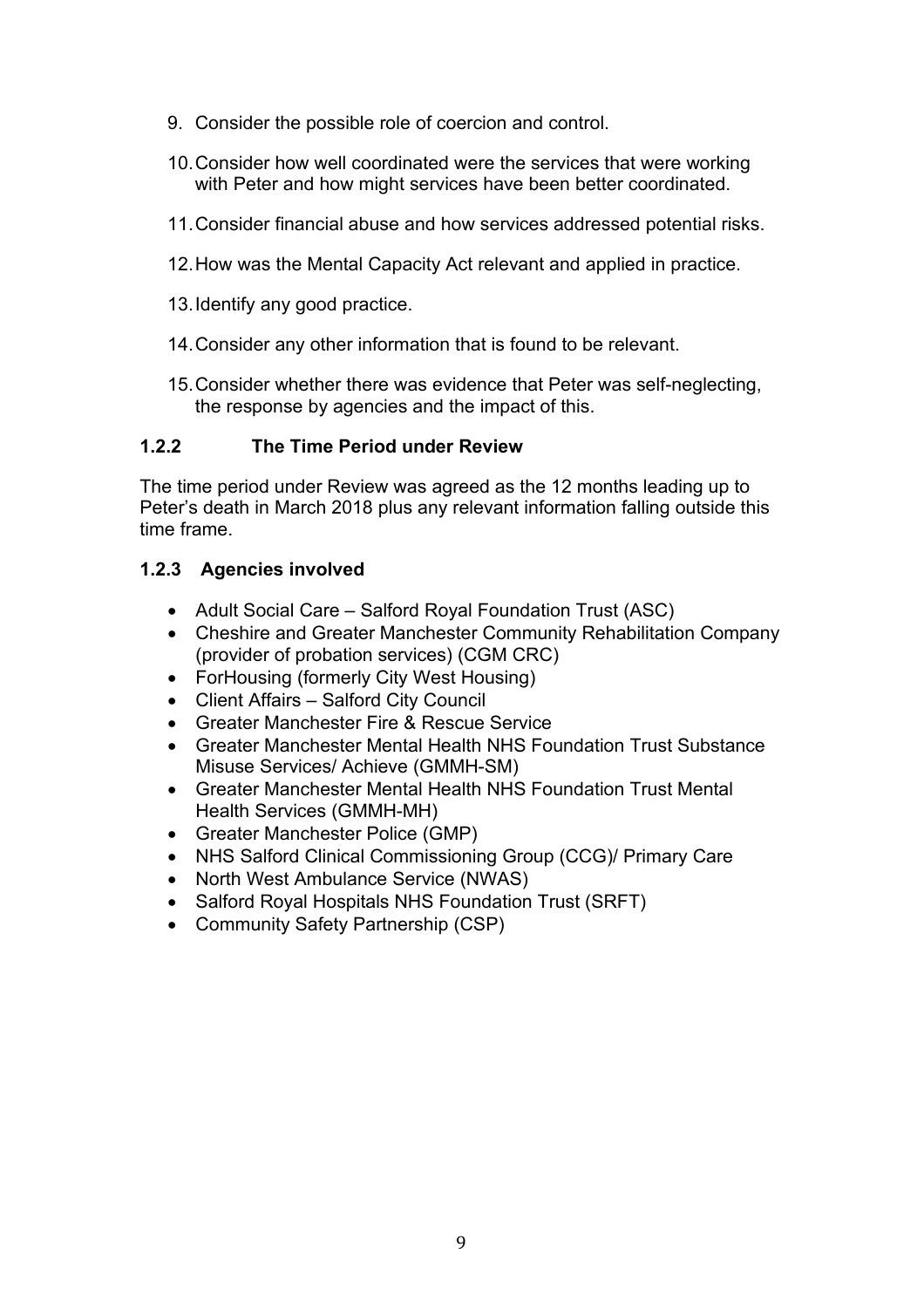9. Consider the possible role of coercion and control.
10. Consider how well coordinated were the services that were working with Peter and how might services have been better coordinated.
11. Consider financial abuse and how services addressed potential risks.
12. How was the Mental Capacity Act relevant and applied in practice.
13. Identify any good practice.
14. Consider any other information that is found to be relevant.
15. Consider whether there was evidence that Peter was self-neglecting, the response by agencies and the impact of this.

### 1.2.2 The Time Period under Review

The time period under Review was agreed as the 12 months leading up to Peter's death in March 2018 plus any relevant information falling outside this time frame.

### 1.2.3 Agencies involved

- Adult Social Care – Salford Royal Foundation Trust (ASC)
- Cheshire and Greater Manchester Community Rehabilitation Company (provider of probation services) (CGM CRC)
- ForHousing (formerly City West Housing)
- Client Affairs – Salford City Council
- Greater Manchester Fire & Rescue Service
- Greater Manchester Mental Health NHS Foundation Trust Substance Misuse Services/ Achieve (GMMH-SM)
- Greater Manchester Mental Health NHS Foundation Trust Mental Health Services (GMMH-MH)
- Greater Manchester Police (GMP)
- NHS Salford Clinical Commissioning Group (CCG)/ Primary Care
- North West Ambulance Service (NWAS)
- Salford Royal Hospitals NHS Foundation Trust (SRFT)
- Community Safety Partnership (CSP)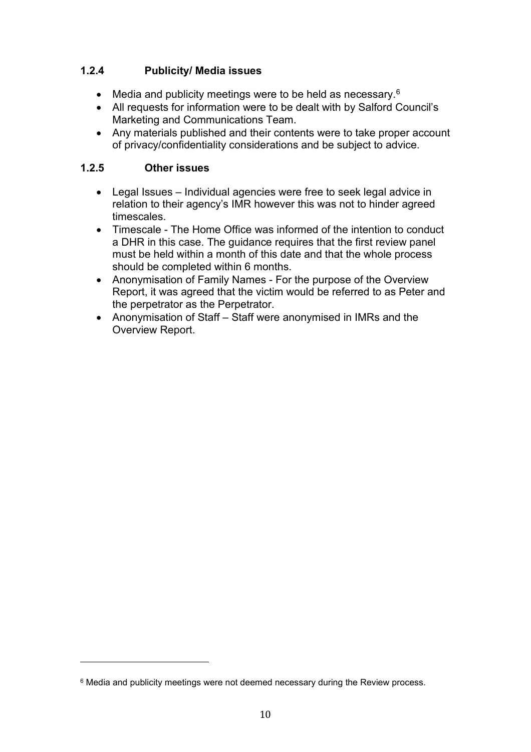### 1.2.4 Publicity/ Media issues

- Media and publicity meetings were to be held as necessary.[6]
- All requests for information were to be dealt with by Salford Council's Marketing and Communications Team.
- Any materials published and their contents were to take proper account of privacy/confidentiality considerations and be subject to advice.

### 1.2.5 Other issues

- Legal Issues – Individual agencies were free to seek legal advice in relation to their agency's IMR however this was not to hinder agreed timescales.
- Timescale - The Home Office was informed of the intention to conduct a DHR in this case. The guidance requires that the first review panel must be held within a month of this date and that the whole process should be completed within 6 months.
- Anonymisation of Family Names - For the purpose of the Overview Report, it was agreed that the victim would be referred to as Peter and the perpetrator as the Perpetrator.
- Anonymisation of Staff – Staff were anonymised in IMRs and the Overview Report.

[6] Media and publicity meetings were not deemed necessary during the Review process.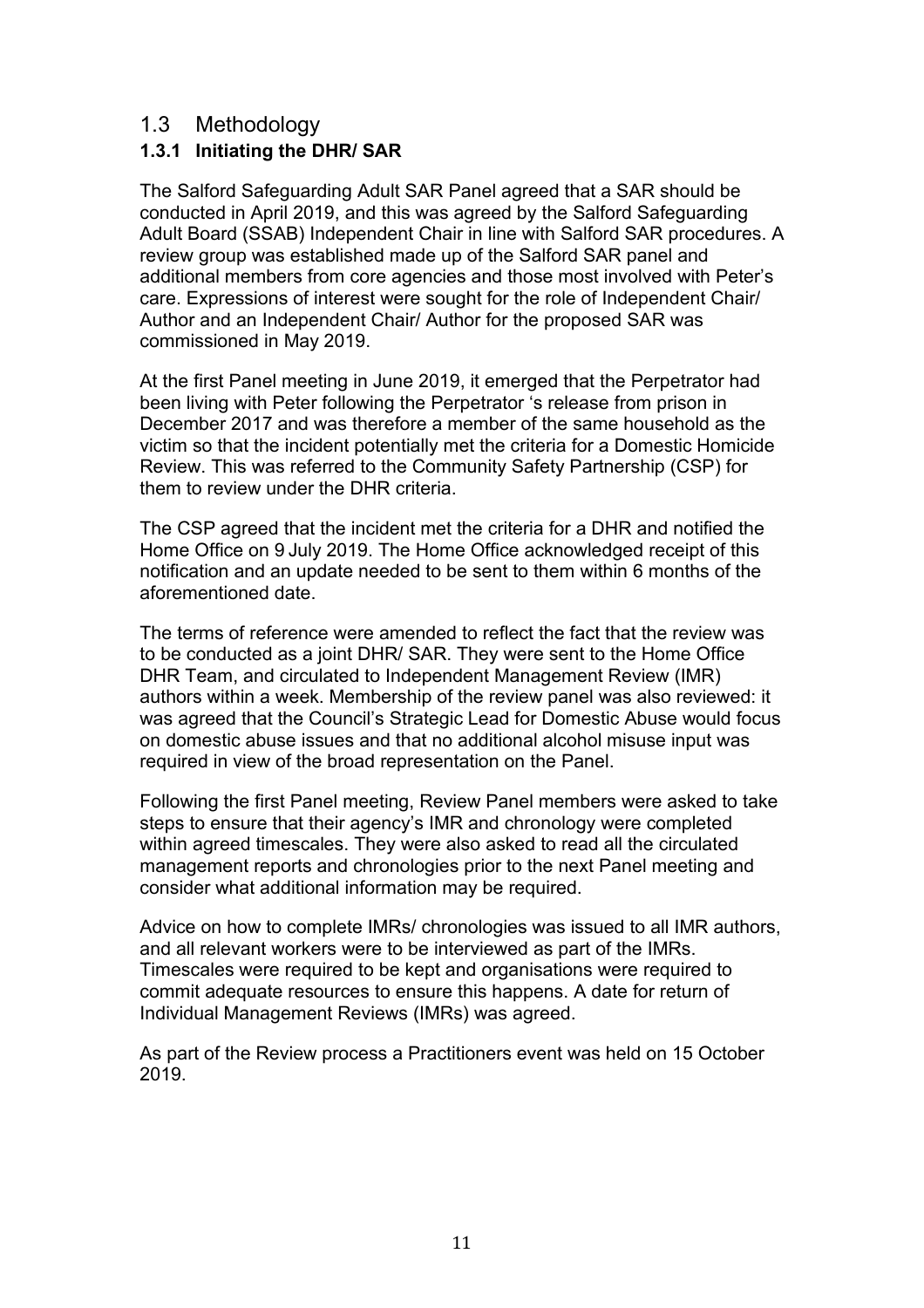## 1.3 Methodology

### 1.3.1 Initiating the DHR/ SAR

The Salford Safeguarding Adult SAR Panel agreed that a SAR should be conducted in April 2019, and this was agreed by the Salford Safeguarding Adult Board (SSAB) Independent Chair in line with Salford SAR procedures. A review group was established made up of the Salford SAR panel and additional members from core agencies and those most involved with Peter's care. Expressions of interest were sought for the role of Independent Chair/ Author and an Independent Chair/ Author for the proposed SAR was commissioned in May 2019.

At the first Panel meeting in June 2019, it emerged that the Perpetrator had been living with Peter following the Perpetrator 's release from prison in December 2017 and was therefore a member of the same household as the victim so that the incident potentially met the criteria for a Domestic Homicide Review. This was referred to the Community Safety Partnership (CSP) for them to review under the DHR criteria.

The CSP agreed that the incident met the criteria for a DHR and notified the Home Office on 9 July 2019. The Home Office acknowledged receipt of this notification and an update needed to be sent to them within 6 months of the aforementioned date.

The terms of reference were amended to reflect the fact that the review was to be conducted as a joint DHR/ SAR. They were sent to the Home Office DHR Team, and circulated to Independent Management Review (IMR) authors within a week. Membership of the review panel was also reviewed: it was agreed that the Council's Strategic Lead for Domestic Abuse would focus on domestic abuse issues and that no additional alcohol misuse input was required in view of the broad representation on the Panel.

Following the first Panel meeting, Review Panel members were asked to take steps to ensure that their agency's IMR and chronology were completed within agreed timescales. They were also asked to read all the circulated management reports and chronologies prior to the next Panel meeting and consider what additional information may be required.

Advice on how to complete IMRs/ chronologies was issued to all IMR authors, and all relevant workers were to be interviewed as part of the IMRs. Timescales were required to be kept and organisations were required to commit adequate resources to ensure this happens. A date for return of Individual Management Reviews (IMRs) was agreed.

As part of the Review process a Practitioners event was held on 15 October 2019.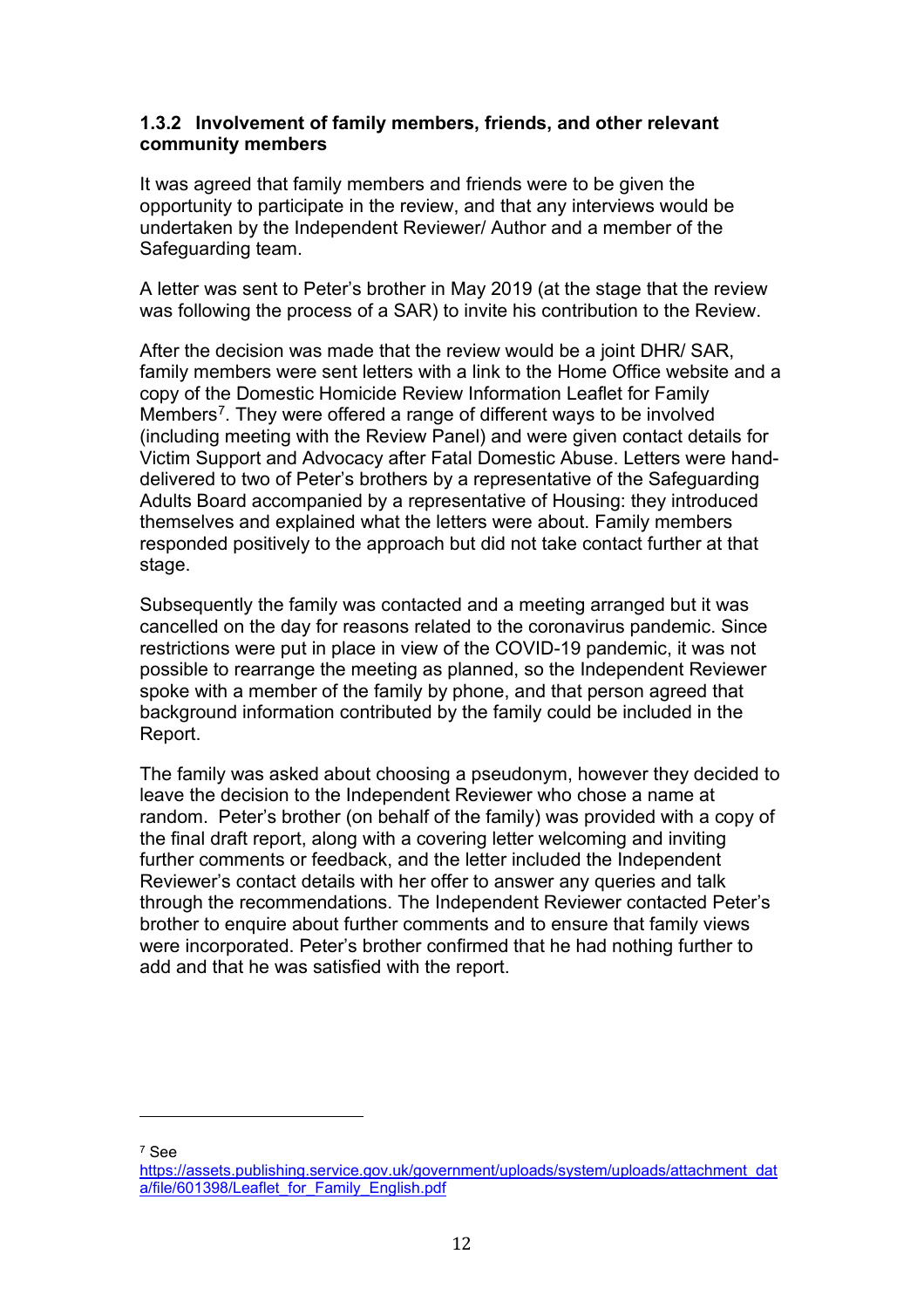### 1.3.2 Involvement of family members, friends, and other relevant community members

It was agreed that family members and friends were to be given the opportunity to participate in the review, and that any interviews would be undertaken by the Independent Reviewer/ Author and a member of the Safeguarding team.

A letter was sent to Peter's brother in May 2019 (at the stage that the review was following the process of a SAR) to invite his contribution to the Review.

After the decision was made that the review would be a joint DHR/ SAR, family members were sent letters with a link to the Home Office website and a copy of the Domestic Homicide Review Information Leaflet for Family Members[7]. They were offered a range of different ways to be involved (including meeting with the Review Panel) and were given contact details for Victim Support and Advocacy after Fatal Domestic Abuse. Letters were hand-delivered to two of Peter's brothers by a representative of the Safeguarding Adults Board accompanied by a representative of Housing: they introduced themselves and explained what the letters were about. Family members responded positively to the approach but did not take contact further at that stage.

Subsequently the family was contacted and a meeting arranged but it was cancelled on the day for reasons related to the coronavirus pandemic. Since restrictions were put in place in view of the COVID-19 pandemic, it was not possible to rearrange the meeting as planned, so the Independent Reviewer spoke with a member of the family by phone, and that person agreed that background information contributed by the family could be included in the Report.

The family was asked about choosing a pseudonym, however they decided to leave the decision to the Independent Reviewer who chose a name at random. Peter's brother (on behalf of the family) was provided with a copy of the final draft report, along with a covering letter welcoming and inviting further comments or feedback, and the letter included the Independent Reviewer's contact details with her offer to answer any queries and talk through the recommendations. The Independent Reviewer contacted Peter's brother to enquire about further comments and to ensure that family views were incorporated. Peter's brother confirmed that he had nothing further to add and that he was satisfied with the report.

---

[7] See https://assets.publishing.service.gov.uk/government/uploads/system/uploads/attachment_data/file/601398/Leaflet_for_Family_English.pdf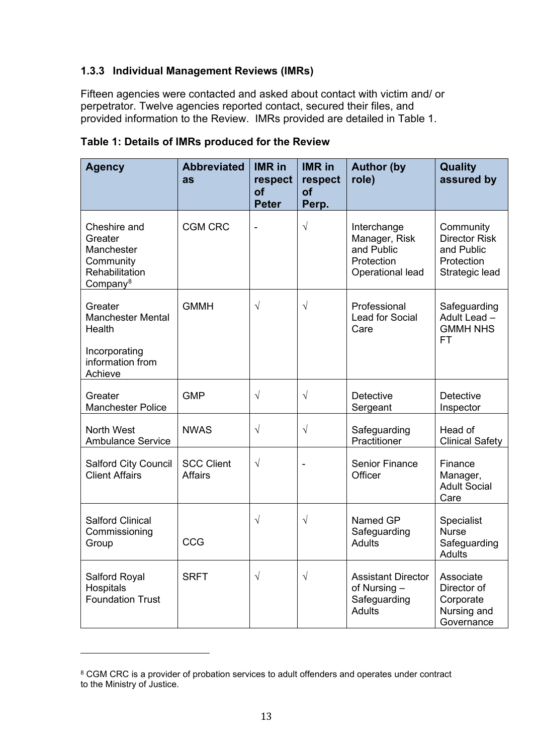### 1.3.3 Individual Management Reviews (IMRs)

Fifteen agencies were contacted and asked about contact with victim and/ or perpetrator. Twelve agencies reported contact, secured their files, and provided information to the Review. IMRs provided are detailed in Table 1.

**Table 1: Details of IMRs produced for the Review**

| Agency | Abbreviated as | IMR in respect of Peter | IMR in respect of Perp. | Author (by role) | Quality assured by |
|---|---|---|---|---|---|
| Cheshire and Greater Manchester Community Rehabilitation Company[8] | CGM CRC | - | √ | Interchange Manager, Risk and Public Protection Operational lead | Community Director Risk and Public Protection Strategic lead |
| Greater Manchester Mental Health<br><br>Incorporating information from Achieve | GMMH | √ | √ | Professional Lead for Social Care | Safeguarding Adult Lead – GMMH NHS FT |
| Greater Manchester Police | GMP | √ | √ | Detective Sergeant | Detective Inspector |
| North West Ambulance Service | NWAS | √ | √ | Safeguarding Practitioner | Head of Clinical Safety |
| Salford City Council Client Affairs | SCC Client Affairs | √ | - | Senior Finance Officer | Finance Manager, Adult Social Care |
| Salford Clinical Commissioning Group | CCG | √ | √ | Named GP Safeguarding Adults | Specialist Nurse Safeguarding Adults |
| Salford Royal Hospitals Foundation Trust | SRFT | √ | √ | Assistant Director of Nursing – Safeguarding Adults | Associate Director of Corporate Nursing and Governance |

[8] CGM CRC is a provider of probation services to adult offenders and operates under contract to the Ministry of Justice.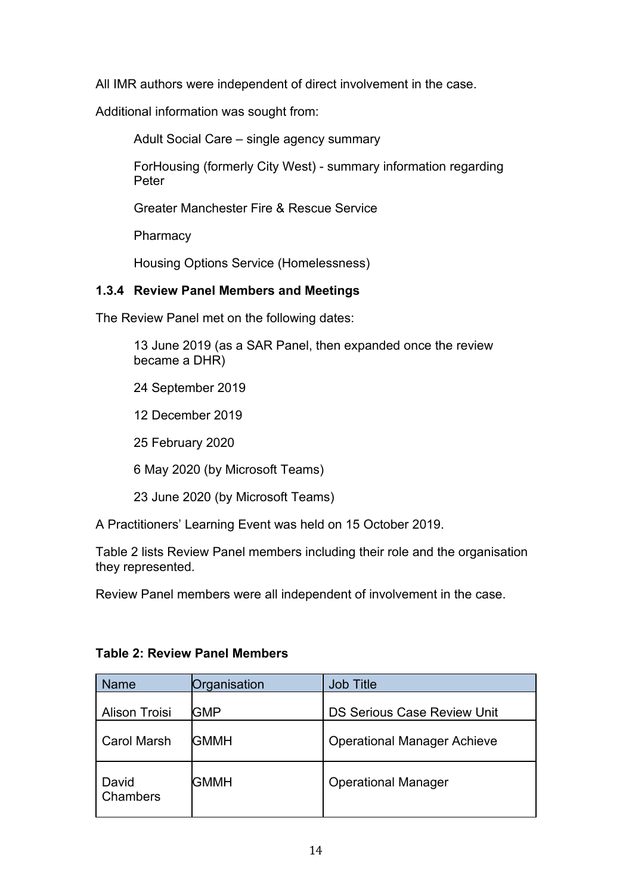All IMR authors were independent of direct involvement in the case.

Additional information was sought from:

- Adult Social Care – single agency summary
- ForHousing (formerly City West) - summary information regarding Peter
- Greater Manchester Fire & Rescue Service
- Pharmacy
- Housing Options Service (Homelessness)

### 1.3.4 Review Panel Members and Meetings

The Review Panel met on the following dates:

- 13 June 2019 (as a SAR Panel, then expanded once the review became a DHR)
- 24 September 2019
- 12 December 2019
- 25 February 2020
- 6 May 2020 (by Microsoft Teams)
- 23 June 2020 (by Microsoft Teams)

A Practitioners' Learning Event was held on 15 October 2019.

Table 2 lists Review Panel members including their role and the organisation they represented.

Review Panel members were all independent of involvement in the case.

**Table 2: Review Panel Members**

| Name | Organisation | Job Title |
| --- | --- | --- |
| Alison Troisi | GMP | DS Serious Case Review Unit |
| Carol Marsh | GMMH | Operational Manager Achieve |
| David Chambers | GMMH | Operational Manager |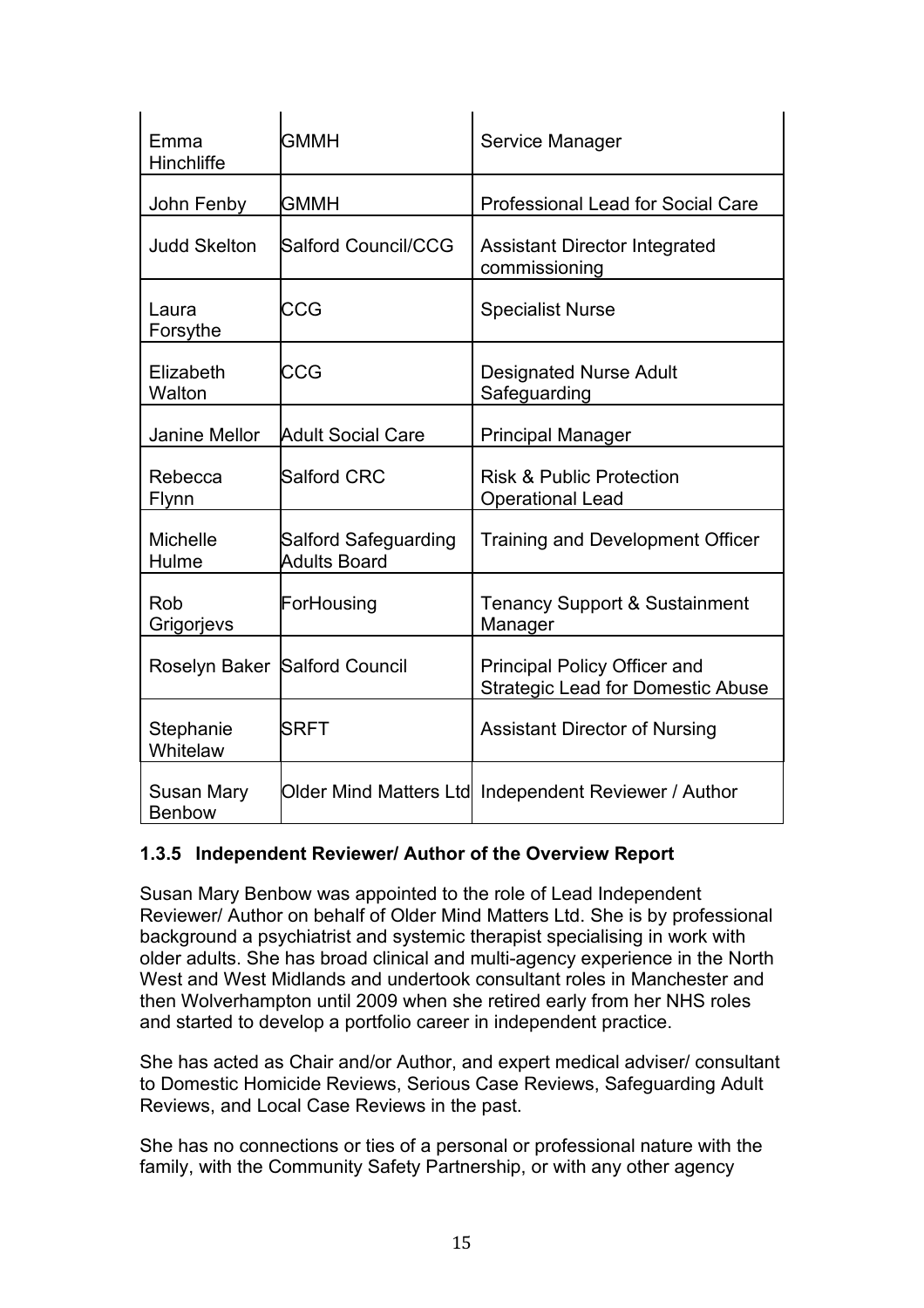| | | |
|---|---|---|
| Emma Hinchliffe | GMMH | Service Manager |
| John Fenby | GMMH | Professional Lead for Social Care |
| Judd Skelton | Salford Council/CCG | Assistant Director Integrated commissioning |
| Laura Forsythe | CCG | Specialist Nurse |
| Elizabeth Walton | CCG | Designated Nurse Adult Safeguarding |
| Janine Mellor | Adult Social Care | Principal Manager |
| Rebecca Flynn | Salford CRC | Risk & Public Protection Operational Lead |
| Michelle Hulme | Salford Safeguarding Adults Board | Training and Development Officer |
| Rob Grigorjevs | ForHousing | Tenancy Support & Sustainment Manager |
| Roselyn Baker | Salford Council | Principal Policy Officer and Strategic Lead for Domestic Abuse |
| Stephanie Whitelaw | SRFT | Assistant Director of Nursing |
| Susan Mary Benbow | Older Mind Matters Ltd | Independent Reviewer / Author |

### 1.3.5 Independent Reviewer/ Author of the Overview Report

Susan Mary Benbow was appointed to the role of Lead Independent Reviewer/ Author on behalf of Older Mind Matters Ltd. She is by professional background a psychiatrist and systemic therapist specialising in work with older adults. She has broad clinical and multi-agency experience in the North West and West Midlands and undertook consultant roles in Manchester and then Wolverhampton until 2009 when she retired early from her NHS roles and started to develop a portfolio career in independent practice.

She has acted as Chair and/or Author, and expert medical adviser/ consultant to Domestic Homicide Reviews, Serious Case Reviews, Safeguarding Adult Reviews, and Local Case Reviews in the past.

She has no connections or ties of a personal or professional nature with the family, with the Community Safety Partnership, or with any other agency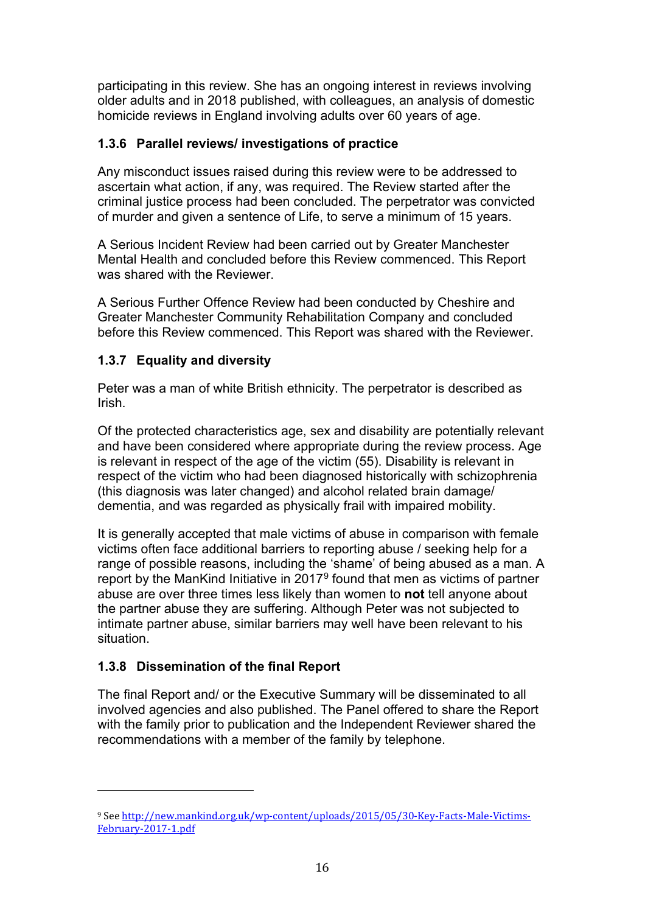participating in this review. She has an ongoing interest in reviews involving older adults and in 2018 published, with colleagues, an analysis of domestic homicide reviews in England involving adults over 60 years of age.

### 1.3.6 Parallel reviews/ investigations of practice

Any misconduct issues raised during this review were to be addressed to ascertain what action, if any, was required. The Review started after the criminal justice process had been concluded. The perpetrator was convicted of murder and given a sentence of Life, to serve a minimum of 15 years.

A Serious Incident Review had been carried out by Greater Manchester Mental Health and concluded before this Review commenced. This Report was shared with the Reviewer.

A Serious Further Offence Review had been conducted by Cheshire and Greater Manchester Community Rehabilitation Company and concluded before this Review commenced. This Report was shared with the Reviewer.

### 1.3.7 Equality and diversity

Peter was a man of white British ethnicity. The perpetrator is described as Irish.

Of the protected characteristics age, sex and disability are potentially relevant and have been considered where appropriate during the review process. Age is relevant in respect of the age of the victim (55). Disability is relevant in respect of the victim who had been diagnosed historically with schizophrenia (this diagnosis was later changed) and alcohol related brain damage/ dementia, and was regarded as physically frail with impaired mobility.

It is generally accepted that male victims of abuse in comparison with female victims often face additional barriers to reporting abuse / seeking help for a range of possible reasons, including the 'shame' of being abused as a man. A report by the ManKind Initiative in 2017[9] found that men as victims of partner abuse are over three times less likely than women to **not** tell anyone about the partner abuse they are suffering. Although Peter was not subjected to intimate partner abuse, similar barriers may well have been relevant to his situation.

### 1.3.8 Dissemination of the final Report

The final Report and/ or the Executive Summary will be disseminated to all involved agencies and also published. The Panel offered to share the Report with the family prior to publication and the Independent Reviewer shared the recommendations with a member of the family by telephone.

---

[9] See http://new.mankind.org.uk/wp-content/uploads/2015/05/30-Key-Facts-Male-Victims-February-2017-1.pdf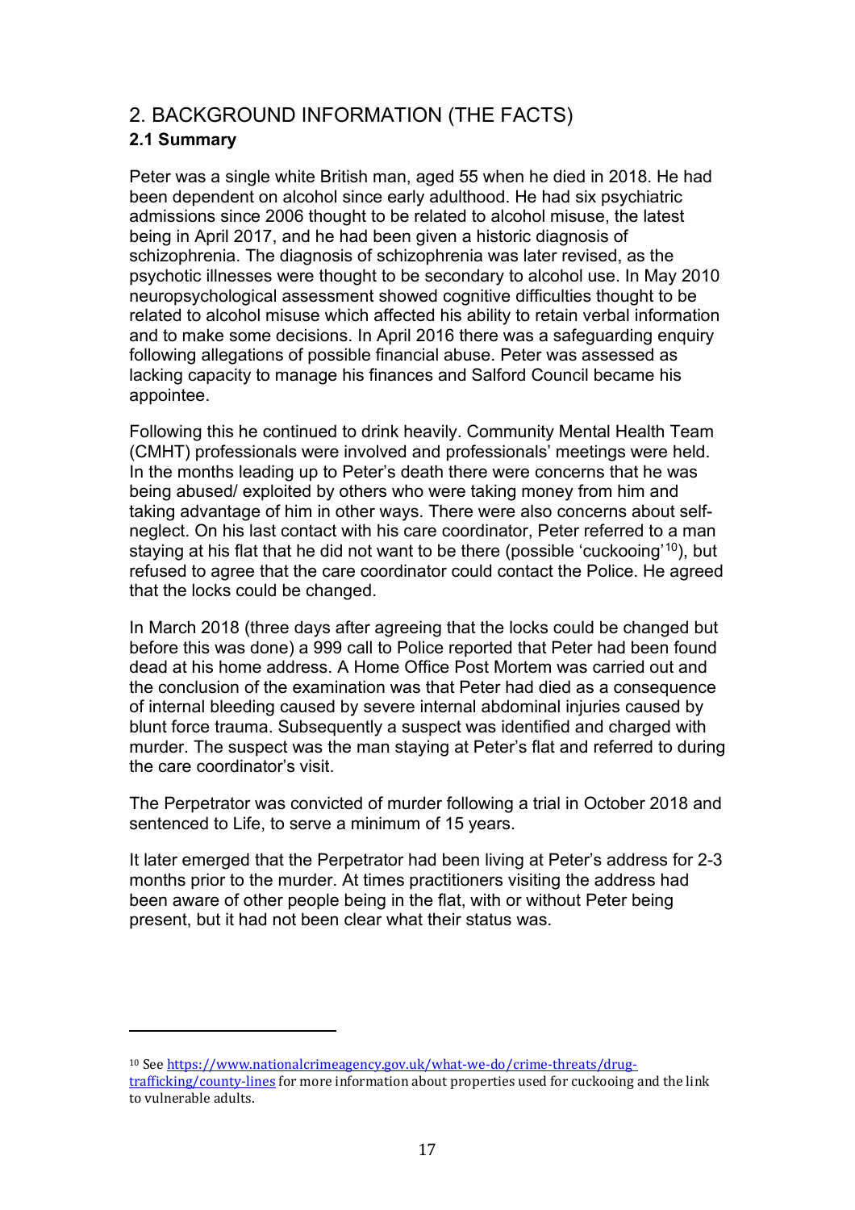## 2. BACKGROUND INFORMATION (THE FACTS)

### 2.1 Summary

Peter was a single white British man, aged 55 when he died in 2018. He had been dependent on alcohol since early adulthood. He had six psychiatric admissions since 2006 thought to be related to alcohol misuse, the latest being in April 2017, and he had been given a historic diagnosis of schizophrenia. The diagnosis of schizophrenia was later revised, as the psychotic illnesses were thought to be secondary to alcohol use. In May 2010 neuropsychological assessment showed cognitive difficulties thought to be related to alcohol misuse which affected his ability to retain verbal information and to make some decisions. In April 2016 there was a safeguarding enquiry following allegations of possible financial abuse. Peter was assessed as lacking capacity to manage his finances and Salford Council became his appointee.

Following this he continued to drink heavily. Community Mental Health Team (CMHT) professionals were involved and professionals' meetings were held. In the months leading up to Peter's death there were concerns that he was being abused/ exploited by others who were taking money from him and taking advantage of him in other ways. There were also concerns about self-neglect. On his last contact with his care coordinator, Peter referred to a man staying at his flat that he did not want to be there (possible 'cuckooing'[10]), but refused to agree that the care coordinator could contact the Police. He agreed that the locks could be changed.

In March 2018 (three days after agreeing that the locks could be changed but before this was done) a 999 call to Police reported that Peter had been found dead at his home address. A Home Office Post Mortem was carried out and the conclusion of the examination was that Peter had died as a consequence of internal bleeding caused by severe internal abdominal injuries caused by blunt force trauma. Subsequently a suspect was identified and charged with murder. The suspect was the man staying at Peter's flat and referred to during the care coordinator's visit.

The Perpetrator was convicted of murder following a trial in October 2018 and sentenced to Life, to serve a minimum of 15 years.

It later emerged that the Perpetrator had been living at Peter's address for 2-3 months prior to the murder. At times practitioners visiting the address had been aware of other people being in the flat, with or without Peter being present, but it had not been clear what their status was.

---

[10] See https://www.nationalcrimeagency.gov.uk/what-we-do/crime-threats/drug-trafficking/county-lines for more information about properties used for cuckooing and the link to vulnerable adults.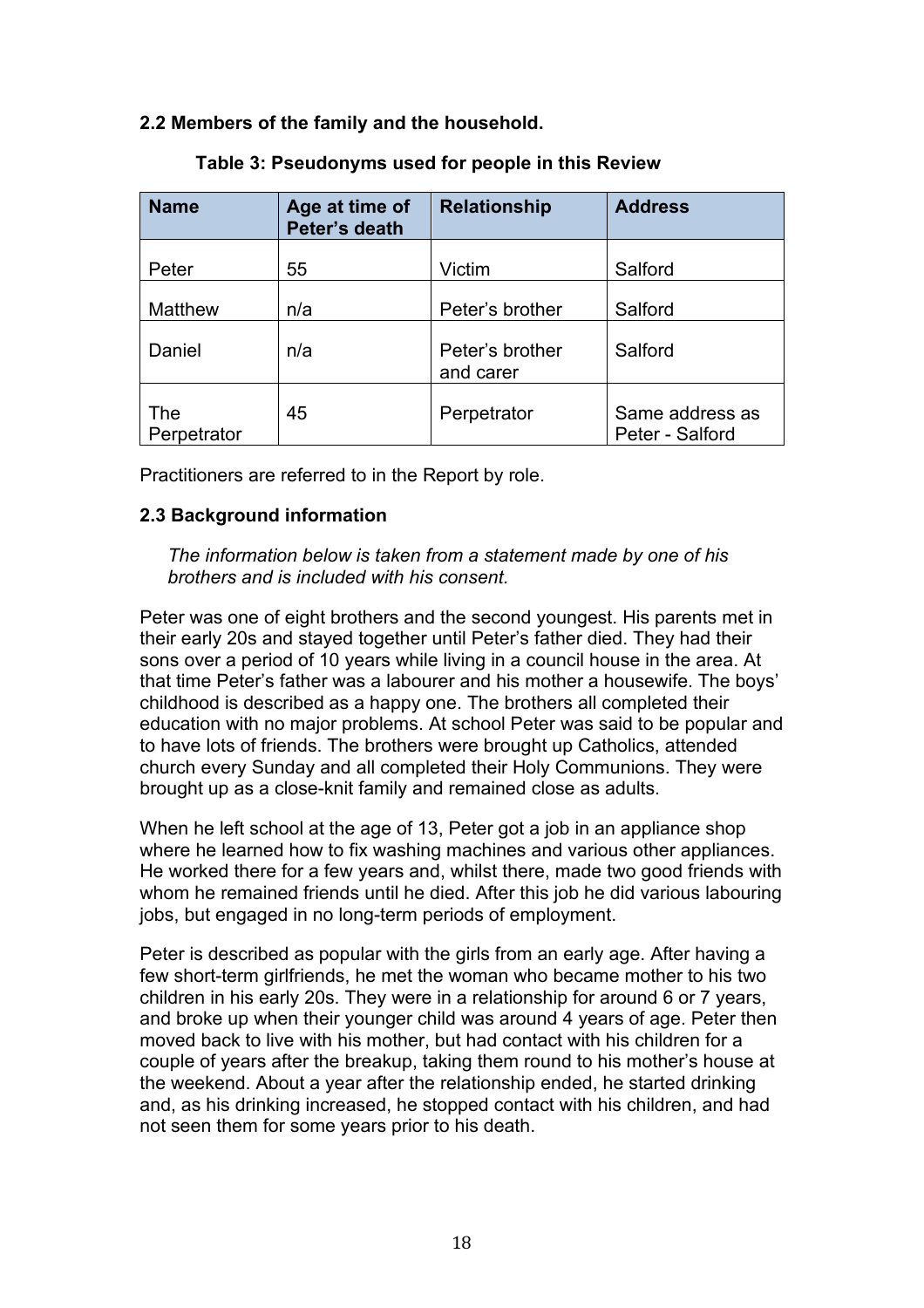### 2.2 Members of the family and the household.

**Table 3: Pseudonyms used for people in this Review**

| Name | Age at time of Peter's death | Relationship | Address |
|---|---|---|---|
| Peter | 55 | Victim | Salford |
| Matthew | n/a | Peter's brother | Salford |
| Daniel | n/a | Peter's brother and carer | Salford |
| The Perpetrator | 45 | Perpetrator | Same address as Peter - Salford |

Practitioners are referred to in the Report by role.

### 2.3 Background information

*The information below is taken from a statement made by one of his brothers and is included with his consent.*

Peter was one of eight brothers and the second youngest. His parents met in their early 20s and stayed together until Peter's father died. They had their sons over a period of 10 years while living in a council house in the area. At that time Peter's father was a labourer and his mother a housewife. The boys' childhood is described as a happy one. The brothers all completed their education with no major problems. At school Peter was said to be popular and to have lots of friends. The brothers were brought up Catholics, attended church every Sunday and all completed their Holy Communions. They were brought up as a close-knit family and remained close as adults.

When he left school at the age of 13, Peter got a job in an appliance shop where he learned how to fix washing machines and various other appliances. He worked there for a few years and, whilst there, made two good friends with whom he remained friends until he died. After this job he did various labouring jobs, but engaged in no long-term periods of employment.

Peter is described as popular with the girls from an early age. After having a few short-term girlfriends, he met the woman who became mother to his two children in his early 20s. They were in a relationship for around 6 or 7 years, and broke up when their younger child was around 4 years of age. Peter then moved back to live with his mother, but had contact with his children for a couple of years after the breakup, taking them round to his mother's house at the weekend. About a year after the relationship ended, he started drinking and, as his drinking increased, he stopped contact with his children, and had not seen them for some years prior to his death.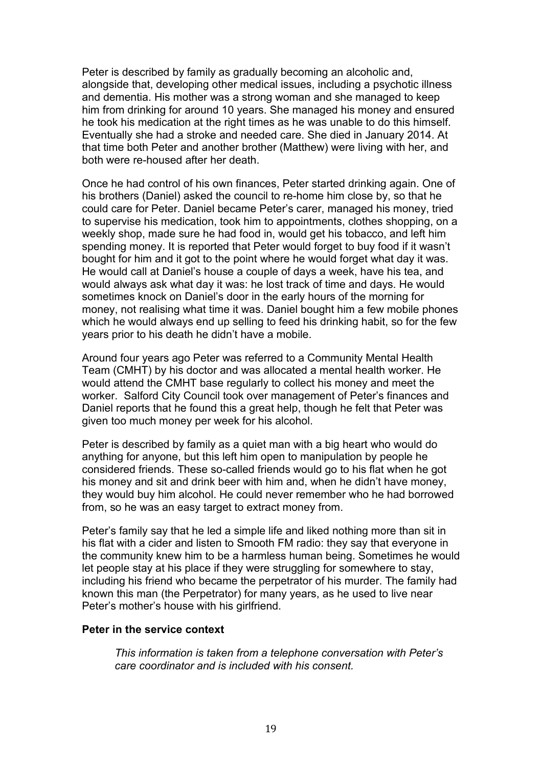Peter is described by family as gradually becoming an alcoholic and, alongside that, developing other medical issues, including a psychotic illness and dementia. His mother was a strong woman and she managed to keep him from drinking for around 10 years. She managed his money and ensured he took his medication at the right times as he was unable to do this himself. Eventually she had a stroke and needed care. She died in January 2014. At that time both Peter and another brother (Matthew) were living with her, and both were re-housed after her death.

Once he had control of his own finances, Peter started drinking again. One of his brothers (Daniel) asked the council to re-home him close by, so that he could care for Peter. Daniel became Peter's carer, managed his money, tried to supervise his medication, took him to appointments, clothes shopping, on a weekly shop, made sure he had food in, would get his tobacco, and left him spending money. It is reported that Peter would forget to buy food if it wasn't bought for him and it got to the point where he would forget what day it was. He would call at Daniel's house a couple of days a week, have his tea, and would always ask what day it was: he lost track of time and days. He would sometimes knock on Daniel's door in the early hours of the morning for money, not realising what time it was. Daniel bought him a few mobile phones which he would always end up selling to feed his drinking habit, so for the few years prior to his death he didn't have a mobile.

Around four years ago Peter was referred to a Community Mental Health Team (CMHT) by his doctor and was allocated a mental health worker. He would attend the CMHT base regularly to collect his money and meet the worker. Salford City Council took over management of Peter's finances and Daniel reports that he found this a great help, though he felt that Peter was given too much money per week for his alcohol.

Peter is described by family as a quiet man with a big heart who would do anything for anyone, but this left him open to manipulation by people he considered friends. These so-called friends would go to his flat when he got his money and sit and drink beer with him and, when he didn't have money, they would buy him alcohol. He could never remember who he had borrowed from, so he was an easy target to extract money from.

Peter's family say that he led a simple life and liked nothing more than sit in his flat with a cider and listen to Smooth FM radio: they say that everyone in the community knew him to be a harmless human being. Sometimes he would let people stay at his place if they were struggling for somewhere to stay, including his friend who became the perpetrator of his murder. The family had known this man (the Perpetrator) for many years, as he used to live near Peter's mother's house with his girlfriend.

**Peter in the service context**

> *This information is taken from a telephone conversation with Peter's care coordinator and is included with his consent.*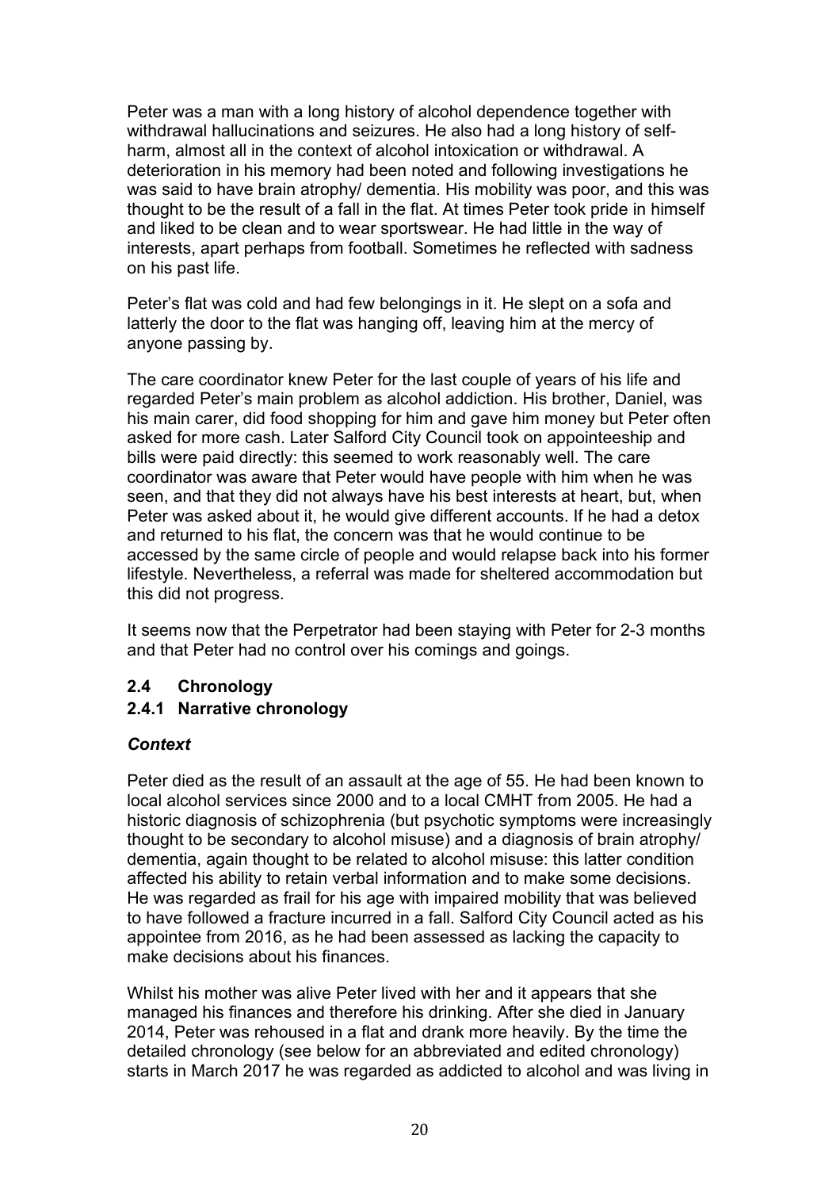Peter was a man with a long history of alcohol dependence together with withdrawal hallucinations and seizures. He also had a long history of self-harm, almost all in the context of alcohol intoxication or withdrawal. A deterioration in his memory had been noted and following investigations he was said to have brain atrophy/ dementia. His mobility was poor, and this was thought to be the result of a fall in the flat. At times Peter took pride in himself and liked to be clean and to wear sportswear. He had little in the way of interests, apart perhaps from football. Sometimes he reflected with sadness on his past life.

Peter's flat was cold and had few belongings in it. He slept on a sofa and latterly the door to the flat was hanging off, leaving him at the mercy of anyone passing by.

The care coordinator knew Peter for the last couple of years of his life and regarded Peter's main problem as alcohol addiction. His brother, Daniel, was his main carer, did food shopping for him and gave him money but Peter often asked for more cash. Later Salford City Council took on appointeeship and bills were paid directly: this seemed to work reasonably well. The care coordinator was aware that Peter would have people with him when he was seen, and that they did not always have his best interests at heart, but, when Peter was asked about it, he would give different accounts. If he had a detox and returned to his flat, the concern was that he would continue to be accessed by the same circle of people and would relapse back into his former lifestyle. Nevertheless, a referral was made for sheltered accommodation but this did not progress.

It seems now that the Perpetrator had been staying with Peter for 2-3 months and that Peter had no control over his comings and goings.

## 2.4 Chronology

### 2.4.1 Narrative chronology

#### *Context*

Peter died as the result of an assault at the age of 55. He had been known to local alcohol services since 2000 and to a local CMHT from 2005. He had a historic diagnosis of schizophrenia (but psychotic symptoms were increasingly thought to be secondary to alcohol misuse) and a diagnosis of brain atrophy/ dementia, again thought to be related to alcohol misuse: this latter condition affected his ability to retain verbal information and to make some decisions. He was regarded as frail for his age with impaired mobility that was believed to have followed a fracture incurred in a fall. Salford City Council acted as his appointee from 2016, as he had been assessed as lacking the capacity to make decisions about his finances.

Whilst his mother was alive Peter lived with her and it appears that she managed his finances and therefore his drinking. After she died in January 2014, Peter was rehoused in a flat and drank more heavily. By the time the detailed chronology (see below for an abbreviated and edited chronology) starts in March 2017 he was regarded as addicted to alcohol and was living in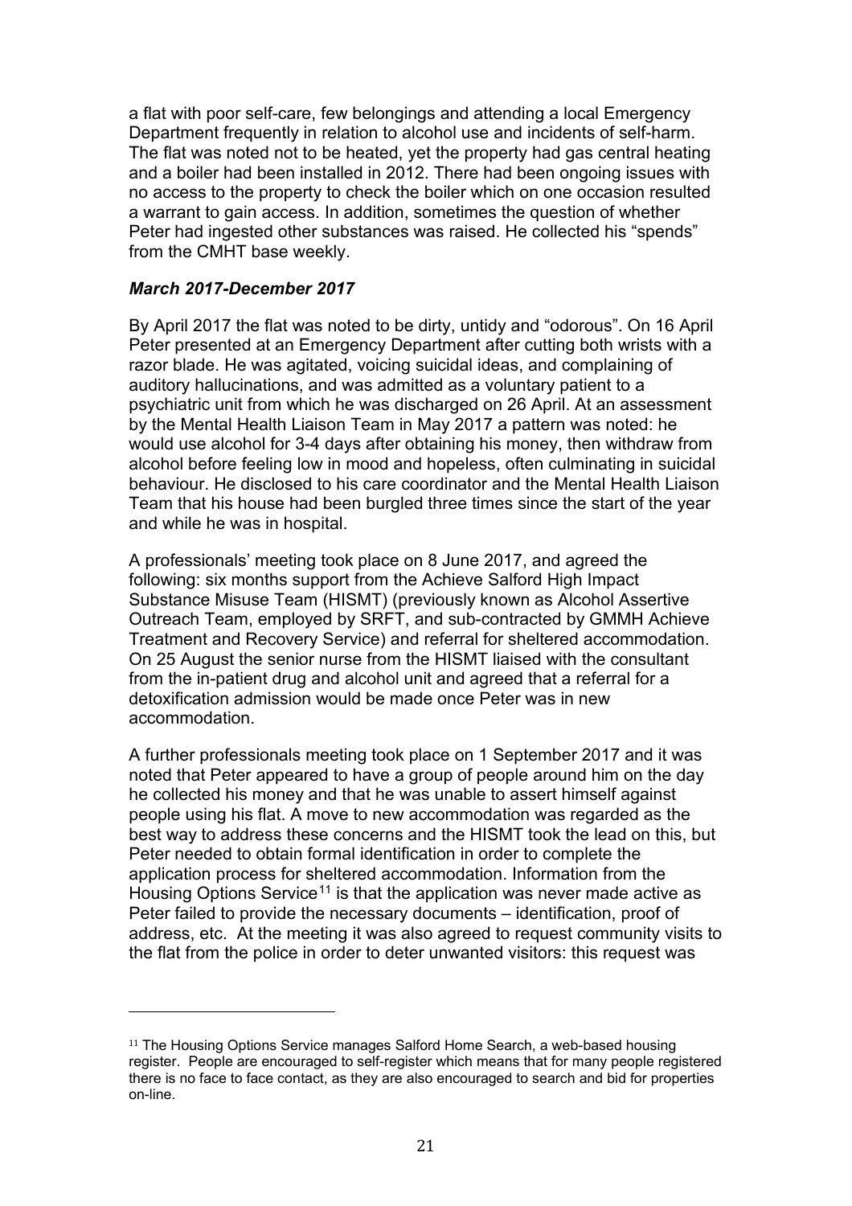a flat with poor self-care, few belongings and attending a local Emergency Department frequently in relation to alcohol use and incidents of self-harm. The flat was noted not to be heated, yet the property had gas central heating and a boiler had been installed in 2012. There had been ongoing issues with no access to the property to check the boiler which on one occasion resulted a warrant to gain access. In addition, sometimes the question of whether Peter had ingested other substances was raised. He collected his "spends" from the CMHT base weekly.

### *March 2017-December 2017*

By April 2017 the flat was noted to be dirty, untidy and "odorous". On 16 April Peter presented at an Emergency Department after cutting both wrists with a razor blade. He was agitated, voicing suicidal ideas, and complaining of auditory hallucinations, and was admitted as a voluntary patient to a psychiatric unit from which he was discharged on 26 April. At an assessment by the Mental Health Liaison Team in May 2017 a pattern was noted: he would use alcohol for 3-4 days after obtaining his money, then withdraw from alcohol before feeling low in mood and hopeless, often culminating in suicidal behaviour. He disclosed to his care coordinator and the Mental Health Liaison Team that his house had been burgled three times since the start of the year and while he was in hospital.

A professionals' meeting took place on 8 June 2017, and agreed the following: six months support from the Achieve Salford High Impact Substance Misuse Team (HISMT) (previously known as Alcohol Assertive Outreach Team, employed by SRFT, and sub-contracted by GMMH Achieve Treatment and Recovery Service) and referral for sheltered accommodation. On 25 August the senior nurse from the HISMT liaised with the consultant from the in-patient drug and alcohol unit and agreed that a referral for a detoxification admission would be made once Peter was in new accommodation.

A further professionals meeting took place on 1 September 2017 and it was noted that Peter appeared to have a group of people around him on the day he collected his money and that he was unable to assert himself against people using his flat. A move to new accommodation was regarded as the best way to address these concerns and the HISMT took the lead on this, but Peter needed to obtain formal identification in order to complete the application process for sheltered accommodation. Information from the Housing Options Service[11] is that the application was never made active as Peter failed to provide the necessary documents – identification, proof of address, etc. At the meeting it was also agreed to request community visits to the flat from the police in order to deter unwanted visitors: this request was

[11] The Housing Options Service manages Salford Home Search, a web-based housing register. People are encouraged to self-register which means that for many people registered there is no face to face contact, as they are also encouraged to search and bid for properties on-line.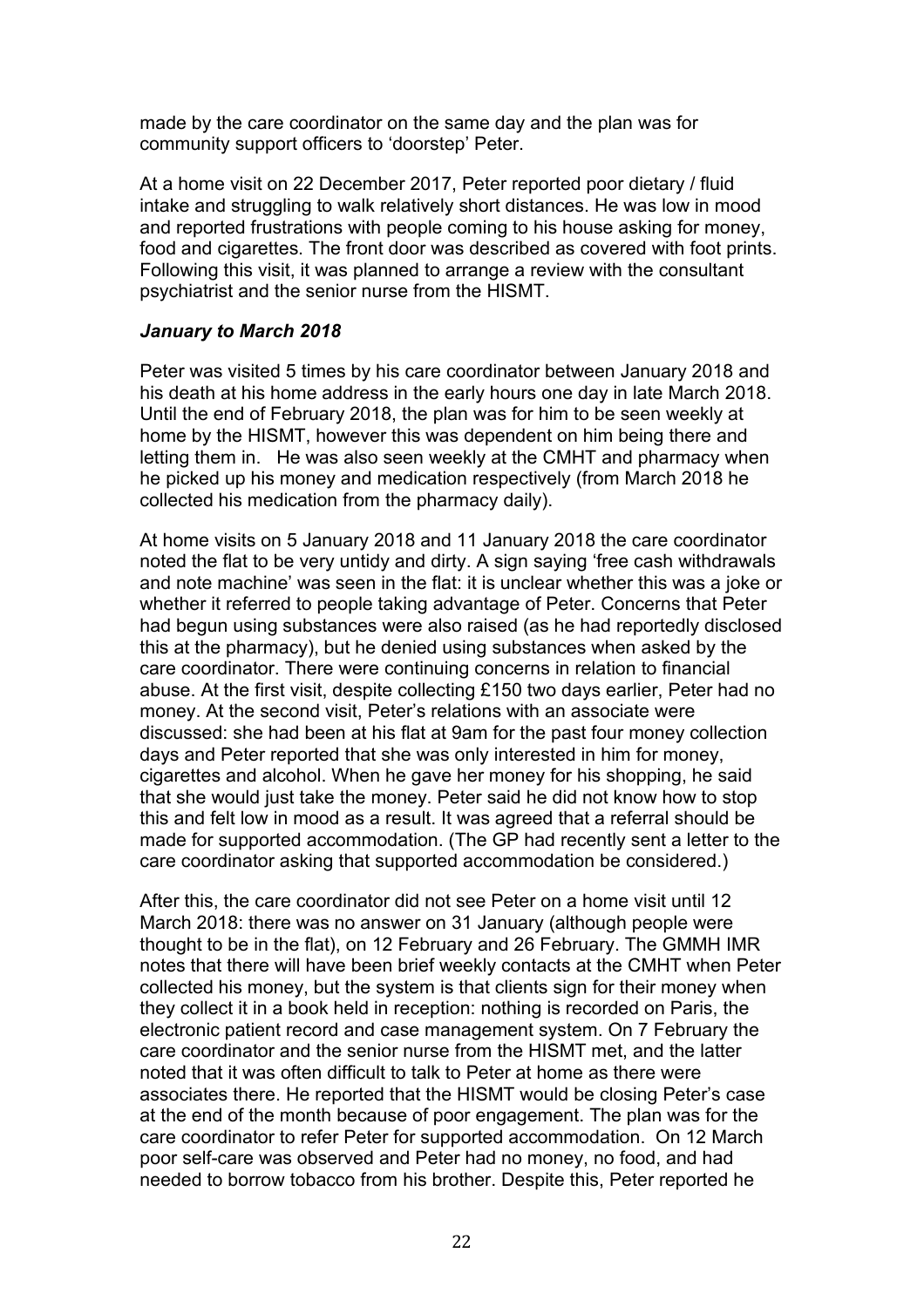made by the care coordinator on the same day and the plan was for community support officers to 'doorstep' Peter.

At a home visit on 22 December 2017, Peter reported poor dietary / fluid intake and struggling to walk relatively short distances. He was low in mood and reported frustrations with people coming to his house asking for money, food and cigarettes. The front door was described as covered with foot prints. Following this visit, it was planned to arrange a review with the consultant psychiatrist and the senior nurse from the HISMT.

### *January to March 2018*

Peter was visited 5 times by his care coordinator between January 2018 and his death at his home address in the early hours one day in late March 2018. Until the end of February 2018, the plan was for him to be seen weekly at home by the HISMT, however this was dependent on him being there and letting them in. He was also seen weekly at the CMHT and pharmacy when he picked up his money and medication respectively (from March 2018 he collected his medication from the pharmacy daily).

At home visits on 5 January 2018 and 11 January 2018 the care coordinator noted the flat to be very untidy and dirty. A sign saying 'free cash withdrawals and note machine' was seen in the flat: it is unclear whether this was a joke or whether it referred to people taking advantage of Peter. Concerns that Peter had begun using substances were also raised (as he had reportedly disclosed this at the pharmacy), but he denied using substances when asked by the care coordinator. There were continuing concerns in relation to financial abuse. At the first visit, despite collecting £150 two days earlier, Peter had no money. At the second visit, Peter's relations with an associate were discussed: she had been at his flat at 9am for the past four money collection days and Peter reported that she was only interested in him for money, cigarettes and alcohol. When he gave her money for his shopping, he said that she would just take the money. Peter said he did not know how to stop this and felt low in mood as a result. It was agreed that a referral should be made for supported accommodation. (The GP had recently sent a letter to the care coordinator asking that supported accommodation be considered.)

After this, the care coordinator did not see Peter on a home visit until 12 March 2018: there was no answer on 31 January (although people were thought to be in the flat), on 12 February and 26 February. The GMMH IMR notes that there will have been brief weekly contacts at the CMHT when Peter collected his money, but the system is that clients sign for their money when they collect it in a book held in reception: nothing is recorded on Paris, the electronic patient record and case management system. On 7 February the care coordinator and the senior nurse from the HISMT met, and the latter noted that it was often difficult to talk to Peter at home as there were associates there. He reported that the HISMT would be closing Peter's case at the end of the month because of poor engagement. The plan was for the care coordinator to refer Peter for supported accommodation. On 12 March poor self-care was observed and Peter had no money, no food, and had needed to borrow tobacco from his brother. Despite this, Peter reported he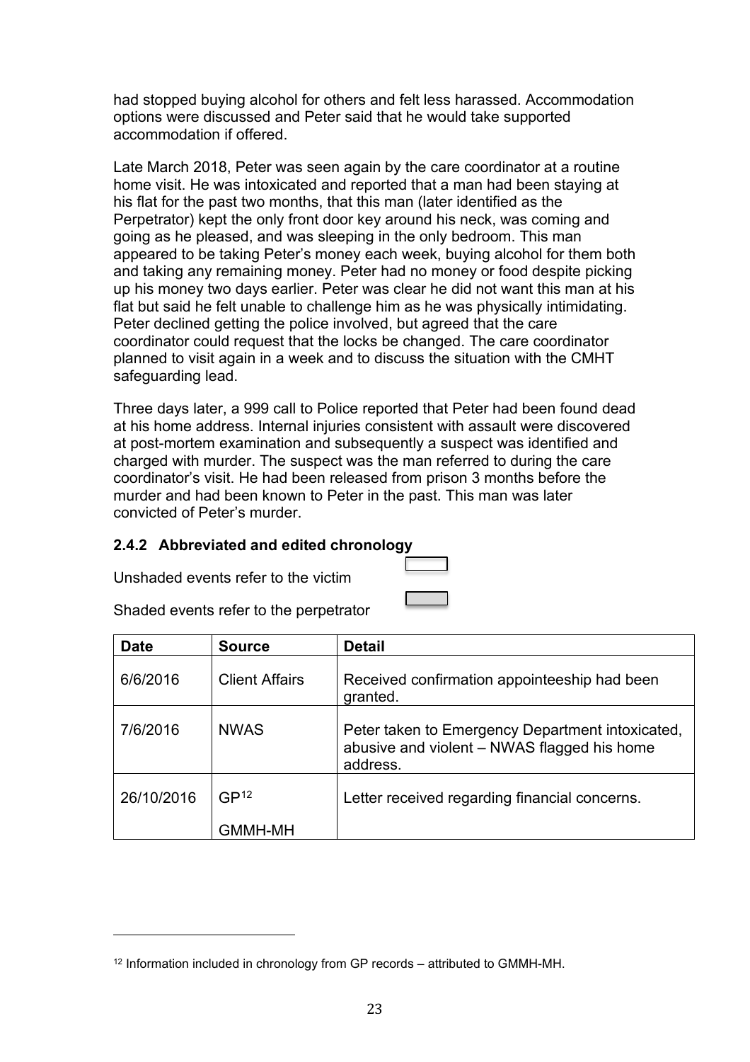had stopped buying alcohol for others and felt less harassed. Accommodation options were discussed and Peter said that he would take supported accommodation if offered.

Late March 2018, Peter was seen again by the care coordinator at a routine home visit. He was intoxicated and reported that a man had been staying at his flat for the past two months, that this man (later identified as the Perpetrator) kept the only front door key around his neck, was coming and going as he pleased, and was sleeping in the only bedroom. This man appeared to be taking Peter's money each week, buying alcohol for them both and taking any remaining money. Peter had no money or food despite picking up his money two days earlier. Peter was clear he did not want this man at his flat but said he felt unable to challenge him as he was physically intimidating. Peter declined getting the police involved, but agreed that the care coordinator could request that the locks be changed. The care coordinator planned to visit again in a week and to discuss the situation with the CMHT safeguarding lead.

Three days later, a 999 call to Police reported that Peter had been found dead at his home address. Internal injuries consistent with assault were discovered at post-mortem examination and subsequently a suspect was identified and charged with murder. The suspect was the man referred to during the care coordinator's visit. He had been released from prison 3 months before the murder and had been known to Peter in the past. This man was later convicted of Peter's murder.

### 2.4.2 Abbreviated and edited chronology

Unshaded events refer to the victim

Shaded events refer to the perpetrator

| Date | Source | Detail |
|---|---|---|
| 6/6/2016 | Client Affairs | Received confirmation appointeeship had been granted. |
| 7/6/2016 | NWAS | Peter taken to Emergency Department intoxicated, abusive and violent – NWAS flagged his home address. |
| 26/10/2016 | GP[12] GMMH-MH | Letter received regarding financial concerns. |

[12] Information included in chronology from GP records – attributed to GMMH-MH.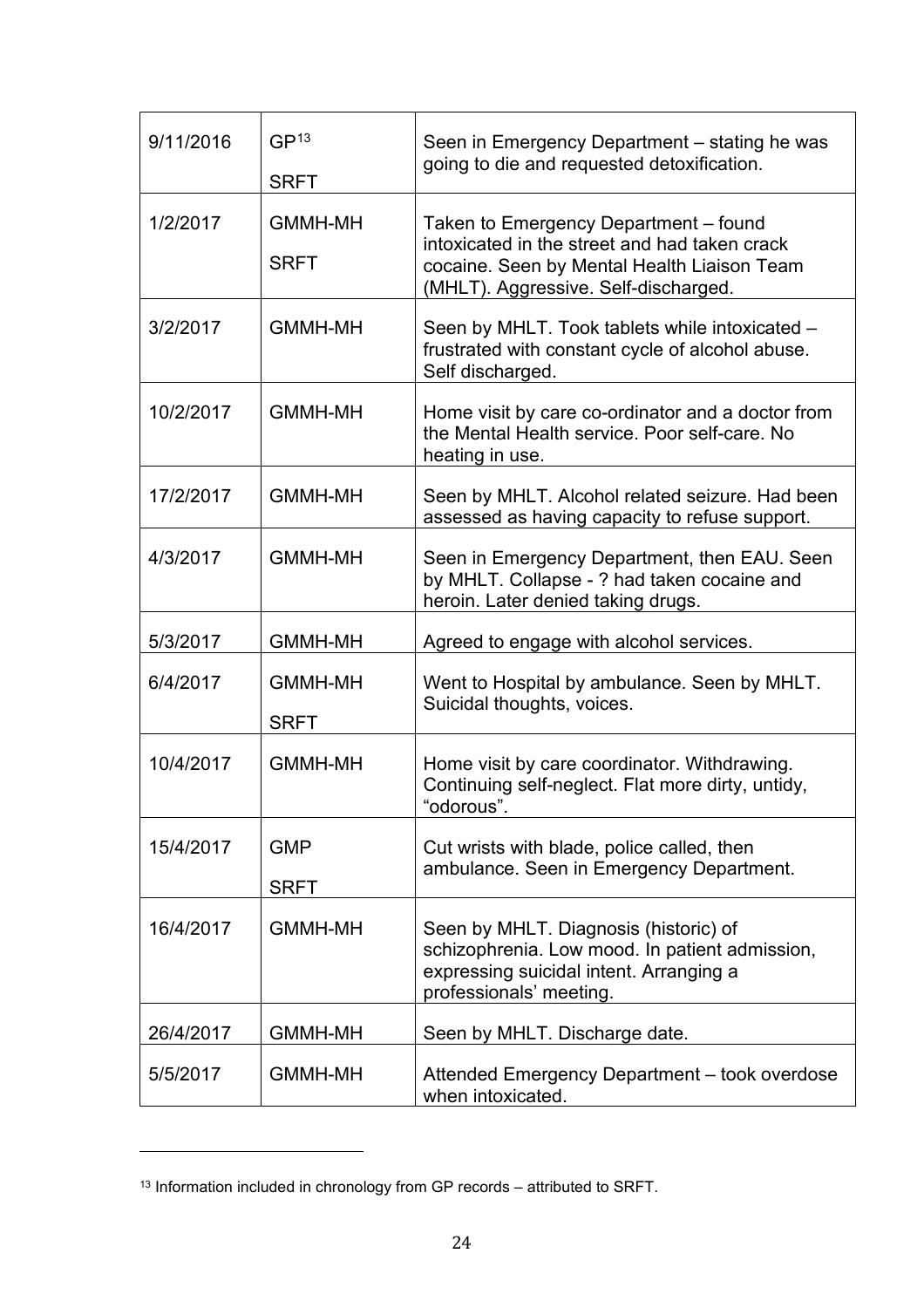| 9/11/2016 | GP[13]<br>SRFT | Seen in Emergency Department – stating he was going to die and requested detoxification. |
|---|---|---|
| 1/2/2017 | GMMH-MH<br>SRFT | Taken to Emergency Department – found intoxicated in the street and had taken crack cocaine. Seen by Mental Health Liaison Team (MHLT). Aggressive. Self-discharged. |
| 3/2/2017 | GMMH-MH | Seen by MHLT. Took tablets while intoxicated – frustrated with constant cycle of alcohol abuse. Self discharged. |
| 10/2/2017 | GMMH-MH | Home visit by care co-ordinator and a doctor from the Mental Health service. Poor self-care. No heating in use. |
| 17/2/2017 | GMMH-MH | Seen by MHLT. Alcohol related seizure. Had been assessed as having capacity to refuse support. |
| 4/3/2017 | GMMH-MH | Seen in Emergency Department, then EAU. Seen by MHLT. Collapse - ? had taken cocaine and heroin. Later denied taking drugs. |
| 5/3/2017 | GMMH-MH | Agreed to engage with alcohol services. |
| 6/4/2017 | GMMH-MH<br>SRFT | Went to Hospital by ambulance. Seen by MHLT. Suicidal thoughts, voices. |
| 10/4/2017 | GMMH-MH | Home visit by care coordinator. Withdrawing. Continuing self-neglect. Flat more dirty, untidy, "odorous". |
| 15/4/2017 | GMP<br>SRFT | Cut wrists with blade, police called, then ambulance. Seen in Emergency Department. |
| 16/4/2017 | GMMH-MH | Seen by MHLT. Diagnosis (historic) of schizophrenia. Low mood. In patient admission, expressing suicidal intent. Arranging a professionals' meeting. |
| 26/4/2017 | GMMH-MH | Seen by MHLT. Discharge date. |
| 5/5/2017 | GMMH-MH | Attended Emergency Department – took overdose when intoxicated. |

[13] Information included in chronology from GP records – attributed to SRFT.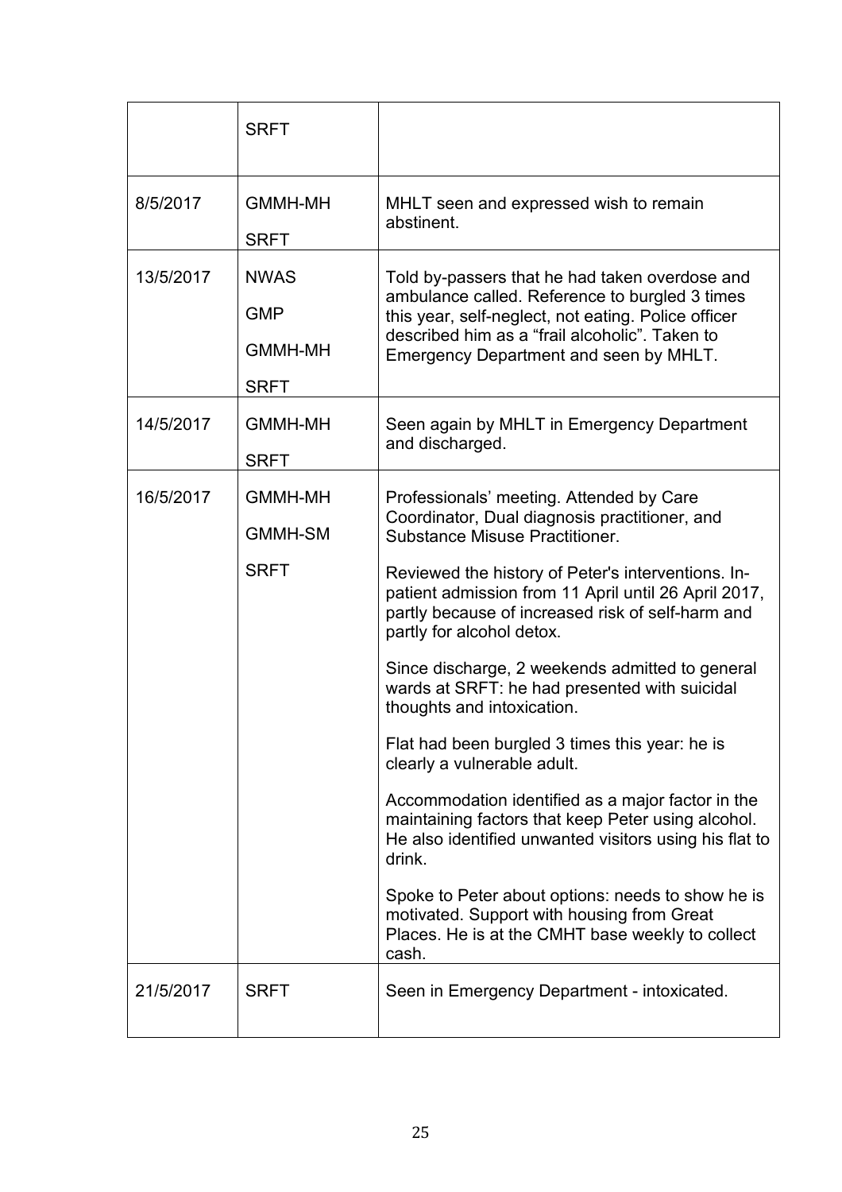| | | |
|---|---|---|
| | SRFT | |
| 8/5/2017 | GMMH-MH<br>SRFT | MHLT seen and expressed wish to remain abstinent. |
| 13/5/2017 | NWAS<br>GMP<br>GMMH-MH<br>SRFT | Told by-passers that he had taken overdose and ambulance called. Reference to burgled 3 times this year, self-neglect, not eating. Police officer described him as a "frail alcoholic". Taken to Emergency Department and seen by MHLT. |
| 14/5/2017 | GMMH-MH<br>SRFT | Seen again by MHLT in Emergency Department and discharged. |
| 16/5/2017 | GMMH-MH<br>GMMH-SM<br>SRFT | Professionals' meeting. Attended by Care Coordinator, Dual diagnosis practitioner, and Substance Misuse Practitioner.<br><br>Reviewed the history of Peter's interventions. In-patient admission from 11 April until 26 April 2017, partly because of increased risk of self-harm and partly for alcohol detox.<br><br>Since discharge, 2 weekends admitted to general wards at SRFT: he had presented with suicidal thoughts and intoxication.<br><br>Flat had been burgled 3 times this year: he is clearly a vulnerable adult.<br><br>Accommodation identified as a major factor in the maintaining factors that keep Peter using alcohol. He also identified unwanted visitors using his flat to drink.<br><br>Spoke to Peter about options: needs to show he is motivated. Support with housing from Great Places. He is at the CMHT base weekly to collect cash. |
| 21/5/2017 | SRFT | Seen in Emergency Department - intoxicated. |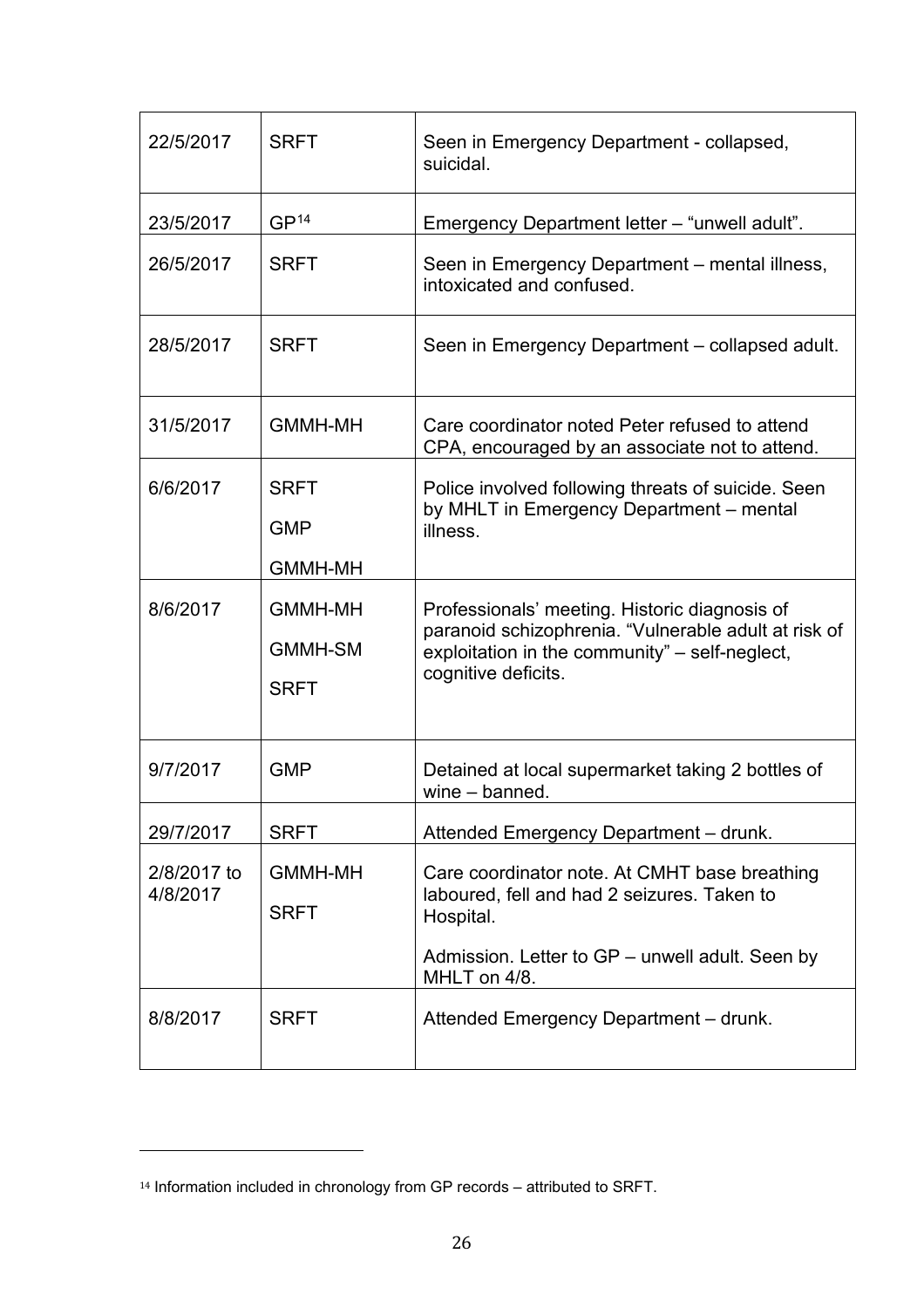| | | |
|---|---|---|
| 22/5/2017 | SRFT | Seen in Emergency Department - collapsed, suicidal. |
| 23/5/2017 | GP[14] | Emergency Department letter – "unwell adult". |
| 26/5/2017 | SRFT | Seen in Emergency Department – mental illness, intoxicated and confused. |
| 28/5/2017 | SRFT | Seen in Emergency Department – collapsed adult. |
| 31/5/2017 | GMMH-MH | Care coordinator noted Peter refused to attend CPA, encouraged by an associate not to attend. |
| 6/6/2017 | SRFT<br>GMP<br>GMMH-MH | Police involved following threats of suicide. Seen by MHLT in Emergency Department – mental illness. |
| 8/6/2017 | GMMH-MH<br>GMMH-SM<br>SRFT | Professionals' meeting. Historic diagnosis of paranoid schizophrenia. "Vulnerable adult at risk of exploitation in the community" – self-neglect, cognitive deficits. |
| 9/7/2017 | GMP | Detained at local supermarket taking 2 bottles of wine – banned. |
| 29/7/2017 | SRFT | Attended Emergency Department – drunk. |
| 2/8/2017 to 4/8/2017 | GMMH-MH<br>SRFT | Care coordinator note. At CMHT base breathing laboured, fell and had 2 seizures. Taken to Hospital.<br><br>Admission. Letter to GP – unwell adult. Seen by MHLT on 4/8. |
| 8/8/2017 | SRFT | Attended Emergency Department – drunk. |

[14] Information included in chronology from GP records – attributed to SRFT.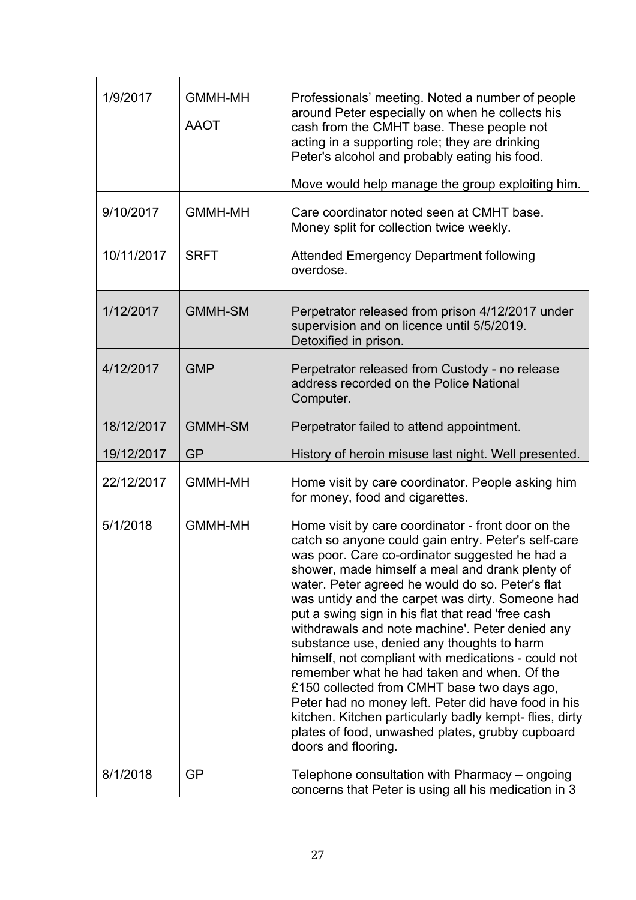| | | |
|---|---|---|
| 1/9/2017 | GMMH-MH<br>AAOT | Professionals' meeting. Noted a number of people around Peter especially on when he collects his cash from the CMHT base. These people not acting in a supporting role; they are drinking Peter's alcohol and probably eating his food.<br><br>Move would help manage the group exploiting him. |
| 9/10/2017 | GMMH-MH | Care coordinator noted seen at CMHT base. Money split for collection twice weekly. |
| 10/11/2017 | SRFT | Attended Emergency Department following overdose. |
| 1/12/2017 | GMMH-SM | Perpetrator released from prison 4/12/2017 under supervision and on licence until 5/5/2019. Detoxified in prison. |
| 4/12/2017 | GMP | Perpetrator released from Custody - no release address recorded on the Police National Computer. |
| 18/12/2017 | GMMH-SM | Perpetrator failed to attend appointment. |
| 19/12/2017 | GP | History of heroin misuse last night. Well presented. |
| 22/12/2017 | GMMH-MH | Home visit by care coordinator. People asking him for money, food and cigarettes. |
| 5/1/2018 | GMMH-MH | Home visit by care coordinator - front door on the catch so anyone could gain entry. Peter's self-care was poor. Care co-ordinator suggested he had a shower, made himself a meal and drank plenty of water. Peter agreed he would do so. Peter's flat was untidy and the carpet was dirty. Someone had put a swing sign in his flat that read 'free cash withdrawals and note machine'. Peter denied any substance use, denied any thoughts to harm himself, not compliant with medications - could not remember what he had taken and when. Of the £150 collected from CMHT base two days ago, Peter had no money left. Peter did have food in his kitchen. Kitchen particularly badly kempt- flies, dirty plates of food, unwashed plates, grubby cupboard doors and flooring. |
| 8/1/2018 | GP | Telephone consultation with Pharmacy – ongoing concerns that Peter is using all his medication in 3 |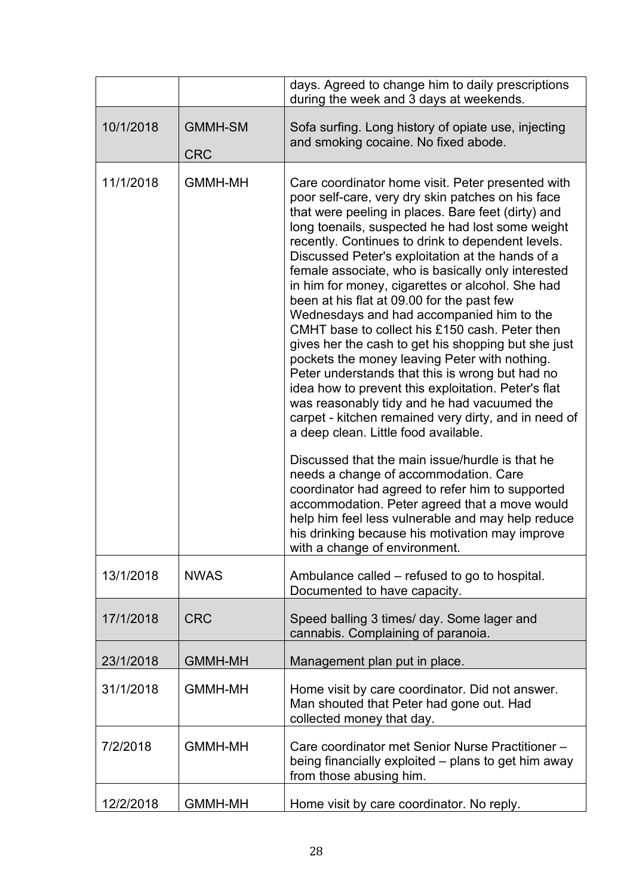| | | |
|---|---|---|
| | | days. Agreed to change him to daily prescriptions during the week and 3 days at weekends. |
| 10/1/2018 | GMMH-SM<br><br>CRC | Sofa surfing. Long history of opiate use, injecting and smoking cocaine. No fixed abode. |
| 11/1/2018 | GMMH-MH | Care coordinator home visit. Peter presented with poor self-care, very dry skin patches on his face that were peeling in places. Bare feet (dirty) and long toenails, suspected he had lost some weight recently. Continues to drink to dependent levels. Discussed Peter's exploitation at the hands of a female associate, who is basically only interested in him for money, cigarettes or alcohol. She had been at his flat at 09.00 for the past few Wednesdays and had accompanied him to the CMHT base to collect his £150 cash. Peter then gives her the cash to get his shopping but she just pockets the money leaving Peter with nothing. Peter understands that this is wrong but had no idea how to prevent this exploitation. Peter's flat was reasonably tidy and he had vacuumed the carpet - kitchen remained very dirty, and in need of a deep clean. Little food available.<br><br>Discussed that the main issue/hurdle is that he needs a change of accommodation. Care coordinator had agreed to refer him to supported accommodation. Peter agreed that a move would help him feel less vulnerable and may help reduce his drinking because his motivation may improve with a change of environment. |
| 13/1/2018 | NWAS | Ambulance called – refused to go to hospital. Documented to have capacity. |
| 17/1/2018 | CRC | Speed balling 3 times/ day. Some lager and cannabis. Complaining of paranoia. |
| 23/1/2018 | GMMH-MH | Management plan put in place. |
| 31/1/2018 | GMMH-MH | Home visit by care coordinator. Did not answer. Man shouted that Peter had gone out. Had collected money that day. |
| 7/2/2018 | GMMH-MH | Care coordinator met Senior Nurse Practitioner – being financially exploited – plans to get him away from those abusing him. |
| 12/2/2018 | GMMH-MH | Home visit by care coordinator. No reply. |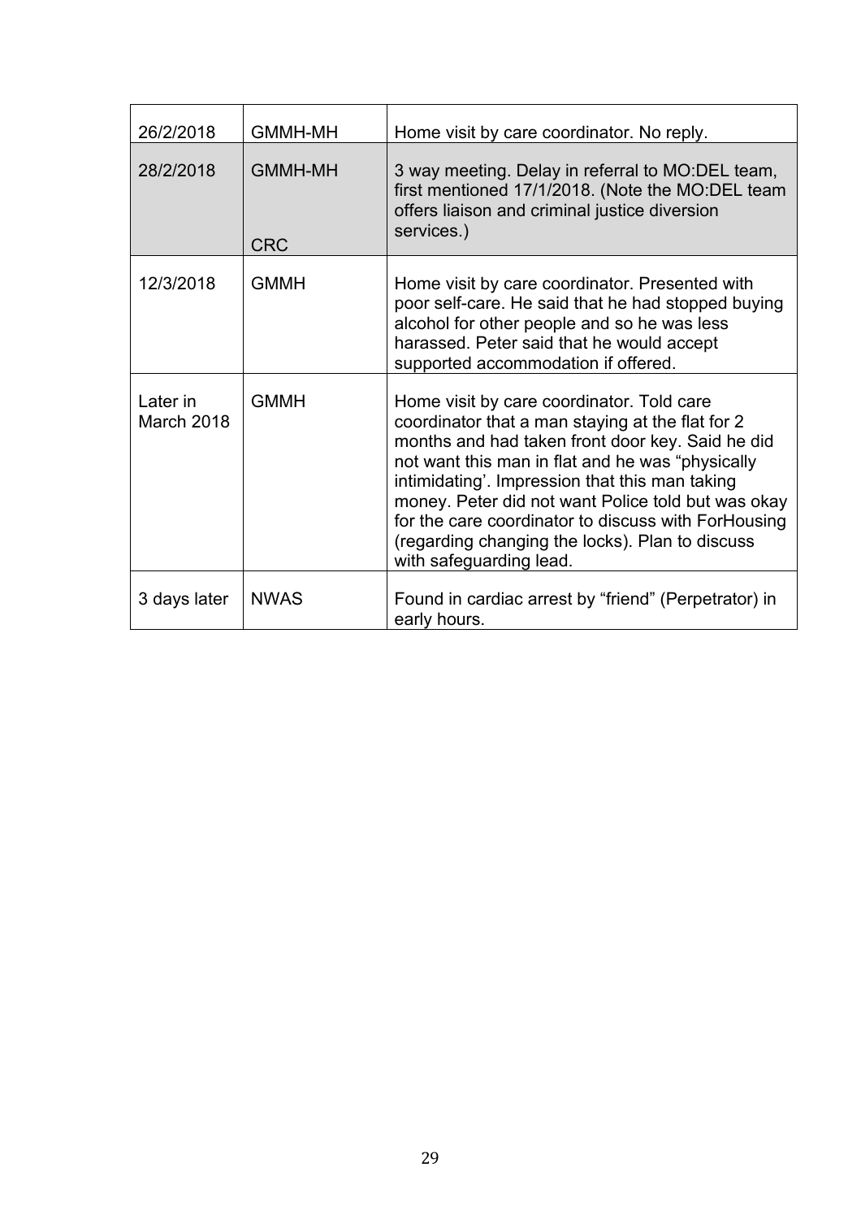| 26/2/2018 | GMMH-MH | Home visit by care coordinator. No reply. |
|---|---|---|
| 28/2/2018 | GMMH-MH<br><br>CRC | 3 way meeting. Delay in referral to MO:DEL team, first mentioned 17/1/2018. (Note the MO:DEL team offers liaison and criminal justice diversion services.) |
| 12/3/2018 | GMMH | Home visit by care coordinator. Presented with poor self-care. He said that he had stopped buying alcohol for other people and so he was less harassed. Peter said that he would accept supported accommodation if offered. |
| Later in March 2018 | GMMH | Home visit by care coordinator. Told care coordinator that a man staying at the flat for 2 months and had taken front door key. Said he did not want this man in flat and he was "physically intimidating'. Impression that this man taking money. Peter did not want Police told but was okay for the care coordinator to discuss with ForHousing (regarding changing the locks). Plan to discuss with safeguarding lead. |
| 3 days later | NWAS | Found in cardiac arrest by "friend" (Perpetrator) in early hours. |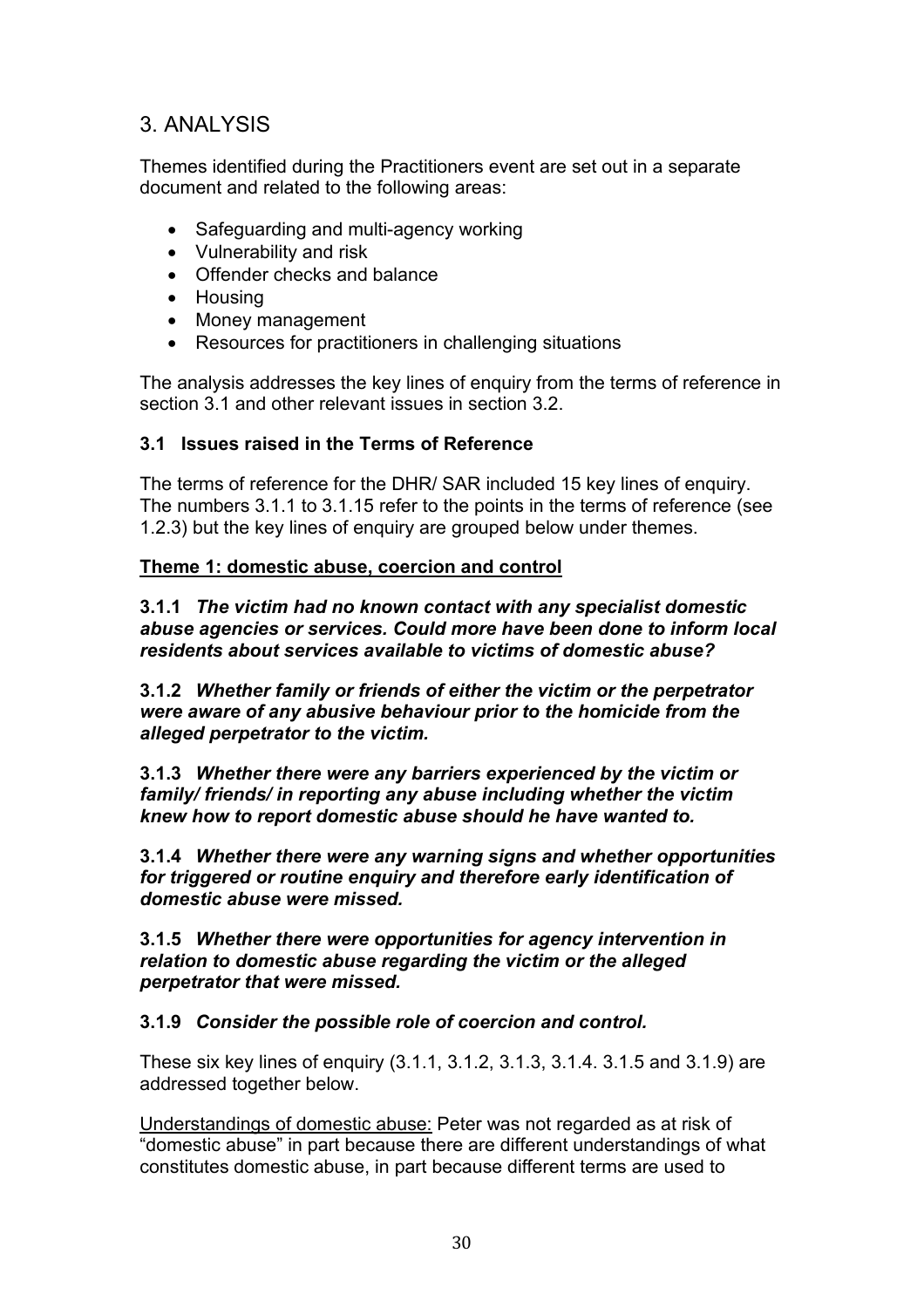## 3. ANALYSIS

Themes identified during the Practitioners event are set out in a separate document and related to the following areas:

- Safeguarding and multi-agency working
- Vulnerability and risk
- Offender checks and balance
- Housing
- Money management
- Resources for practitioners in challenging situations

The analysis addresses the key lines of enquiry from the terms of reference in section 3.1 and other relevant issues in section 3.2.

### 3.1 Issues raised in the Terms of Reference

The terms of reference for the DHR/ SAR included 15 key lines of enquiry. The numbers 3.1.1 to 3.1.15 refer to the points in the terms of reference (see 1.2.3) but the key lines of enquiry are grouped below under themes.

<u>**Theme 1: domestic abuse, coercion and control**</u>

**3.1.1** ***The victim had no known contact with any specialist domestic abuse agencies or services. Could more have been done to inform local residents about services available to victims of domestic abuse?***

**3.1.2** ***Whether family or friends of either the victim or the perpetrator were aware of any abusive behaviour prior to the homicide from the alleged perpetrator to the victim.***

**3.1.3** ***Whether there were any barriers experienced by the victim or family/ friends/ in reporting any abuse including whether the victim knew how to report domestic abuse should he have wanted to.***

**3.1.4** ***Whether there were any warning signs and whether opportunities for triggered or routine enquiry and therefore early identification of domestic abuse were missed.***

**3.1.5** ***Whether there were opportunities for agency intervention in relation to domestic abuse regarding the victim or the alleged perpetrator that were missed.***

**3.1.9** ***Consider the possible role of coercion and control.***

These six key lines of enquiry (3.1.1, 3.1.2, 3.1.3, 3.1.4. 3.1.5 and 3.1.9) are addressed together below.

<u>Understandings of domestic abuse:</u> Peter was not regarded as at risk of "domestic abuse" in part because there are different understandings of what constitutes domestic abuse, in part because different terms are used to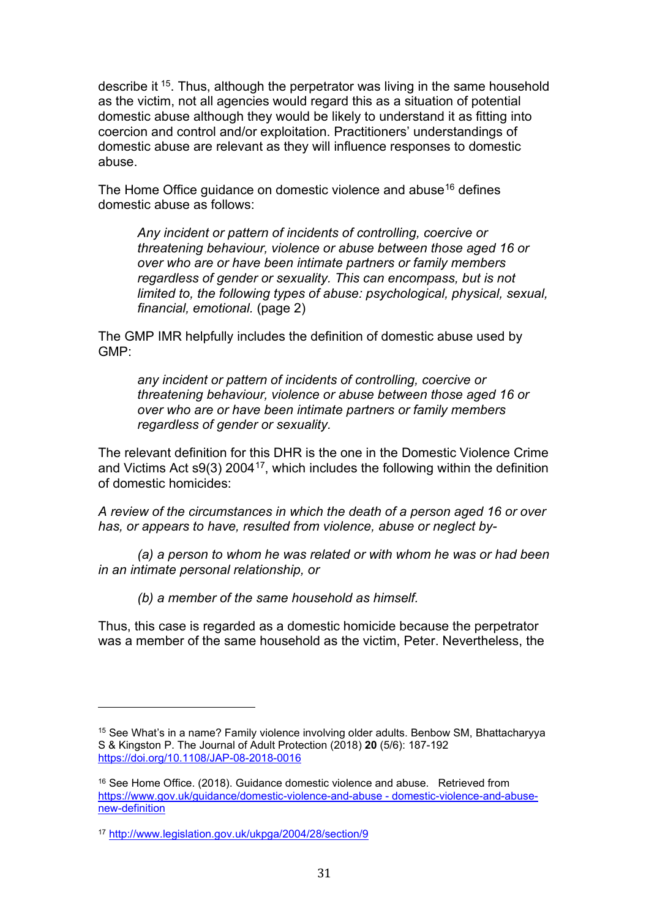describe it [15]. Thus, although the perpetrator was living in the same household as the victim, not all agencies would regard this as a situation of potential domestic abuse although they would be likely to understand it as fitting into coercion and control and/or exploitation. Practitioners' understandings of domestic abuse are relevant as they will influence responses to domestic abuse.

The Home Office guidance on domestic violence and abuse[16] defines domestic abuse as follows:

> *Any incident or pattern of incidents of controlling, coercive or threatening behaviour, violence or abuse between those aged 16 or over who are or have been intimate partners or family members regardless of gender or sexuality. This can encompass, but is not limited to, the following types of abuse: psychological, physical, sexual, financial, emotional.* (page 2)

The GMP IMR helpfully includes the definition of domestic abuse used by GMP:

> *any incident or pattern of incidents of controlling, coercive or threatening behaviour, violence or abuse between those aged 16 or over who are or have been intimate partners or family members regardless of gender or sexuality.*

The relevant definition for this DHR is the one in the Domestic Violence Crime and Victims Act s9(3) 2004[17], which includes the following within the definition of domestic homicides:

*A review of the circumstances in which the death of a person aged 16 or over has, or appears to have, resulted from violence, abuse or neglect by-*

*(a) a person to whom he was related or with whom he was or had been in an intimate personal relationship, or*

*(b) a member of the same household as himself.*

Thus, this case is regarded as a domestic homicide because the perpetrator was a member of the same household as the victim, Peter. Nevertheless, the

---

[15] See What's in a name? Family violence involving older adults. Benbow SM, Bhattacharyya S & Kingston P. The Journal of Adult Protection (2018) **20** (5/6): 187-192 https://doi.org/10.1108/JAP-08-2018-0016

[16] See Home Office. (2018). Guidance domestic violence and abuse. Retrieved from https://www.gov.uk/guidance/domestic-violence-and-abuse - domestic-violence-and-abuse-new-definition

[17] http://www.legislation.gov.uk/ukpga/2004/28/section/9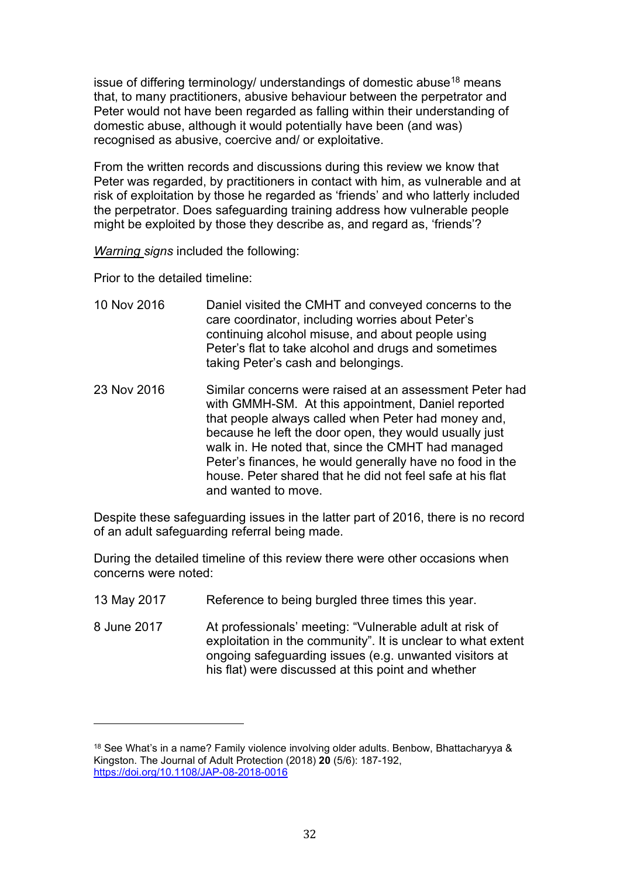issue of differing terminology/ understandings of domestic abuse[18] means that, to many practitioners, abusive behaviour between the perpetrator and Peter would not have been regarded as falling within their understanding of domestic abuse, although it would potentially have been (and was) recognised as abusive, coercive and/ or exploitative.

From the written records and discussions during this review we know that Peter was regarded, by practitioners in contact with him, as vulnerable and at risk of exploitation by those he regarded as 'friends' and who latterly included the perpetrator. Does safeguarding training address how vulnerable people might be exploited by those they describe as, and regard as, 'friends'?

*Warning signs* included the following:

Prior to the detailed timeline:

| | |
|---|---|
| 10 Nov 2016 | Daniel visited the CMHT and conveyed concerns to the care coordinator, including worries about Peter's continuing alcohol misuse, and about people using Peter's flat to take alcohol and drugs and sometimes taking Peter's cash and belongings. |
| 23 Nov 2016 | Similar concerns were raised at an assessment Peter had with GMMH-SM. At this appointment, Daniel reported that people always called when Peter had money and, because he left the door open, they would usually just walk in. He noted that, since the CMHT had managed Peter's finances, he would generally have no food in the house. Peter shared that he did not feel safe at his flat and wanted to move. |

Despite these safeguarding issues in the latter part of 2016, there is no record of an adult safeguarding referral being made.

During the detailed timeline of this review there were other occasions when concerns were noted:

| | |
|---|---|
| 13 May 2017 | Reference to being burgled three times this year. |
| 8 June 2017 | At professionals' meeting: "Vulnerable adult at risk of exploitation in the community". It is unclear to what extent ongoing safeguarding issues (e.g. unwanted visitors at his flat) were discussed at this point and whether |

[18] See What's in a name? Family violence involving older adults. Benbow, Bhattacharyya & Kingston. The Journal of Adult Protection (2018) **20** (5/6): 187-192, https://doi.org/10.1108/JAP-08-2018-0016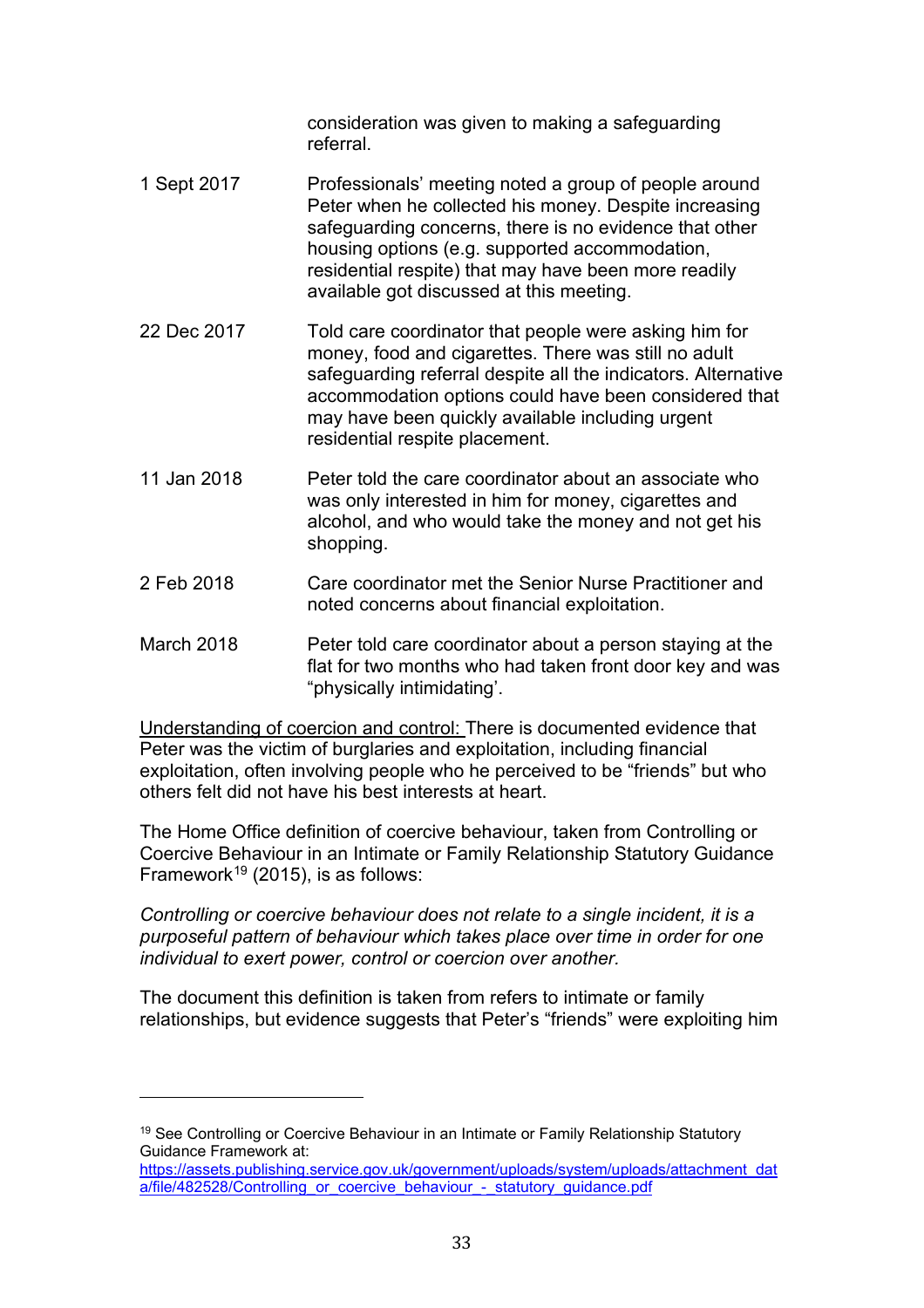| | |
|---|---|
| | consideration was given to making a safeguarding referral. |
| 1 Sept 2017 | Professionals' meeting noted a group of people around Peter when he collected his money. Despite increasing safeguarding concerns, there is no evidence that other housing options (e.g. supported accommodation, residential respite) that may have been more readily available got discussed at this meeting. |
| 22 Dec 2017 | Told care coordinator that people were asking him for money, food and cigarettes. There was still no adult safeguarding referral despite all the indicators. Alternative accommodation options could have been considered that may have been quickly available including urgent residential respite placement. |
| 11 Jan 2018 | Peter told the care coordinator about an associate who was only interested in him for money, cigarettes and alcohol, and who would take the money and not get his shopping. |
| 2 Feb 2018 | Care coordinator met the Senior Nurse Practitioner and noted concerns about financial exploitation. |
| March 2018 | Peter told care coordinator about a person staying at the flat for two months who had taken front door key and was "physically intimidating'. |

Understanding of coercion and control: There is documented evidence that Peter was the victim of burglaries and exploitation, including financial exploitation, often involving people who he perceived to be "friends" but who others felt did not have his best interests at heart.

The Home Office definition of coercive behaviour, taken from Controlling or Coercive Behaviour in an Intimate or Family Relationship Statutory Guidance Framework[19] (2015), is as follows:

*Controlling or coercive behaviour does not relate to a single incident, it is a purposeful pattern of behaviour which takes place over time in order for one individual to exert power, control or coercion over another.*

The document this definition is taken from refers to intimate or family relationships, but evidence suggests that Peter's "friends" were exploiting him

---

[19] See Controlling or Coercive Behaviour in an Intimate or Family Relationship Statutory Guidance Framework at: https://assets.publishing.service.gov.uk/government/uploads/system/uploads/attachment_data/file/482528/Controlling_or_coercive_behaviour_-_statutory_guidance.pdf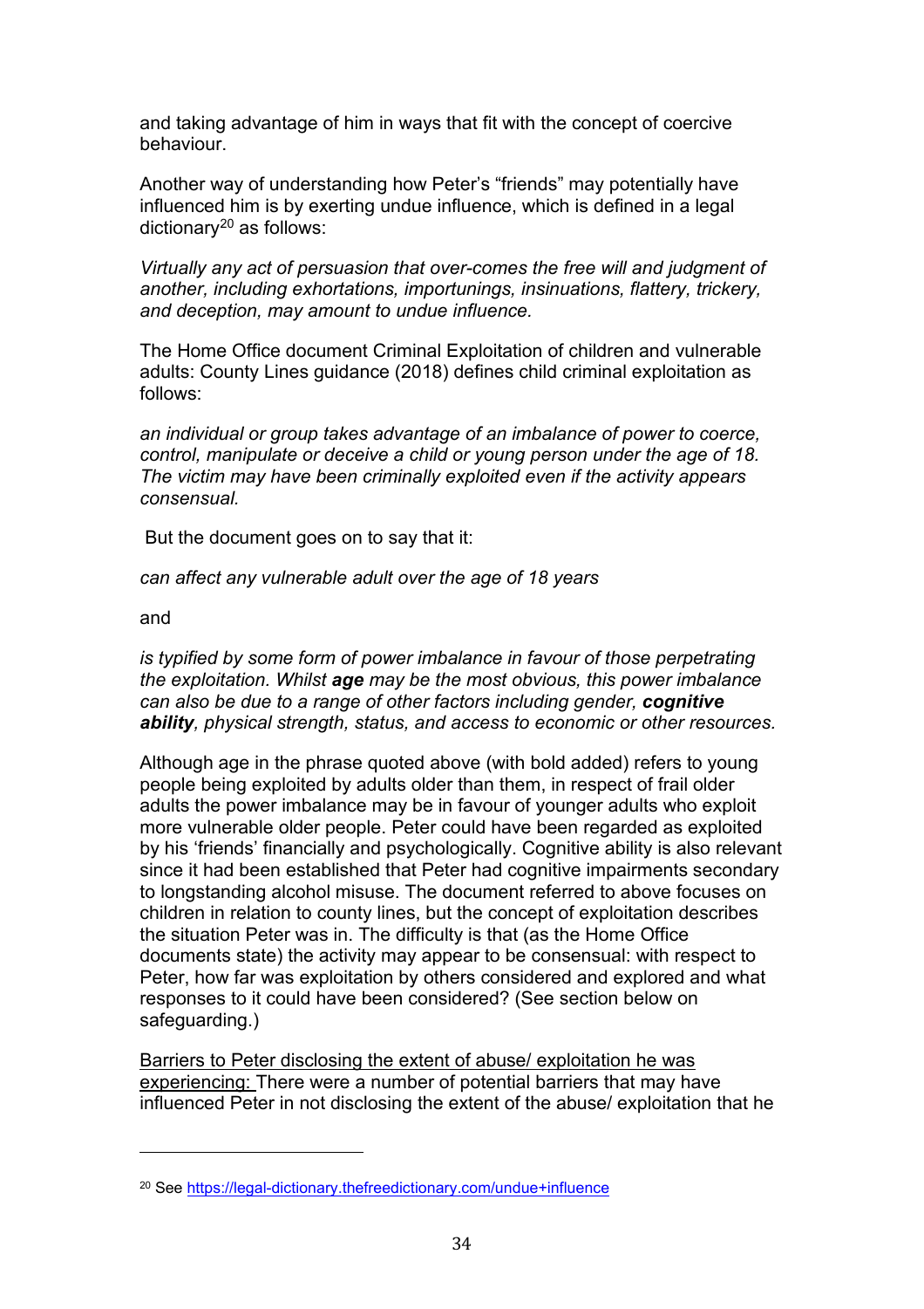and taking advantage of him in ways that fit with the concept of coercive behaviour.

Another way of understanding how Peter's "friends" may potentially have influenced him is by exerting undue influence, which is defined in a legal dictionary[20] as follows:

*Virtually any act of persuasion that over-comes the free will and judgment of another, including exhortations, importunings, insinuations, flattery, trickery, and deception, may amount to undue influence.*

The Home Office document Criminal Exploitation of children and vulnerable adults: County Lines guidance (2018) defines child criminal exploitation as follows:

*an individual or group takes advantage of an imbalance of power to coerce, control, manipulate or deceive a child or young person under the age of 18. The victim may have been criminally exploited even if the activity appears consensual.*

But the document goes on to say that it:

*can affect any vulnerable adult over the age of 18 years*

and

*is typified by some form of power imbalance in favour of those perpetrating the exploitation. Whilst* ***age*** *may be the most obvious, this power imbalance can also be due to a range of other factors including gender,* ***cognitive ability****, physical strength, status, and access to economic or other resources.*

Although age in the phrase quoted above (with bold added) refers to young people being exploited by adults older than them, in respect of frail older adults the power imbalance may be in favour of younger adults who exploit more vulnerable older people. Peter could have been regarded as exploited by his 'friends' financially and psychologically. Cognitive ability is also relevant since it had been established that Peter had cognitive impairments secondary to longstanding alcohol misuse. The document referred to above focuses on children in relation to county lines, but the concept of exploitation describes the situation Peter was in. The difficulty is that (as the Home Office documents state) the activity may appear to be consensual: with respect to Peter, how far was exploitation by others considered and explored and what responses to it could have been considered? (See section below on safeguarding.)

<u>Barriers to Peter disclosing the extent of abuse/ exploitation he was experiencing:</u> There were a number of potential barriers that may have influenced Peter in not disclosing the extent of the abuse/ exploitation that he

---

[20] See https://legal-dictionary.thefreedictionary.com/undue+influence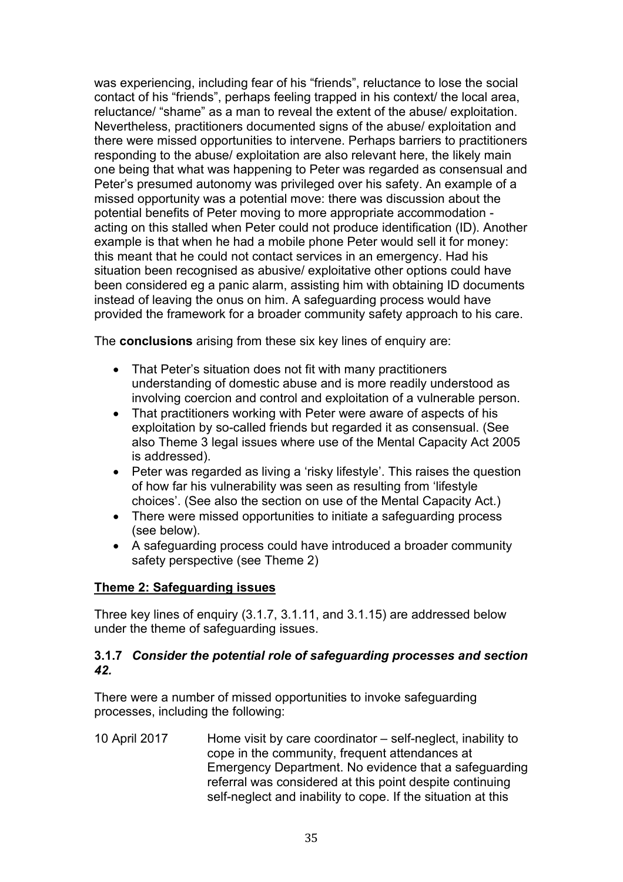was experiencing, including fear of his "friends", reluctance to lose the social contact of his "friends", perhaps feeling trapped in his context/ the local area, reluctance/ "shame" as a man to reveal the extent of the abuse/ exploitation. Nevertheless, practitioners documented signs of the abuse/ exploitation and there were missed opportunities to intervene. Perhaps barriers to practitioners responding to the abuse/ exploitation are also relevant here, the likely main one being that what was happening to Peter was regarded as consensual and Peter's presumed autonomy was privileged over his safety. An example of a missed opportunity was a potential move: there was discussion about the potential benefits of Peter moving to more appropriate accommodation - acting on this stalled when Peter could not produce identification (ID). Another example is that when he had a mobile phone Peter would sell it for money: this meant that he could not contact services in an emergency. Had his situation been recognised as abusive/ exploitative other options could have been considered eg a panic alarm, assisting him with obtaining ID documents instead of leaving the onus on him. A safeguarding process would have provided the framework for a broader community safety approach to his care.

The **conclusions** arising from these six key lines of enquiry are:

- That Peter's situation does not fit with many practitioners understanding of domestic abuse and is more readily understood as involving coercion and control and exploitation of a vulnerable person.
- That practitioners working with Peter were aware of aspects of his exploitation by so-called friends but regarded it as consensual. (See also Theme 3 legal issues where use of the Mental Capacity Act 2005 is addressed).
- Peter was regarded as living a 'risky lifestyle'. This raises the question of how far his vulnerability was seen as resulting from 'lifestyle choices'. (See also the section on use of the Mental Capacity Act.)
- There were missed opportunities to initiate a safeguarding process (see below).
- A safeguarding process could have introduced a broader community safety perspective (see Theme 2)

## Theme 2: Safeguarding issues

Three key lines of enquiry (3.1.7, 3.1.11, and 3.1.15) are addressed below under the theme of safeguarding issues.

### 3.1.7 *Consider the potential role of safeguarding processes and section 42.*

There were a number of missed opportunities to invoke safeguarding processes, including the following:

10 April 2017 — Home visit by care coordinator – self-neglect, inability to cope in the community, frequent attendances at Emergency Department. No evidence that a safeguarding referral was considered at this point despite continuing self-neglect and inability to cope. If the situation at this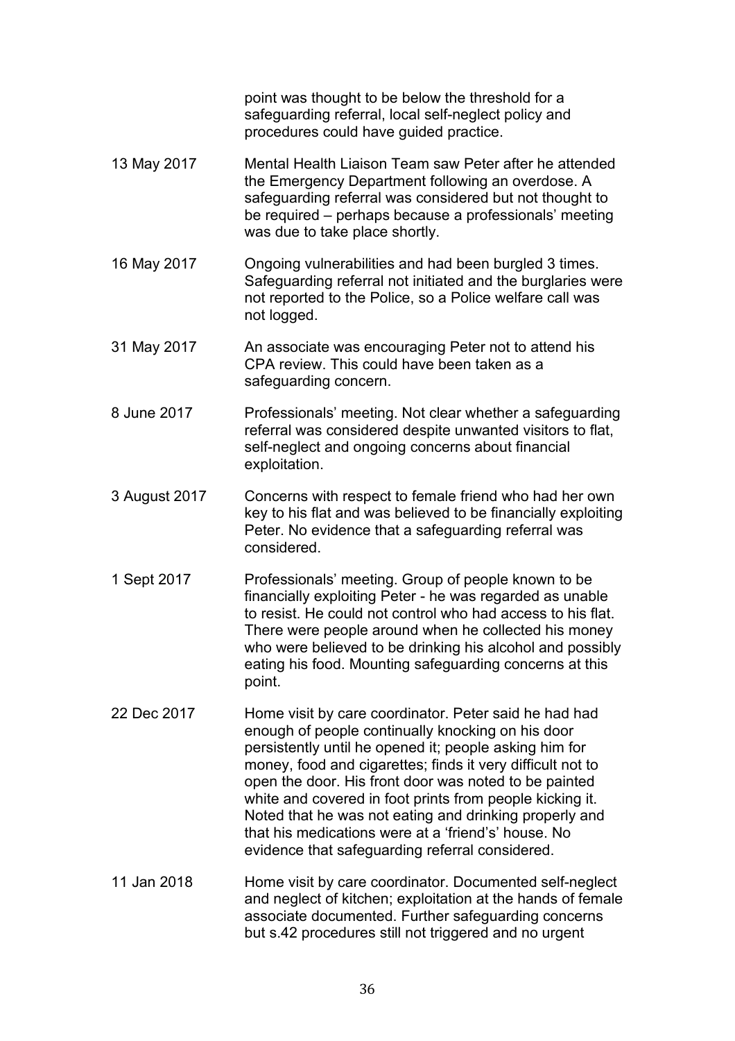| | |
|---|---|
| | point was thought to be below the threshold for a safeguarding referral, local self-neglect policy and procedures could have guided practice. |
| 13 May 2017 | Mental Health Liaison Team saw Peter after he attended the Emergency Department following an overdose. A safeguarding referral was considered but not thought to be required – perhaps because a professionals' meeting was due to take place shortly. |
| 16 May 2017 | Ongoing vulnerabilities and had been burgled 3 times. Safeguarding referral not initiated and the burglaries were not reported to the Police, so a Police welfare call was not logged. |
| 31 May 2017 | An associate was encouraging Peter not to attend his CPA review. This could have been taken as a safeguarding concern. |
| 8 June 2017 | Professionals' meeting. Not clear whether a safeguarding referral was considered despite unwanted visitors to flat, self-neglect and ongoing concerns about financial exploitation. |
| 3 August 2017 | Concerns with respect to female friend who had her own key to his flat and was believed to be financially exploiting Peter. No evidence that a safeguarding referral was considered. |
| 1 Sept 2017 | Professionals' meeting. Group of people known to be financially exploiting Peter - he was regarded as unable to resist. He could not control who had access to his flat. There were people around when he collected his money who were believed to be drinking his alcohol and possibly eating his food. Mounting safeguarding concerns at this point. |
| 22 Dec 2017 | Home visit by care coordinator. Peter said he had had enough of people continually knocking on his door persistently until he opened it; people asking him for money, food and cigarettes; finds it very difficult not to open the door. His front door was noted to be painted white and covered in foot prints from people kicking it. Noted that he was not eating and drinking properly and that his medications were at a 'friend's' house. No evidence that safeguarding referral considered. |
| 11 Jan 2018 | Home visit by care coordinator. Documented self-neglect and neglect of kitchen; exploitation at the hands of female associate documented. Further safeguarding concerns but s.42 procedures still not triggered and no urgent |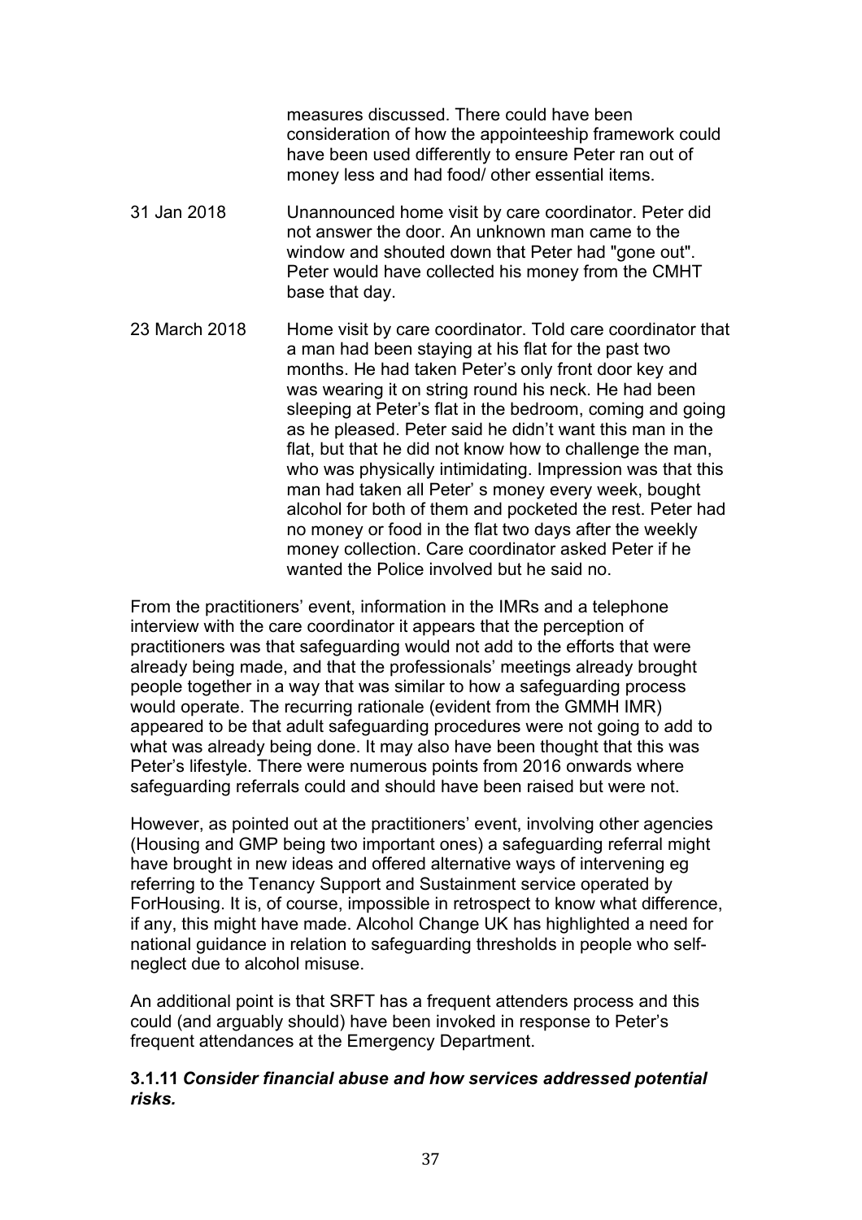| | |
|---|---|
| | measures discussed. There could have been consideration of how the appointeeship framework could have been used differently to ensure Peter ran out of money less and had food/ other essential items. |
| 31 Jan 2018 | Unannounced home visit by care coordinator. Peter did not answer the door. An unknown man came to the window and shouted down that Peter had "gone out". Peter would have collected his money from the CMHT base that day. |
| 23 March 2018 | Home visit by care coordinator. Told care coordinator that a man had been staying at his flat for the past two months. He had taken Peter's only front door key and was wearing it on string round his neck. He had been sleeping at Peter's flat in the bedroom, coming and going as he pleased. Peter said he didn't want this man in the flat, but that he did not know how to challenge the man, who was physically intimidating. Impression was that this man had taken all Peter' s money every week, bought alcohol for both of them and pocketed the rest. Peter had no money or food in the flat two days after the weekly money collection. Care coordinator asked Peter if he wanted the Police involved but he said no. |

From the practitioners' event, information in the IMRs and a telephone interview with the care coordinator it appears that the perception of practitioners was that safeguarding would not add to the efforts that were already being made, and that the professionals' meetings already brought people together in a way that was similar to how a safeguarding process would operate. The recurring rationale (evident from the GMMH IMR) appeared to be that adult safeguarding procedures were not going to add to what was already being done. It may also have been thought that this was Peter's lifestyle. There were numerous points from 2016 onwards where safeguarding referrals could and should have been raised but were not.

However, as pointed out at the practitioners' event, involving other agencies (Housing and GMP being two important ones) a safeguarding referral might have brought in new ideas and offered alternative ways of intervening eg referring to the Tenancy Support and Sustainment service operated by ForHousing. It is, of course, impossible in retrospect to know what difference, if any, this might have made. Alcohol Change UK has highlighted a need for national guidance in relation to safeguarding thresholds in people who self-neglect due to alcohol misuse.

An additional point is that SRFT has a frequent attenders process and this could (and arguably should) have been invoked in response to Peter's frequent attendances at the Emergency Department.

### 3.1.11 *Consider financial abuse and how services addressed potential risks.*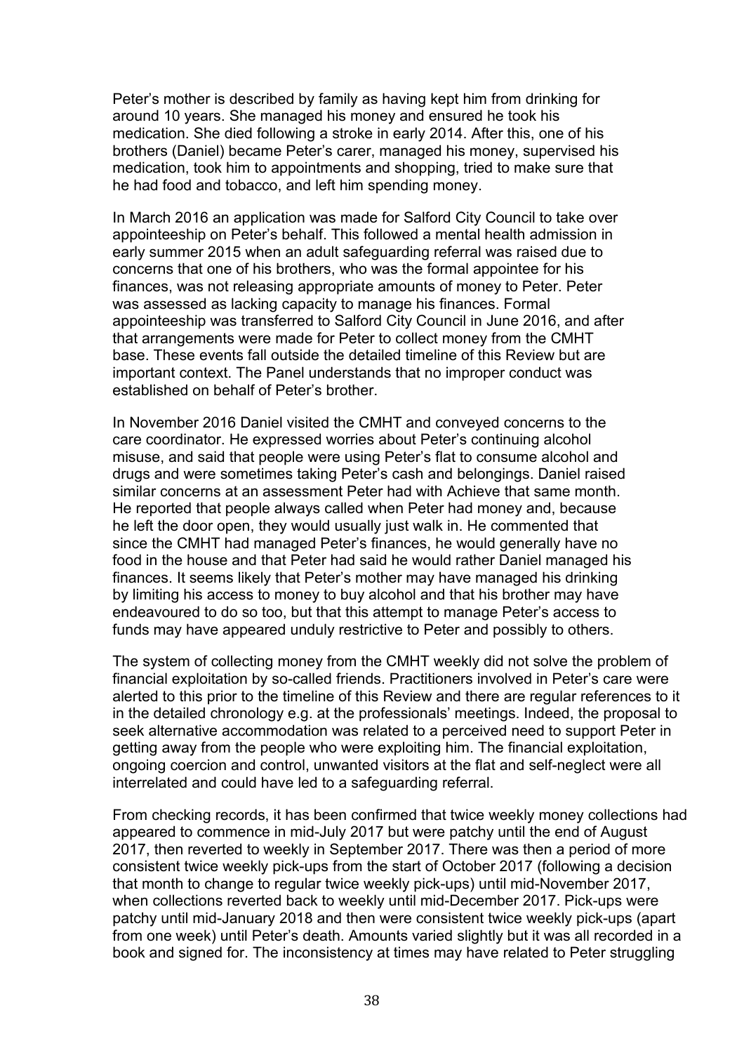Peter's mother is described by family as having kept him from drinking for around 10 years. She managed his money and ensured he took his medication. She died following a stroke in early 2014. After this, one of his brothers (Daniel) became Peter's carer, managed his money, supervised his medication, took him to appointments and shopping, tried to make sure that he had food and tobacco, and left him spending money.

In March 2016 an application was made for Salford City Council to take over appointeeship on Peter's behalf. This followed a mental health admission in early summer 2015 when an adult safeguarding referral was raised due to concerns that one of his brothers, who was the formal appointee for his finances, was not releasing appropriate amounts of money to Peter. Peter was assessed as lacking capacity to manage his finances. Formal appointeeship was transferred to Salford City Council in June 2016, and after that arrangements were made for Peter to collect money from the CMHT base. These events fall outside the detailed timeline of this Review but are important context. The Panel understands that no improper conduct was established on behalf of Peter's brother.

In November 2016 Daniel visited the CMHT and conveyed concerns to the care coordinator. He expressed worries about Peter's continuing alcohol misuse, and said that people were using Peter's flat to consume alcohol and drugs and were sometimes taking Peter's cash and belongings. Daniel raised similar concerns at an assessment Peter had with Achieve that same month. He reported that people always called when Peter had money and, because he left the door open, they would usually just walk in. He commented that since the CMHT had managed Peter's finances, he would generally have no food in the house and that Peter had said he would rather Daniel managed his finances. It seems likely that Peter's mother may have managed his drinking by limiting his access to money to buy alcohol and that his brother may have endeavoured to do so too, but that this attempt to manage Peter's access to funds may have appeared unduly restrictive to Peter and possibly to others.

The system of collecting money from the CMHT weekly did not solve the problem of financial exploitation by so-called friends. Practitioners involved in Peter's care were alerted to this prior to the timeline of this Review and there are regular references to it in the detailed chronology e.g. at the professionals' meetings. Indeed, the proposal to seek alternative accommodation was related to a perceived need to support Peter in getting away from the people who were exploiting him. The financial exploitation, ongoing coercion and control, unwanted visitors at the flat and self-neglect were all interrelated and could have led to a safeguarding referral.

From checking records, it has been confirmed that twice weekly money collections had appeared to commence in mid-July 2017 but were patchy until the end of August 2017, then reverted to weekly in September 2017. There was then a period of more consistent twice weekly pick-ups from the start of October 2017 (following a decision that month to change to regular twice weekly pick-ups) until mid-November 2017, when collections reverted back to weekly until mid-December 2017. Pick-ups were patchy until mid-January 2018 and then were consistent twice weekly pick-ups (apart from one week) until Peter's death. Amounts varied slightly but it was all recorded in a book and signed for. The inconsistency at times may have related to Peter struggling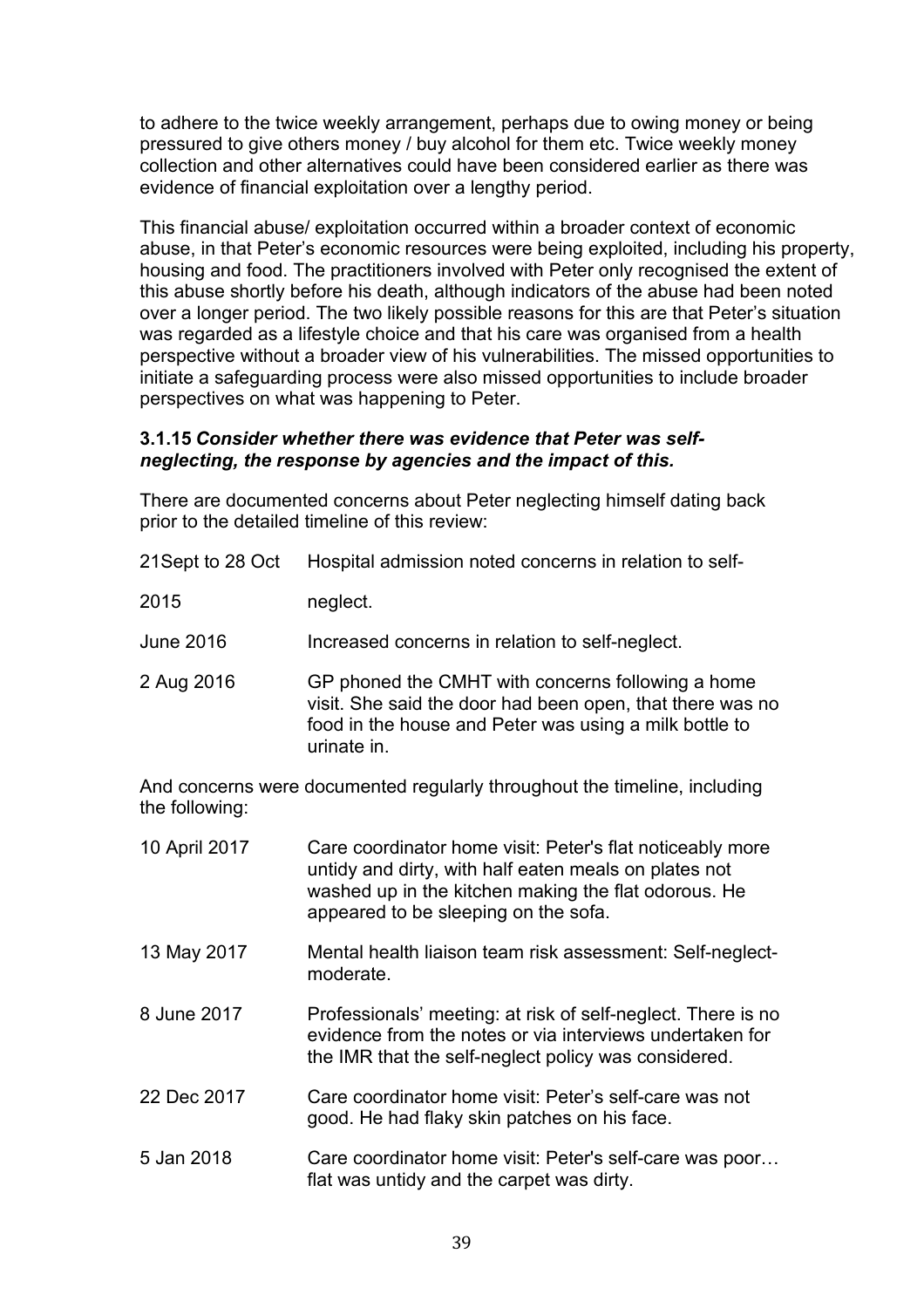to adhere to the twice weekly arrangement, perhaps due to owing money or being pressured to give others money / buy alcohol for them etc. Twice weekly money collection and other alternatives could have been considered earlier as there was evidence of financial exploitation over a lengthy period.

This financial abuse/ exploitation occurred within a broader context of economic abuse, in that Peter's economic resources were being exploited, including his property, housing and food. The practitioners involved with Peter only recognised the extent of this abuse shortly before his death, although indicators of the abuse had been noted over a longer period. The two likely possible reasons for this are that Peter's situation was regarded as a lifestyle choice and that his care was organised from a health perspective without a broader view of his vulnerabilities. The missed opportunities to initiate a safeguarding process were also missed opportunities to include broader perspectives on what was happening to Peter.

**3.1.15** ***Consider whether there was evidence that Peter was self-neglecting, the response by agencies and the impact of this.***

There are documented concerns about Peter neglecting himself dating back prior to the detailed timeline of this review:

| | |
|---|---|
| 21Sept to 28 Oct 2015 | Hospital admission noted concerns in relation to self-neglect. |
| June 2016 | Increased concerns in relation to self-neglect. |
| 2 Aug 2016 | GP phoned the CMHT with concerns following a home visit. She said the door had been open, that there was no food in the house and Peter was using a milk bottle to urinate in. |

And concerns were documented regularly throughout the timeline, including the following:

| | |
|---|---|
| 10 April 2017 | Care coordinator home visit: Peter's flat noticeably more untidy and dirty, with half eaten meals on plates not washed up in the kitchen making the flat odorous. He appeared to be sleeping on the sofa. |
| 13 May 2017 | Mental health liaison team risk assessment: Self-neglect-moderate. |
| 8 June 2017 | Professionals' meeting: at risk of self-neglect. There is no evidence from the notes or via interviews undertaken for the IMR that the self-neglect policy was considered. |
| 22 Dec 2017 | Care coordinator home visit: Peter's self-care was not good. He had flaky skin patches on his face. |
| 5 Jan 2018 | Care coordinator home visit: Peter's self-care was poor… flat was untidy and the carpet was dirty. |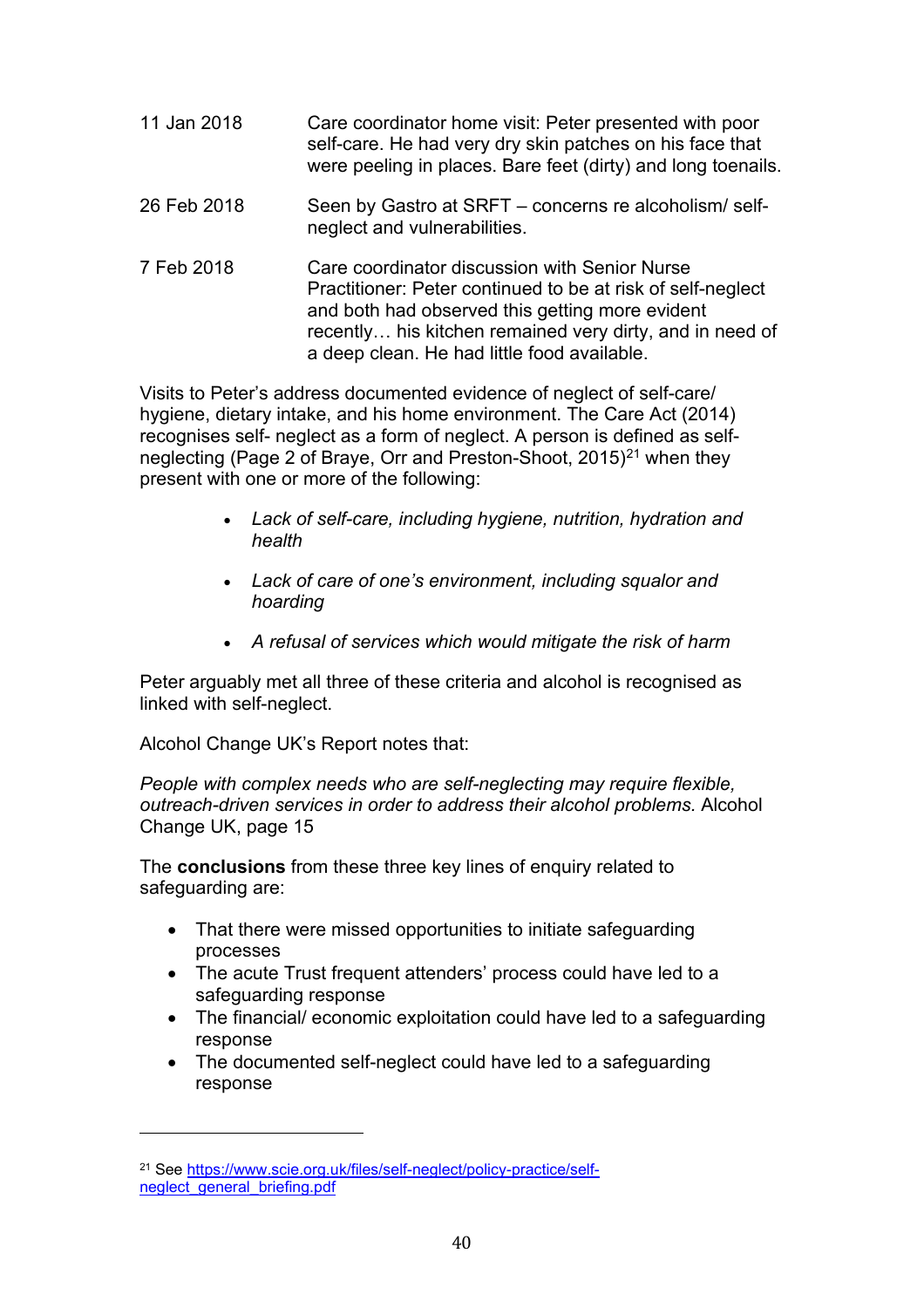| | |
|---|---|
| 11 Jan 2018 | Care coordinator home visit: Peter presented with poor self-care. He had very dry skin patches on his face that were peeling in places. Bare feet (dirty) and long toenails. |
| 26 Feb 2018 | Seen by Gastro at SRFT – concerns re alcoholism/ self-neglect and vulnerabilities. |
| 7 Feb 2018 | Care coordinator discussion with Senior Nurse Practitioner: Peter continued to be at risk of self-neglect and both had observed this getting more evident recently… his kitchen remained very dirty, and in need of a deep clean. He had little food available. |

Visits to Peter's address documented evidence of neglect of self-care/ hygiene, dietary intake, and his home environment. The Care Act (2014) recognises self- neglect as a form of neglect. A person is defined as self-neglecting (Page 2 of Braye, Orr and Preston-Shoot, 2015)[21] when they present with one or more of the following:

- *Lack of self-care, including hygiene, nutrition, hydration and health*
- *Lack of care of one's environment, including squalor and hoarding*
- *A refusal of services which would mitigate the risk of harm*

Peter arguably met all three of these criteria and alcohol is recognised as linked with self-neglect.

Alcohol Change UK's Report notes that:

*People with complex needs who are self-neglecting may require flexible, outreach-driven services in order to address their alcohol problems.* Alcohol Change UK, page 15

The **conclusions** from these three key lines of enquiry related to safeguarding are:

- That there were missed opportunities to initiate safeguarding processes
- The acute Trust frequent attenders' process could have led to a safeguarding response
- The financial/ economic exploitation could have led to a safeguarding response
- The documented self-neglect could have led to a safeguarding response

---

[21] See https://www.scie.org.uk/files/self-neglect/policy-practice/self-neglect_general_briefing.pdf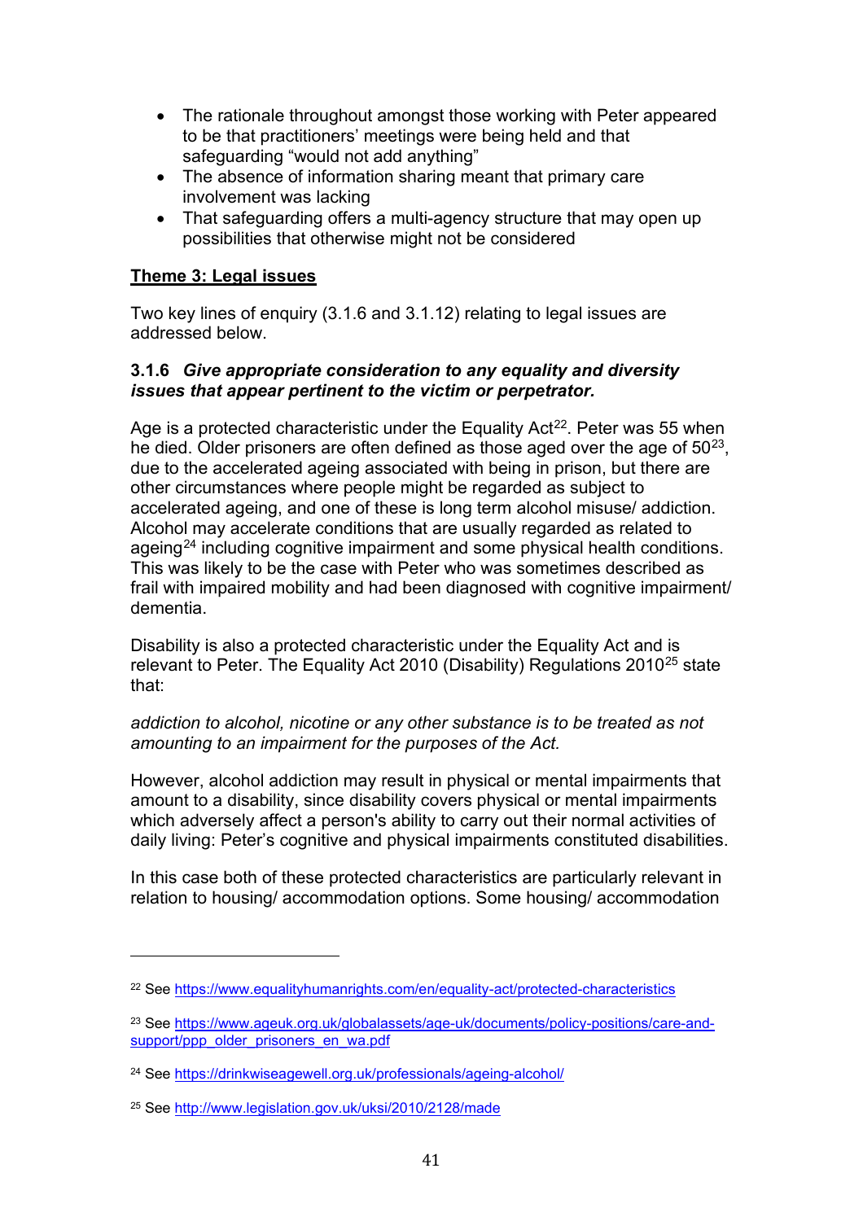- The rationale throughout amongst those working with Peter appeared to be that practitioners' meetings were being held and that safeguarding "would not add anything"
- The absence of information sharing meant that primary care involvement was lacking
- That safeguarding offers a multi-agency structure that may open up possibilities that otherwise might not be considered

**Theme 3: Legal issues**

Two key lines of enquiry (3.1.6 and 3.1.12) relating to legal issues are addressed below.

**3.1.6** ***Give appropriate consideration to any equality and diversity issues that appear pertinent to the victim or perpetrator.***

Age is a protected characteristic under the Equality Act[22]. Peter was 55 when he died. Older prisoners are often defined as those aged over the age of 50[23], due to the accelerated ageing associated with being in prison, but there are other circumstances where people might be regarded as subject to accelerated ageing, and one of these is long term alcohol misuse/ addiction. Alcohol may accelerate conditions that are usually regarded as related to ageing[24] including cognitive impairment and some physical health conditions. This was likely to be the case with Peter who was sometimes described as frail with impaired mobility and had been diagnosed with cognitive impairment/ dementia.

Disability is also a protected characteristic under the Equality Act and is relevant to Peter. The Equality Act 2010 (Disability) Regulations 2010[25] state that:

*addiction to alcohol, nicotine or any other substance is to be treated as not amounting to an impairment for the purposes of the Act.*

However, alcohol addiction may result in physical or mental impairments that amount to a disability, since disability covers physical or mental impairments which adversely affect a person's ability to carry out their normal activities of daily living: Peter's cognitive and physical impairments constituted disabilities.

In this case both of these protected characteristics are particularly relevant in relation to housing/ accommodation options. Some housing/ accommodation

---

[22] See https://www.equalityhumanrights.com/en/equality-act/protected-characteristics

[23] See https://www.ageuk.org.uk/globalassets/age-uk/documents/policy-positions/care-and-support/ppp_older_prisoners_en_wa.pdf

[24] See https://drinkwiseagewell.org.uk/professionals/ageing-alcohol/

[25] See http://www.legislation.gov.uk/uksi/2010/2128/made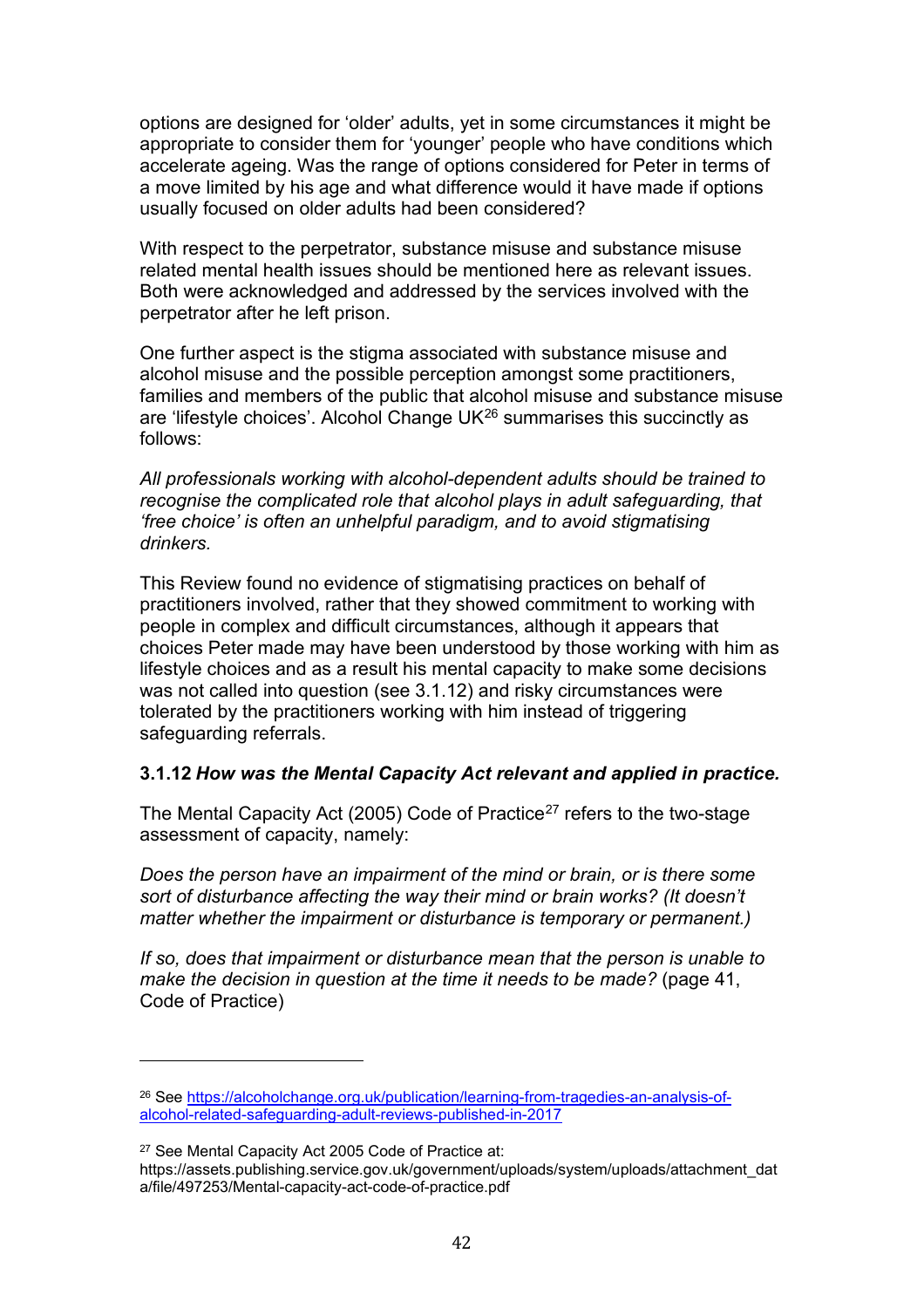options are designed for 'older' adults, yet in some circumstances it might be appropriate to consider them for 'younger' people who have conditions which accelerate ageing. Was the range of options considered for Peter in terms of a move limited by his age and what difference would it have made if options usually focused on older adults had been considered?

With respect to the perpetrator, substance misuse and substance misuse related mental health issues should be mentioned here as relevant issues. Both were acknowledged and addressed by the services involved with the perpetrator after he left prison.

One further aspect is the stigma associated with substance misuse and alcohol misuse and the possible perception amongst some practitioners, families and members of the public that alcohol misuse and substance misuse are 'lifestyle choices'. Alcohol Change UK[26] summarises this succinctly as follows:

*All professionals working with alcohol-dependent adults should be trained to recognise the complicated role that alcohol plays in adult safeguarding, that 'free choice' is often an unhelpful paradigm, and to avoid stigmatising drinkers.*

This Review found no evidence of stigmatising practices on behalf of practitioners involved, rather that they showed commitment to working with people in complex and difficult circumstances, although it appears that choices Peter made may have been understood by those working with him as lifestyle choices and as a result his mental capacity to make some decisions was not called into question (see 3.1.12) and risky circumstances were tolerated by the practitioners working with him instead of triggering safeguarding referrals.

#### 3.1.12 *How was the Mental Capacity Act relevant and applied in practice.*

The Mental Capacity Act (2005) Code of Practice[27] refers to the two-stage assessment of capacity, namely:

*Does the person have an impairment of the mind or brain, or is there some sort of disturbance affecting the way their mind or brain works? (It doesn't matter whether the impairment or disturbance is temporary or permanent.)*

*If so, does that impairment or disturbance mean that the person is unable to make the decision in question at the time it needs to be made?* (page 41, Code of Practice)

---

[26] See https://alcoholchange.org.uk/publication/learning-from-tragedies-an-analysis-of-alcohol-related-safeguarding-adult-reviews-published-in-2017

[27] See Mental Capacity Act 2005 Code of Practice at: https://assets.publishing.service.gov.uk/government/uploads/system/uploads/attachment_data/file/497253/Mental-capacity-act-code-of-practice.pdf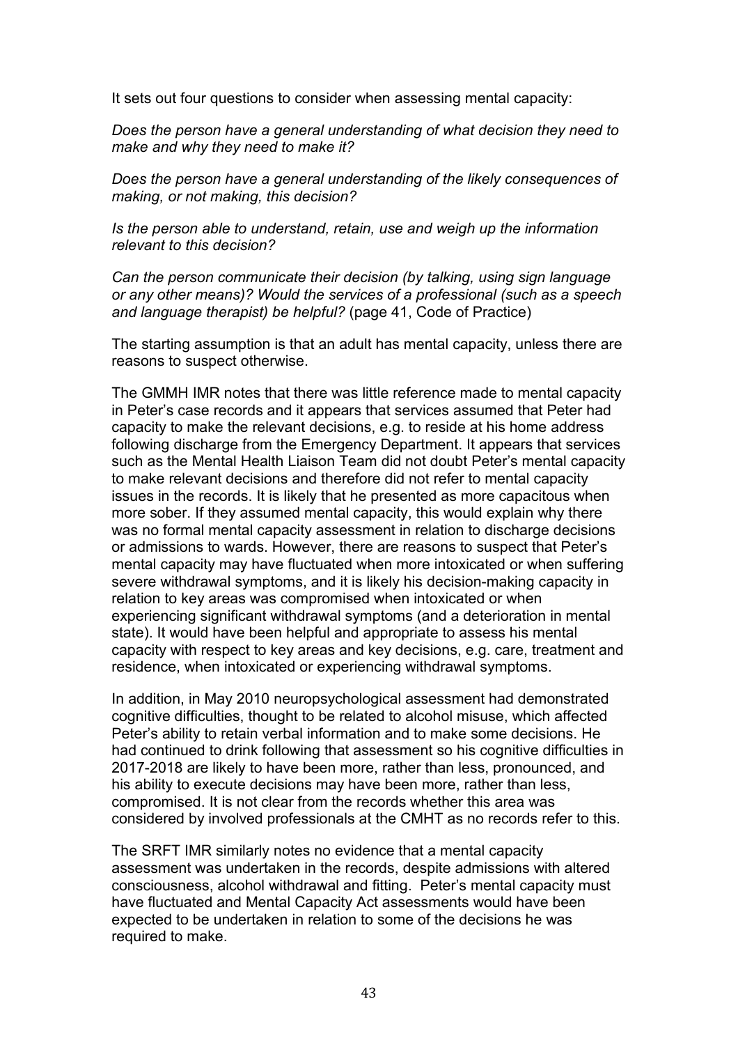It sets out four questions to consider when assessing mental capacity:

*Does the person have a general understanding of what decision they need to make and why they need to make it?*

*Does the person have a general understanding of the likely consequences of making, or not making, this decision?*

*Is the person able to understand, retain, use and weigh up the information relevant to this decision?*

*Can the person communicate their decision (by talking, using sign language or any other means)? Would the services of a professional (such as a speech and language therapist) be helpful?* (page 41, Code of Practice)

The starting assumption is that an adult has mental capacity, unless there are reasons to suspect otherwise.

The GMMH IMR notes that there was little reference made to mental capacity in Peter's case records and it appears that services assumed that Peter had capacity to make the relevant decisions, e.g. to reside at his home address following discharge from the Emergency Department. It appears that services such as the Mental Health Liaison Team did not doubt Peter's mental capacity to make relevant decisions and therefore did not refer to mental capacity issues in the records. It is likely that he presented as more capacitous when more sober. If they assumed mental capacity, this would explain why there was no formal mental capacity assessment in relation to discharge decisions or admissions to wards. However, there are reasons to suspect that Peter's mental capacity may have fluctuated when more intoxicated or when suffering severe withdrawal symptoms, and it is likely his decision-making capacity in relation to key areas was compromised when intoxicated or when experiencing significant withdrawal symptoms (and a deterioration in mental state). It would have been helpful and appropriate to assess his mental capacity with respect to key areas and key decisions, e.g. care, treatment and residence, when intoxicated or experiencing withdrawal symptoms.

In addition, in May 2010 neuropsychological assessment had demonstrated cognitive difficulties, thought to be related to alcohol misuse, which affected Peter's ability to retain verbal information and to make some decisions. He had continued to drink following that assessment so his cognitive difficulties in 2017-2018 are likely to have been more, rather than less, pronounced, and his ability to execute decisions may have been more, rather than less, compromised. It is not clear from the records whether this area was considered by involved professionals at the CMHT as no records refer to this.

The SRFT IMR similarly notes no evidence that a mental capacity assessment was undertaken in the records, despite admissions with altered consciousness, alcohol withdrawal and fitting. Peter's mental capacity must have fluctuated and Mental Capacity Act assessments would have been expected to be undertaken in relation to some of the decisions he was required to make.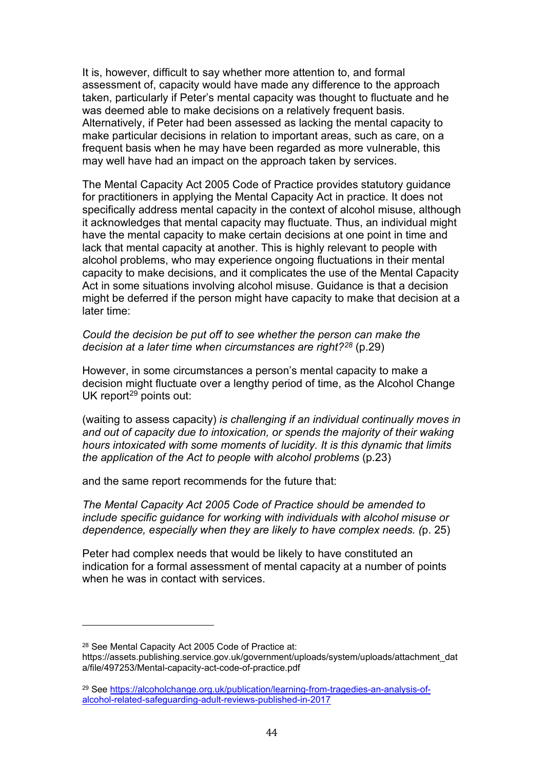It is, however, difficult to say whether more attention to, and formal assessment of, capacity would have made any difference to the approach taken, particularly if Peter's mental capacity was thought to fluctuate and he was deemed able to make decisions on a relatively frequent basis. Alternatively, if Peter had been assessed as lacking the mental capacity to make particular decisions in relation to important areas, such as care, on a frequent basis when he may have been regarded as more vulnerable, this may well have had an impact on the approach taken by services.

The Mental Capacity Act 2005 Code of Practice provides statutory guidance for practitioners in applying the Mental Capacity Act in practice. It does not specifically address mental capacity in the context of alcohol misuse, although it acknowledges that mental capacity may fluctuate. Thus, an individual might have the mental capacity to make certain decisions at one point in time and lack that mental capacity at another. This is highly relevant to people with alcohol problems, who may experience ongoing fluctuations in their mental capacity to make decisions, and it complicates the use of the Mental Capacity Act in some situations involving alcohol misuse. Guidance is that a decision might be deferred if the person might have capacity to make that decision at a later time:

*Could the decision be put off to see whether the person can make the decision at a later time when circumstances are right?*[28] (p.29)

However, in some circumstances a person's mental capacity to make a decision might fluctuate over a lengthy period of time, as the Alcohol Change UK report[29] points out:

(waiting to assess capacity) *is challenging if an individual continually moves in and out of capacity due to intoxication, or spends the majority of their waking hours intoxicated with some moments of lucidity. It is this dynamic that limits the application of the Act to people with alcohol problems* (p.23)

and the same report recommends for the future that:

*The Mental Capacity Act 2005 Code of Practice should be amended to include specific guidance for working with individuals with alcohol misuse or dependence, especially when they are likely to have complex needs. (*p. 25)

Peter had complex needs that would be likely to have constituted an indication for a formal assessment of mental capacity at a number of points when he was in contact with services.

---

[28] See Mental Capacity Act 2005 Code of Practice at: https://assets.publishing.service.gov.uk/government/uploads/system/uploads/attachment_data/file/497253/Mental-capacity-act-code-of-practice.pdf

[29] See https://alcoholchange.org.uk/publication/learning-from-tragedies-an-analysis-of-alcohol-related-safeguarding-adult-reviews-published-in-2017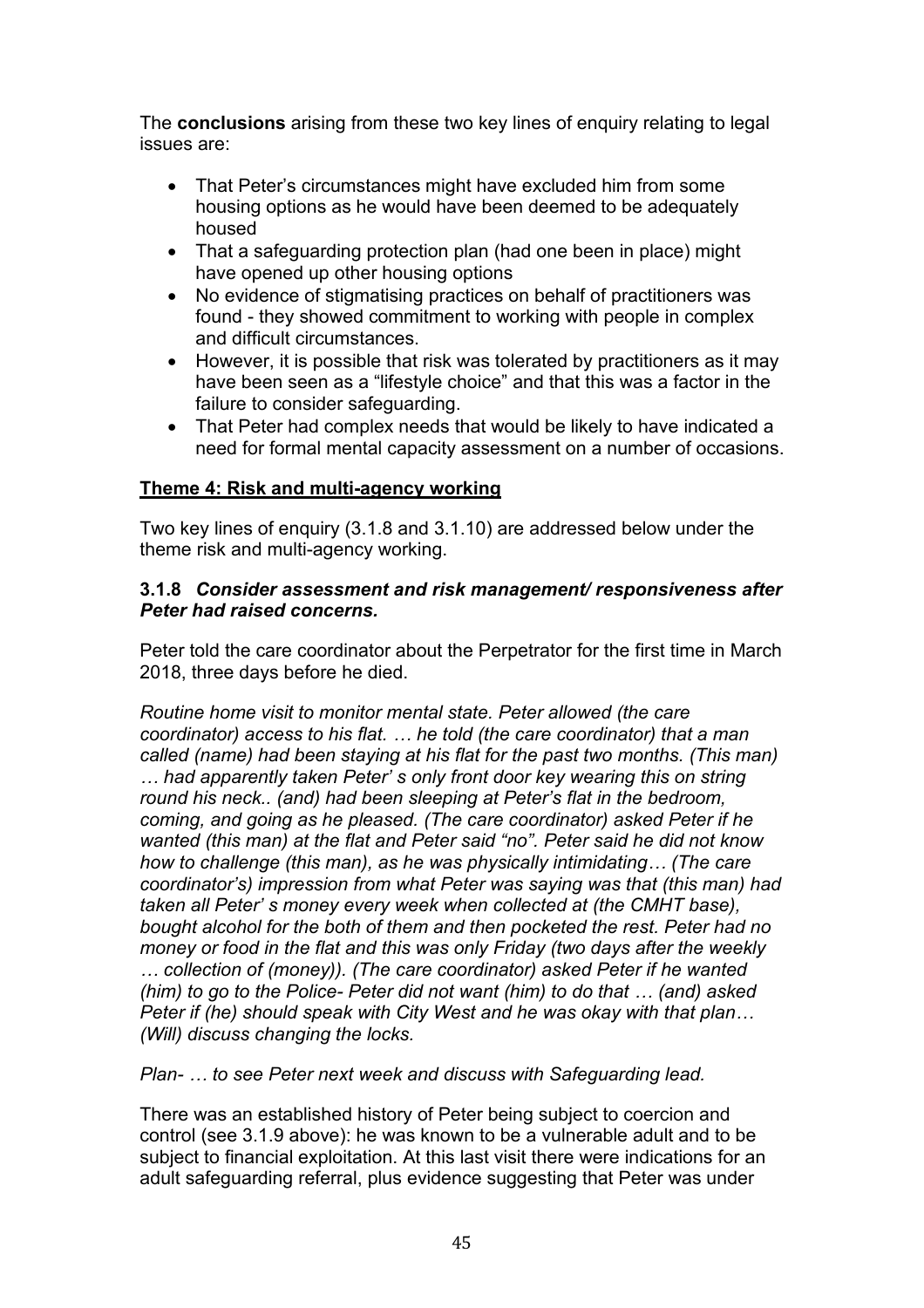The **conclusions** arising from these two key lines of enquiry relating to legal issues are:

- That Peter's circumstances might have excluded him from some housing options as he would have been deemed to be adequately housed
- That a safeguarding protection plan (had one been in place) might have opened up other housing options
- No evidence of stigmatising practices on behalf of practitioners was found - they showed commitment to working with people in complex and difficult circumstances.
- However, it is possible that risk was tolerated by practitioners as it may have been seen as a "lifestyle choice" and that this was a factor in the failure to consider safeguarding.
- That Peter had complex needs that would be likely to have indicated a need for formal mental capacity assessment on a number of occasions.

**Theme 4: Risk and multi-agency working**

Two key lines of enquiry (3.1.8 and 3.1.10) are addressed below under the theme risk and multi-agency working.

**3.1.8** ***Consider assessment and risk management/ responsiveness after Peter had raised concerns.***

Peter told the care coordinator about the Perpetrator for the first time in March 2018, three days before he died.

*Routine home visit to monitor mental state. Peter allowed (the care coordinator) access to his flat. … he told (the care coordinator) that a man called (name) had been staying at his flat for the past two months. (This man) … had apparently taken Peter' s only front door key wearing this on string round his neck.. (and) had been sleeping at Peter's flat in the bedroom, coming, and going as he pleased. (The care coordinator) asked Peter if he wanted (this man) at the flat and Peter said "no". Peter said he did not know how to challenge (this man), as he was physically intimidating… (The care coordinator's) impression from what Peter was saying was that (this man) had taken all Peter' s money every week when collected at (the CMHT base), bought alcohol for the both of them and then pocketed the rest. Peter had no money or food in the flat and this was only Friday (two days after the weekly … collection of (money)). (The care coordinator) asked Peter if he wanted (him) to go to the Police- Peter did not want (him) to do that … (and) asked Peter if (he) should speak with City West and he was okay with that plan… (Will) discuss changing the locks.*

*Plan- … to see Peter next week and discuss with Safeguarding lead.*

There was an established history of Peter being subject to coercion and control (see 3.1.9 above): he was known to be a vulnerable adult and to be subject to financial exploitation. At this last visit there were indications for an adult safeguarding referral, plus evidence suggesting that Peter was under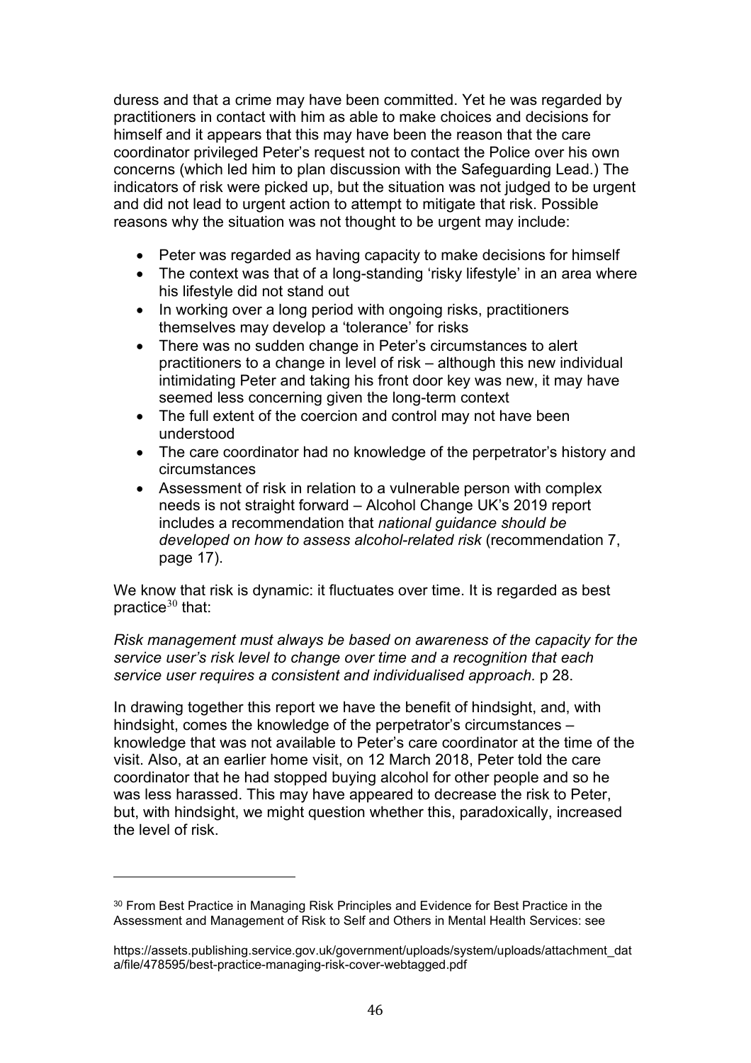duress and that a crime may have been committed. Yet he was regarded by practitioners in contact with him as able to make choices and decisions for himself and it appears that this may have been the reason that the care coordinator privileged Peter's request not to contact the Police over his own concerns (which led him to plan discussion with the Safeguarding Lead.) The indicators of risk were picked up, but the situation was not judged to be urgent and did not lead to urgent action to attempt to mitigate that risk. Possible reasons why the situation was not thought to be urgent may include:

- Peter was regarded as having capacity to make decisions for himself
- The context was that of a long-standing 'risky lifestyle' in an area where his lifestyle did not stand out
- In working over a long period with ongoing risks, practitioners themselves may develop a 'tolerance' for risks
- There was no sudden change in Peter's circumstances to alert practitioners to a change in level of risk – although this new individual intimidating Peter and taking his front door key was new, it may have seemed less concerning given the long-term context
- The full extent of the coercion and control may not have been understood
- The care coordinator had no knowledge of the perpetrator's history and circumstances
- Assessment of risk in relation to a vulnerable person with complex needs is not straight forward – Alcohol Change UK's 2019 report includes a recommendation that *national guidance should be developed on how to assess alcohol-related risk* (recommendation 7, page 17).

We know that risk is dynamic: it fluctuates over time. It is regarded as best practice[30] that:

*Risk management must always be based on awareness of the capacity for the service user's risk level to change over time and a recognition that each service user requires a consistent and individualised approach.* p 28.

In drawing together this report we have the benefit of hindsight, and, with hindsight, comes the knowledge of the perpetrator's circumstances – knowledge that was not available to Peter's care coordinator at the time of the visit. Also, at an earlier home visit, on 12 March 2018, Peter told the care coordinator that he had stopped buying alcohol for other people and so he was less harassed. This may have appeared to decrease the risk to Peter, but, with hindsight, we might question whether this, paradoxically, increased the level of risk.

---

[30] From Best Practice in Managing Risk Principles and Evidence for Best Practice in the Assessment and Management of Risk to Self and Others in Mental Health Services: see

https://assets.publishing.service.gov.uk/government/uploads/system/uploads/attachment_data/file/478595/best-practice-managing-risk-cover-webtagged.pdf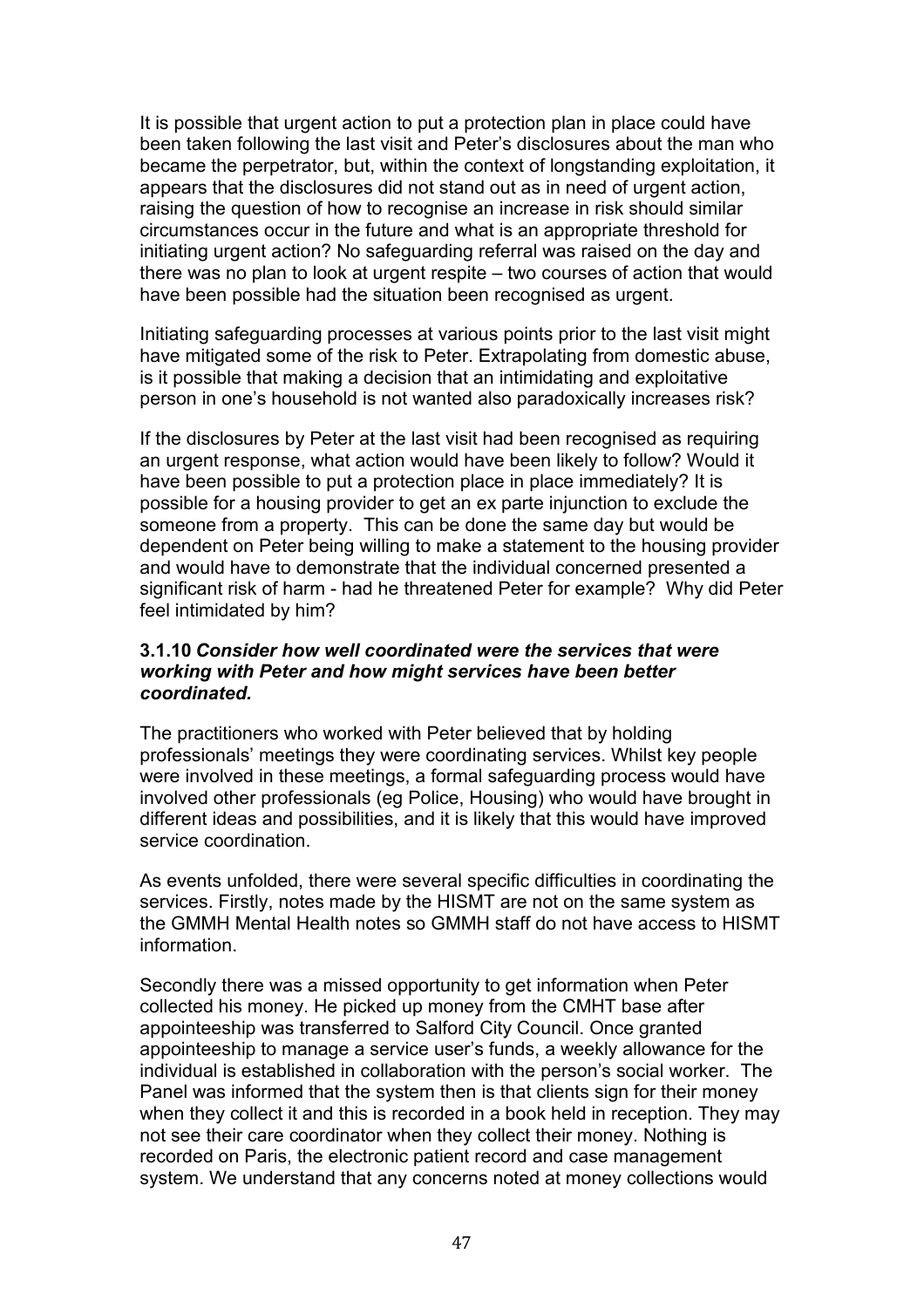It is possible that urgent action to put a protection plan in place could have been taken following the last visit and Peter's disclosures about the man who became the perpetrator, but, within the context of longstanding exploitation, it appears that the disclosures did not stand out as in need of urgent action, raising the question of how to recognise an increase in risk should similar circumstances occur in the future and what is an appropriate threshold for initiating urgent action? No safeguarding referral was raised on the day and there was no plan to look at urgent respite – two courses of action that would have been possible had the situation been recognised as urgent.

Initiating safeguarding processes at various points prior to the last visit might have mitigated some of the risk to Peter. Extrapolating from domestic abuse, is it possible that making a decision that an intimidating and exploitative person in one's household is not wanted also paradoxically increases risk?

If the disclosures by Peter at the last visit had been recognised as requiring an urgent response, what action would have been likely to follow? Would it have been possible to put a protection place in place immediately? It is possible for a housing provider to get an ex parte injunction to exclude the someone from a property. This can be done the same day but would be dependent on Peter being willing to make a statement to the housing provider and would have to demonstrate that the individual concerned presented a significant risk of harm - had he threatened Peter for example? Why did Peter feel intimidated by him?

#### 3.1.10 *Consider how well coordinated were the services that were working with Peter and how might services have been better coordinated.*

The practitioners who worked with Peter believed that by holding professionals' meetings they were coordinating services. Whilst key people were involved in these meetings, a formal safeguarding process would have involved other professionals (eg Police, Housing) who would have brought in different ideas and possibilities, and it is likely that this would have improved service coordination.

As events unfolded, there were several specific difficulties in coordinating the services. Firstly, notes made by the HISMT are not on the same system as the GMMH Mental Health notes so GMMH staff do not have access to HISMT information.

Secondly there was a missed opportunity to get information when Peter collected his money. He picked up money from the CMHT base after appointeeship was transferred to Salford City Council. Once granted appointeeship to manage a service user's funds, a weekly allowance for the individual is established in collaboration with the person's social worker. The Panel was informed that the system then is that clients sign for their money when they collect it and this is recorded in a book held in reception. They may not see their care coordinator when they collect their money. Nothing is recorded on Paris, the electronic patient record and case management system. We understand that any concerns noted at money collections would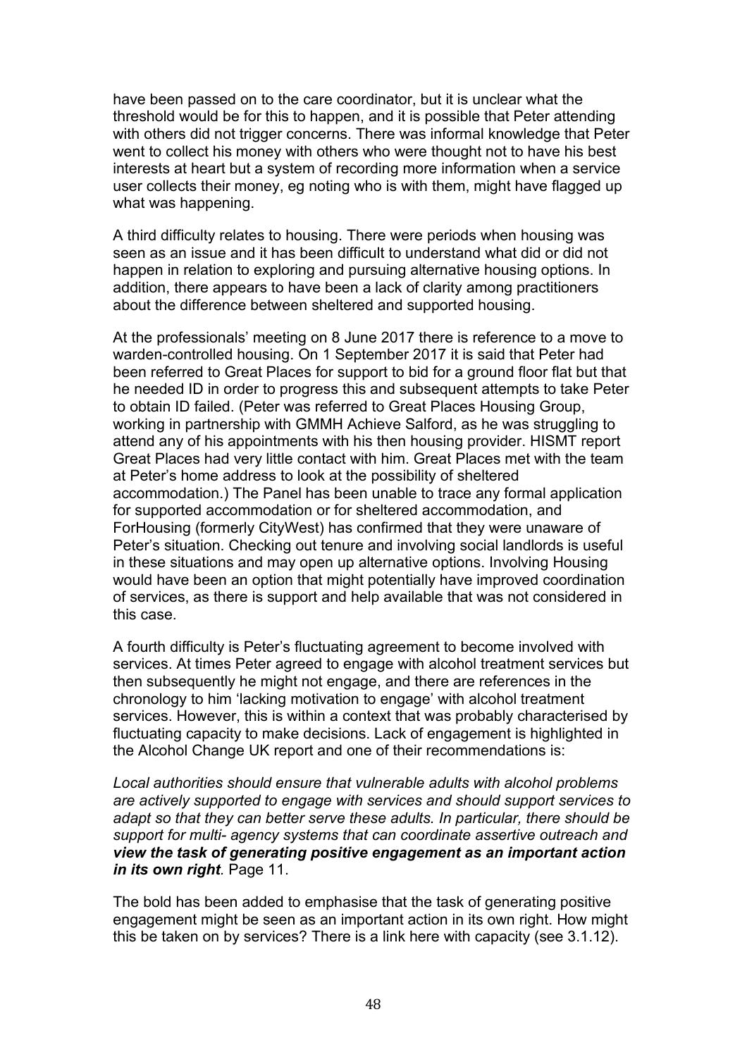have been passed on to the care coordinator, but it is unclear what the threshold would be for this to happen, and it is possible that Peter attending with others did not trigger concerns. There was informal knowledge that Peter went to collect his money with others who were thought not to have his best interests at heart but a system of recording more information when a service user collects their money, eg noting who is with them, might have flagged up what was happening.

A third difficulty relates to housing. There were periods when housing was seen as an issue and it has been difficult to understand what did or did not happen in relation to exploring and pursuing alternative housing options. In addition, there appears to have been a lack of clarity among practitioners about the difference between sheltered and supported housing.

At the professionals' meeting on 8 June 2017 there is reference to a move to warden-controlled housing. On 1 September 2017 it is said that Peter had been referred to Great Places for support to bid for a ground floor flat but that he needed ID in order to progress this and subsequent attempts to take Peter to obtain ID failed. (Peter was referred to Great Places Housing Group, working in partnership with GMMH Achieve Salford, as he was struggling to attend any of his appointments with his then housing provider. HISMT report Great Places had very little contact with him. Great Places met with the team at Peter's home address to look at the possibility of sheltered accommodation.) The Panel has been unable to trace any formal application for supported accommodation or for sheltered accommodation, and ForHousing (formerly CityWest) has confirmed that they were unaware of Peter's situation. Checking out tenure and involving social landlords is useful in these situations and may open up alternative options. Involving Housing would have been an option that might potentially have improved coordination of services, as there is support and help available that was not considered in this case.

A fourth difficulty is Peter's fluctuating agreement to become involved with services. At times Peter agreed to engage with alcohol treatment services but then subsequently he might not engage, and there are references in the chronology to him 'lacking motivation to engage' with alcohol treatment services. However, this is within a context that was probably characterised by fluctuating capacity to make decisions. Lack of engagement is highlighted in the Alcohol Change UK report and one of their recommendations is:

*Local authorities should ensure that vulnerable adults with alcohol problems are actively supported to engage with services and should support services to adapt so that they can better serve these adults. In particular, there should be support for multi- agency systems that can coordinate assertive outreach and **view the task of generating positive engagement as an important action in its own right**.* Page 11.

The bold has been added to emphasise that the task of generating positive engagement might be seen as an important action in its own right. How might this be taken on by services? There is a link here with capacity (see 3.1.12).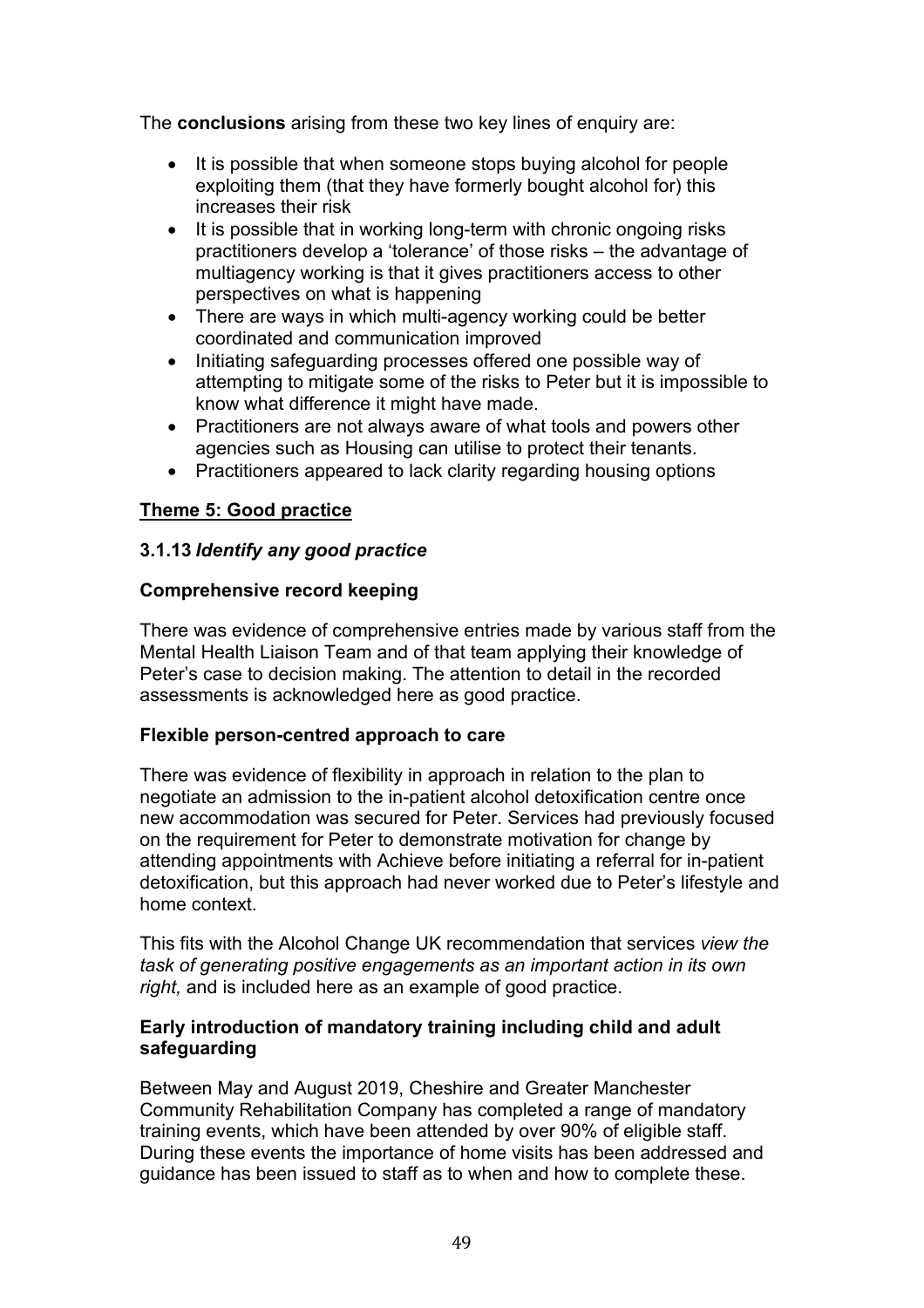The **conclusions** arising from these two key lines of enquiry are:

- It is possible that when someone stops buying alcohol for people exploiting them (that they have formerly bought alcohol for) this increases their risk
- It is possible that in working long-term with chronic ongoing risks practitioners develop a 'tolerance' of those risks – the advantage of multiagency working is that it gives practitioners access to other perspectives on what is happening
- There are ways in which multi-agency working could be better coordinated and communication improved
- Initiating safeguarding processes offered one possible way of attempting to mitigate some of the risks to Peter but it is impossible to know what difference it might have made.
- Practitioners are not always aware of what tools and powers other agencies such as Housing can utilise to protect their tenants.
- Practitioners appeared to lack clarity regarding housing options

**Theme 5: Good practice**

**3.1.13** ***Identify any good practice***

**Comprehensive record keeping**

There was evidence of comprehensive entries made by various staff from the Mental Health Liaison Team and of that team applying their knowledge of Peter's case to decision making. The attention to detail in the recorded assessments is acknowledged here as good practice.

**Flexible person-centred approach to care**

There was evidence of flexibility in approach in relation to the plan to negotiate an admission to the in-patient alcohol detoxification centre once new accommodation was secured for Peter. Services had previously focused on the requirement for Peter to demonstrate motivation for change by attending appointments with Achieve before initiating a referral for in-patient detoxification, but this approach had never worked due to Peter's lifestyle and home context.

This fits with the Alcohol Change UK recommendation that services *view the task of generating positive engagements as an important action in its own right,* and is included here as an example of good practice.

**Early introduction of mandatory training including child and adult safeguarding**

Between May and August 2019, Cheshire and Greater Manchester Community Rehabilitation Company has completed a range of mandatory training events, which have been attended by over 90% of eligible staff. During these events the importance of home visits has been addressed and guidance has been issued to staff as to when and how to complete these.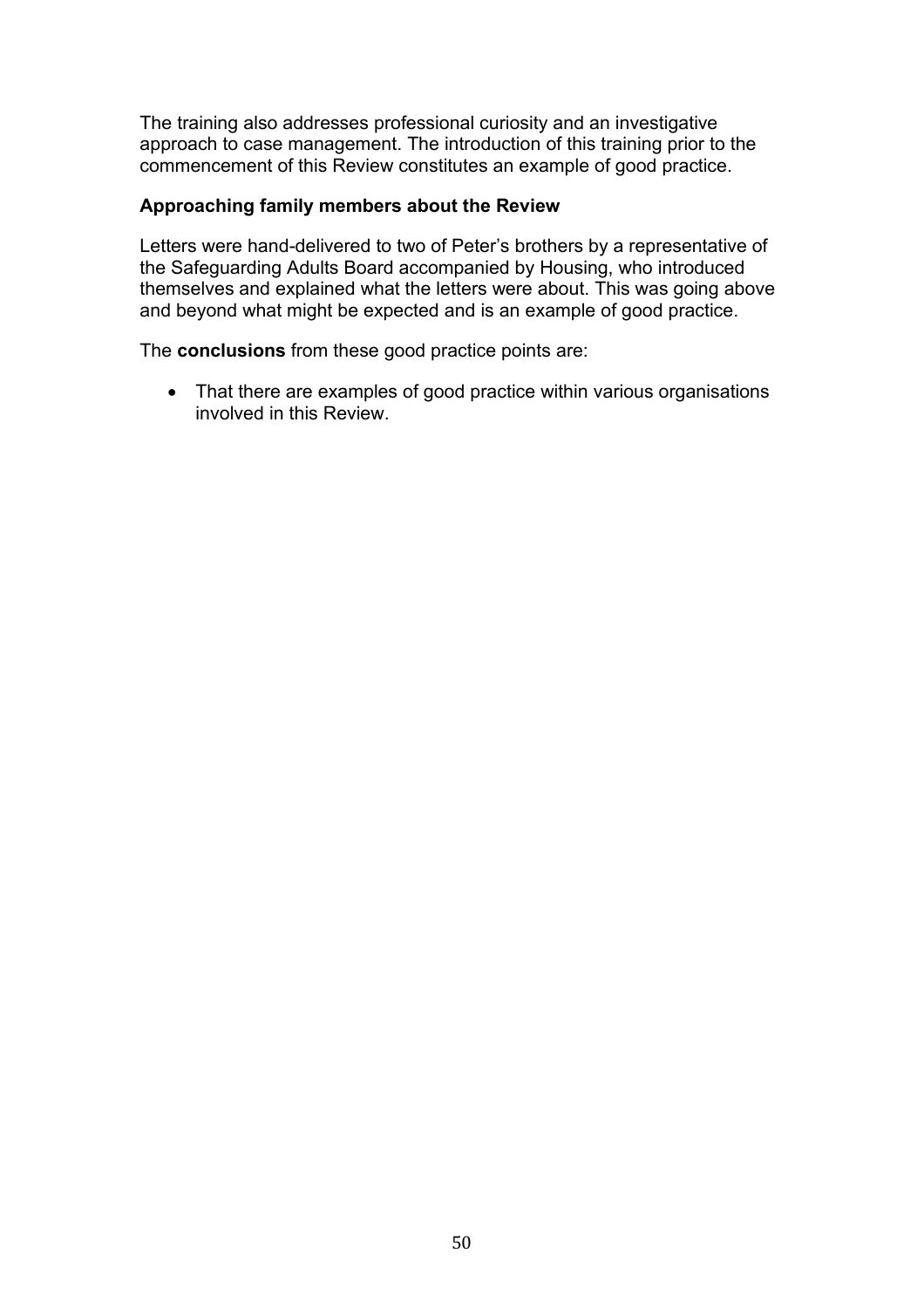The training also addresses professional curiosity and an investigative approach to case management. The introduction of this training prior to the commencement of this Review constitutes an example of good practice.

**Approaching family members about the Review**

Letters were hand-delivered to two of Peter's brothers by a representative of the Safeguarding Adults Board accompanied by Housing, who introduced themselves and explained what the letters were about. This was going above and beyond what might be expected and is an example of good practice.

The **conclusions** from these good practice points are:

- That there are examples of good practice within various organisations involved in this Review.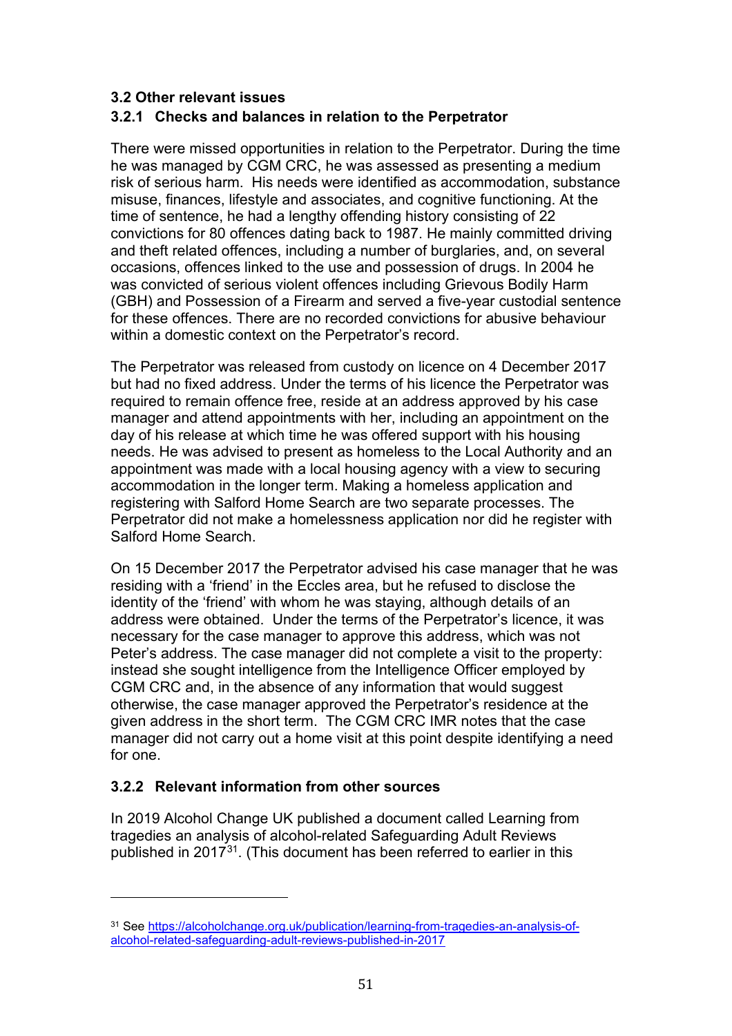### 3.2 Other relevant issues

#### 3.2.1 Checks and balances in relation to the Perpetrator

There were missed opportunities in relation to the Perpetrator. During the time he was managed by CGM CRC, he was assessed as presenting a medium risk of serious harm. His needs were identified as accommodation, substance misuse, finances, lifestyle and associates, and cognitive functioning. At the time of sentence, he had a lengthy offending history consisting of 22 convictions for 80 offences dating back to 1987. He mainly committed driving and theft related offences, including a number of burglaries, and, on several occasions, offences linked to the use and possession of drugs. In 2004 he was convicted of serious violent offences including Grievous Bodily Harm (GBH) and Possession of a Firearm and served a five-year custodial sentence for these offences. There are no recorded convictions for abusive behaviour within a domestic context on the Perpetrator's record.

The Perpetrator was released from custody on licence on 4 December 2017 but had no fixed address. Under the terms of his licence the Perpetrator was required to remain offence free, reside at an address approved by his case manager and attend appointments with her, including an appointment on the day of his release at which time he was offered support with his housing needs. He was advised to present as homeless to the Local Authority and an appointment was made with a local housing agency with a view to securing accommodation in the longer term. Making a homeless application and registering with Salford Home Search are two separate processes. The Perpetrator did not make a homelessness application nor did he register with Salford Home Search.

On 15 December 2017 the Perpetrator advised his case manager that he was residing with a 'friend' in the Eccles area, but he refused to disclose the identity of the 'friend' with whom he was staying, although details of an address were obtained. Under the terms of the Perpetrator's licence, it was necessary for the case manager to approve this address, which was not Peter's address. The case manager did not complete a visit to the property: instead she sought intelligence from the Intelligence Officer employed by CGM CRC and, in the absence of any information that would suggest otherwise, the case manager approved the Perpetrator's residence at the given address in the short term. The CGM CRC IMR notes that the case manager did not carry out a home visit at this point despite identifying a need for one.

#### 3.2.2 Relevant information from other sources

In 2019 Alcohol Change UK published a document called Learning from tragedies an analysis of alcohol-related Safeguarding Adult Reviews published in 2017[31]. (This document has been referred to earlier in this

---

[31] See https://alcoholchange.org.uk/publication/learning-from-tragedies-an-analysis-of-alcohol-related-safeguarding-adult-reviews-published-in-2017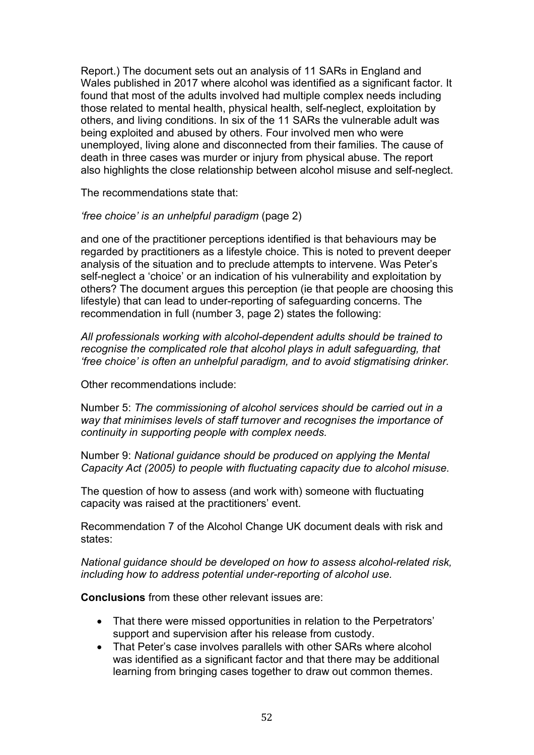Report.) The document sets out an analysis of 11 SARs in England and Wales published in 2017 where alcohol was identified as a significant factor. It found that most of the adults involved had multiple complex needs including those related to mental health, physical health, self-neglect, exploitation by others, and living conditions. In six of the 11 SARs the vulnerable adult was being exploited and abused by others. Four involved men who were unemployed, living alone and disconnected from their families. The cause of death in three cases was murder or injury from physical abuse. The report also highlights the close relationship between alcohol misuse and self-neglect.

The recommendations state that:

*'free choice' is an unhelpful paradigm* (page 2)

and one of the practitioner perceptions identified is that behaviours may be regarded by practitioners as a lifestyle choice. This is noted to prevent deeper analysis of the situation and to preclude attempts to intervene. Was Peter's self-neglect a 'choice' or an indication of his vulnerability and exploitation by others? The document argues this perception (ie that people are choosing this lifestyle) that can lead to under-reporting of safeguarding concerns. The recommendation in full (number 3, page 2) states the following:

*All professionals working with alcohol-dependent adults should be trained to recognise the complicated role that alcohol plays in adult safeguarding, that 'free choice' is often an unhelpful paradigm, and to avoid stigmatising drinker.*

Other recommendations include:

Number 5: *The commissioning of alcohol services should be carried out in a way that minimises levels of staff turnover and recognises the importance of continuity in supporting people with complex needs.*

Number 9: *National guidance should be produced on applying the Mental Capacity Act (2005) to people with fluctuating capacity due to alcohol misuse.*

The question of how to assess (and work with) someone with fluctuating capacity was raised at the practitioners' event.

Recommendation 7 of the Alcohol Change UK document deals with risk and states:

*National guidance should be developed on how to assess alcohol-related risk, including how to address potential under-reporting of alcohol use.*

**Conclusions** from these other relevant issues are:

- That there were missed opportunities in relation to the Perpetrators' support and supervision after his release from custody.
- That Peter's case involves parallels with other SARs where alcohol was identified as a significant factor and that there may be additional learning from bringing cases together to draw out common themes.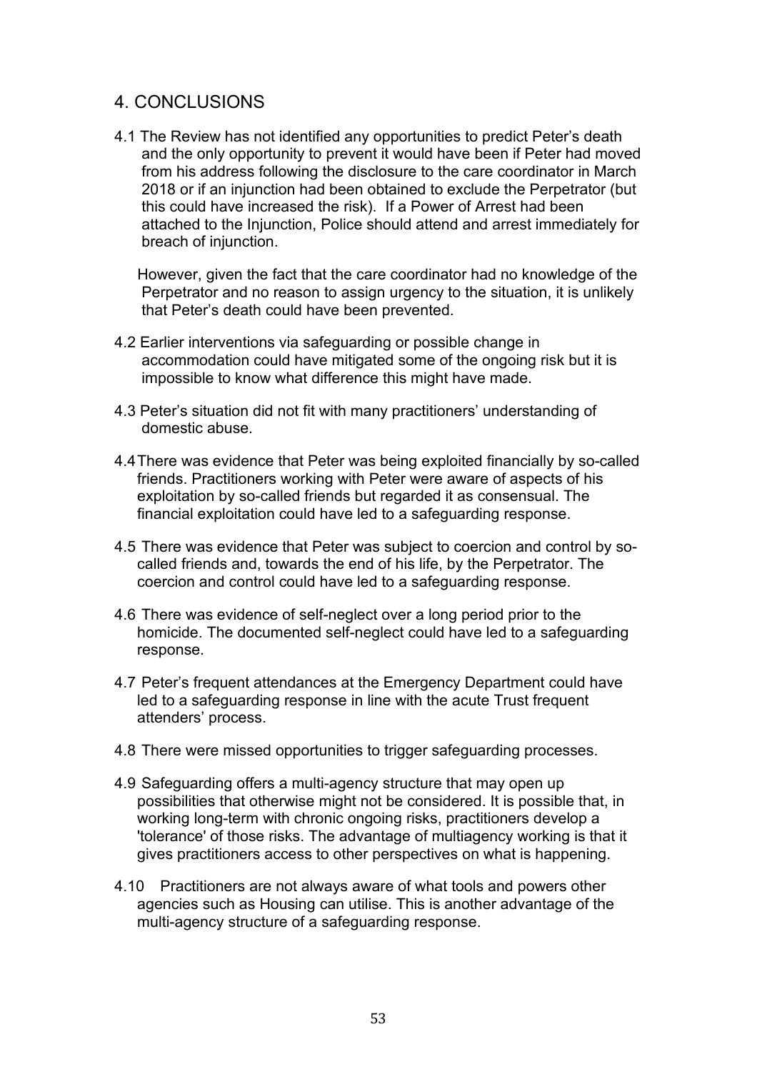## 4. CONCLUSIONS

4.1 The Review has not identified any opportunities to predict Peter's death and the only opportunity to prevent it would have been if Peter had moved from his address following the disclosure to the care coordinator in March 2018 or if an injunction had been obtained to exclude the Perpetrator (but this could have increased the risk). If a Power of Arrest had been attached to the Injunction, Police should attend and arrest immediately for breach of injunction.

However, given the fact that the care coordinator had no knowledge of the Perpetrator and no reason to assign urgency to the situation, it is unlikely that Peter's death could have been prevented.

4.2 Earlier interventions via safeguarding or possible change in accommodation could have mitigated some of the ongoing risk but it is impossible to know what difference this might have made.

4.3 Peter's situation did not fit with many practitioners' understanding of domestic abuse.

4.4 There was evidence that Peter was being exploited financially by so-called friends. Practitioners working with Peter were aware of aspects of his exploitation by so-called friends but regarded it as consensual. The financial exploitation could have led to a safeguarding response.

4.5 There was evidence that Peter was subject to coercion and control by so-called friends and, towards the end of his life, by the Perpetrator. The coercion and control could have led to a safeguarding response.

4.6 There was evidence of self-neglect over a long period prior to the homicide. The documented self-neglect could have led to a safeguarding response.

4.7 Peter's frequent attendances at the Emergency Department could have led to a safeguarding response in line with the acute Trust frequent attenders' process.

4.8 There were missed opportunities to trigger safeguarding processes.

4.9 Safeguarding offers a multi-agency structure that may open up possibilities that otherwise might not be considered. It is possible that, in working long-term with chronic ongoing risks, practitioners develop a 'tolerance' of those risks. The advantage of multiagency working is that it gives practitioners access to other perspectives on what is happening.

4.10 Practitioners are not always aware of what tools and powers other agencies such as Housing can utilise. This is another advantage of the multi-agency structure of a safeguarding response.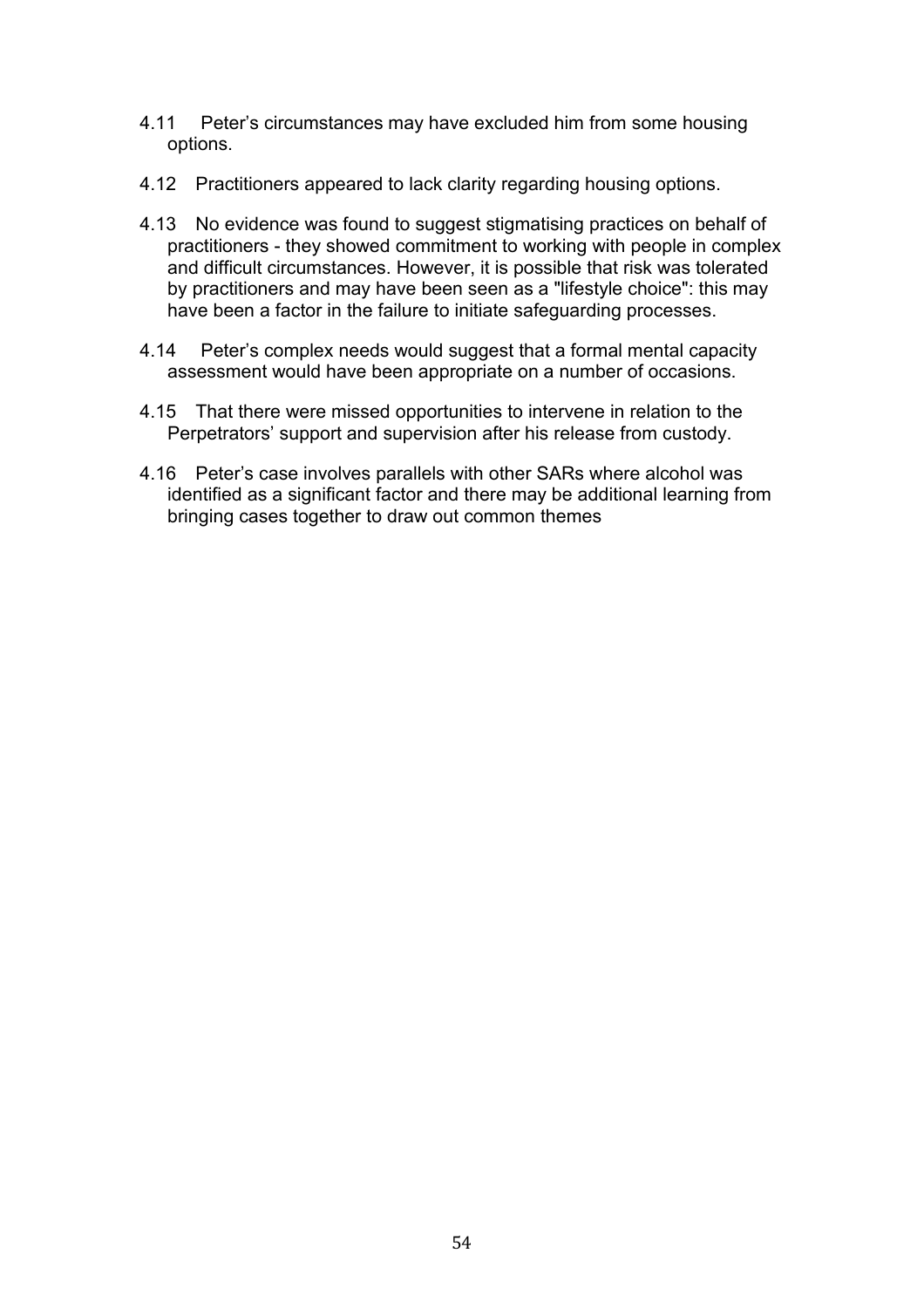4.11 Peter's circumstances may have excluded him from some housing options.

4.12 Practitioners appeared to lack clarity regarding housing options.

4.13 No evidence was found to suggest stigmatising practices on behalf of practitioners - they showed commitment to working with people in complex and difficult circumstances. However, it is possible that risk was tolerated by practitioners and may have been seen as a "lifestyle choice": this may have been a factor in the failure to initiate safeguarding processes.

4.14 Peter's complex needs would suggest that a formal mental capacity assessment would have been appropriate on a number of occasions.

4.15 That there were missed opportunities to intervene in relation to the Perpetrators' support and supervision after his release from custody.

4.16 Peter's case involves parallels with other SARs where alcohol was identified as a significant factor and there may be additional learning from bringing cases together to draw out common themes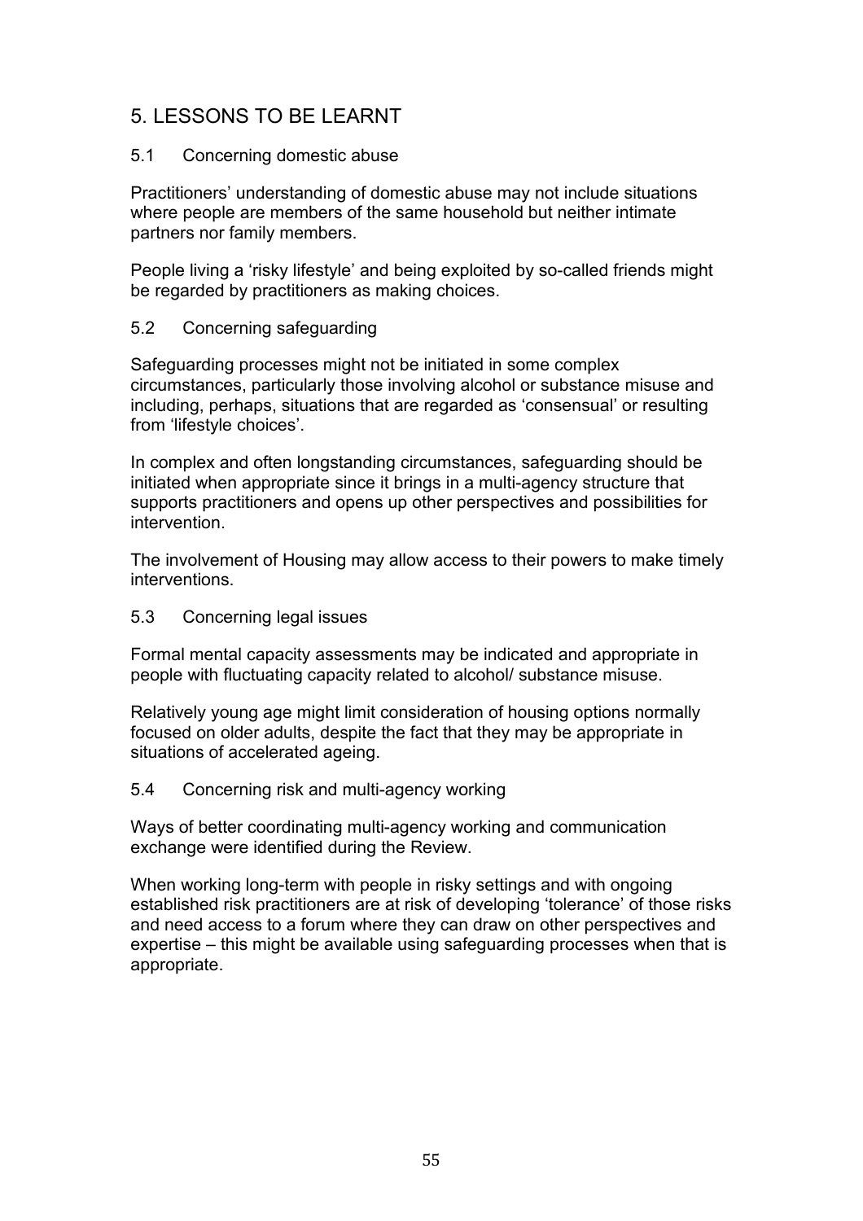## 5. LESSONS TO BE LEARNT

### 5.1 Concerning domestic abuse

Practitioners' understanding of domestic abuse may not include situations where people are members of the same household but neither intimate partners nor family members.

People living a 'risky lifestyle' and being exploited by so-called friends might be regarded by practitioners as making choices.

### 5.2 Concerning safeguarding

Safeguarding processes might not be initiated in some complex circumstances, particularly those involving alcohol or substance misuse and including, perhaps, situations that are regarded as 'consensual' or resulting from 'lifestyle choices'.

In complex and often longstanding circumstances, safeguarding should be initiated when appropriate since it brings in a multi-agency structure that supports practitioners and opens up other perspectives and possibilities for intervention.

The involvement of Housing may allow access to their powers to make timely interventions.

### 5.3 Concerning legal issues

Formal mental capacity assessments may be indicated and appropriate in people with fluctuating capacity related to alcohol/ substance misuse.

Relatively young age might limit consideration of housing options normally focused on older adults, despite the fact that they may be appropriate in situations of accelerated ageing.

### 5.4 Concerning risk and multi-agency working

Ways of better coordinating multi-agency working and communication exchange were identified during the Review.

When working long-term with people in risky settings and with ongoing established risk practitioners are at risk of developing 'tolerance' of those risks and need access to a forum where they can draw on other perspectives and expertise – this might be available using safeguarding processes when that is appropriate.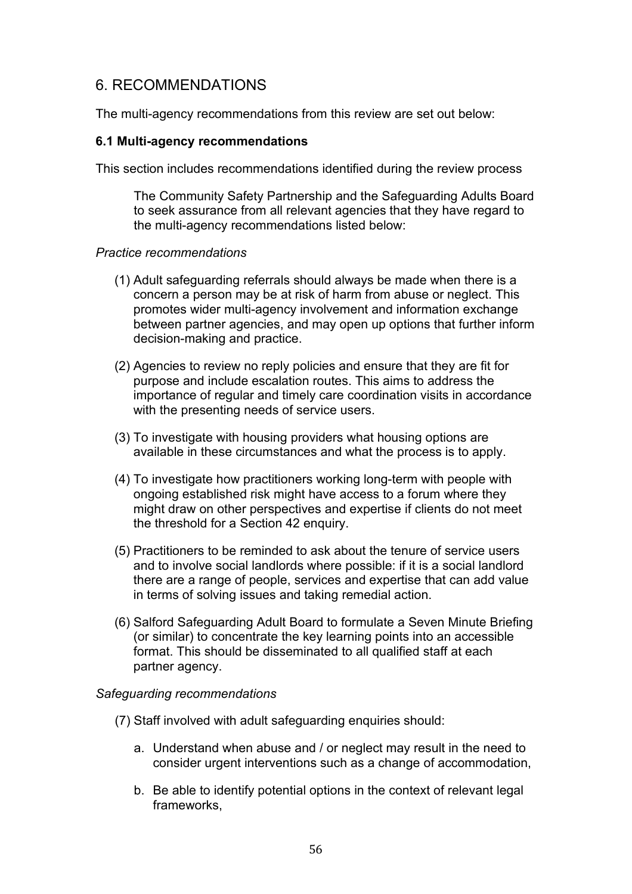## 6. RECOMMENDATIONS

The multi-agency recommendations from this review are set out below:

### 6.1 Multi-agency recommendations

This section includes recommendations identified during the review process

> The Community Safety Partnership and the Safeguarding Adults Board to seek assurance from all relevant agencies that they have regard to the multi-agency recommendations listed below:

*Practice recommendations*

(1) Adult safeguarding referrals should always be made when there is a concern a person may be at risk of harm from abuse or neglect. This promotes wider multi-agency involvement and information exchange between partner agencies, and may open up options that further inform decision-making and practice.

(2) Agencies to review no reply policies and ensure that they are fit for purpose and include escalation routes. This aims to address the importance of regular and timely care coordination visits in accordance with the presenting needs of service users.

(3) To investigate with housing providers what housing options are available in these circumstances and what the process is to apply.

(4) To investigate how practitioners working long-term with people with ongoing established risk might have access to a forum where they might draw on other perspectives and expertise if clients do not meet the threshold for a Section 42 enquiry.

(5) Practitioners to be reminded to ask about the tenure of service users and to involve social landlords where possible: if it is a social landlord there are a range of people, services and expertise that can add value in terms of solving issues and taking remedial action.

(6) Salford Safeguarding Adult Board to formulate a Seven Minute Briefing (or similar) to concentrate the key learning points into an accessible format. This should be disseminated to all qualified staff at each partner agency.

*Safeguarding recommendations*

(7) Staff involved with adult safeguarding enquiries should:

a. Understand when abuse and / or neglect may result in the need to consider urgent interventions such as a change of accommodation,

b. Be able to identify potential options in the context of relevant legal frameworks,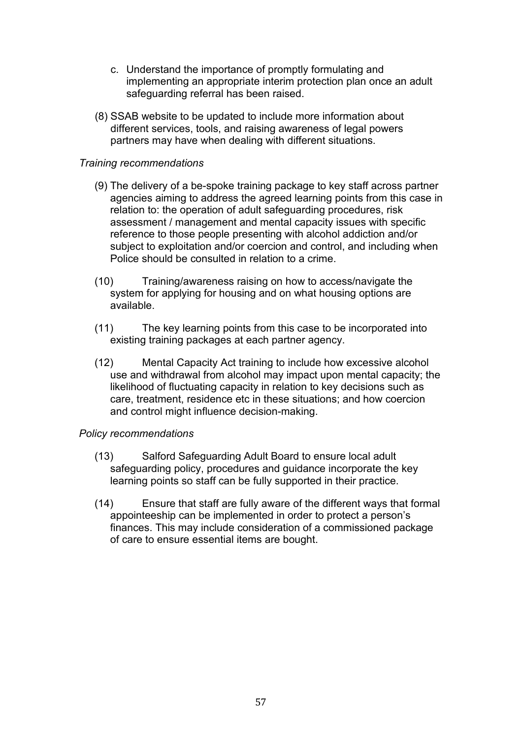c. Understand the importance of promptly formulating and implementing an appropriate interim protection plan once an adult safeguarding referral has been raised.

(8) SSAB website to be updated to include more information about different services, tools, and raising awareness of legal powers partners may have when dealing with different situations.

*Training recommendations*

(9) The delivery of a be-spoke training package to key staff across partner agencies aiming to address the agreed learning points from this case in relation to: the operation of adult safeguarding procedures, risk assessment / management and mental capacity issues with specific reference to those people presenting with alcohol addiction and/or subject to exploitation and/or coercion and control, and including when Police should be consulted in relation to a crime.

(10) Training/awareness raising on how to access/navigate the system for applying for housing and on what housing options are available.

(11) The key learning points from this case to be incorporated into existing training packages at each partner agency.

(12) Mental Capacity Act training to include how excessive alcohol use and withdrawal from alcohol may impact upon mental capacity; the likelihood of fluctuating capacity in relation to key decisions such as care, treatment, residence etc in these situations; and how coercion and control might influence decision-making.

*Policy recommendations*

(13) Salford Safeguarding Adult Board to ensure local adult safeguarding policy, procedures and guidance incorporate the key learning points so staff can be fully supported in their practice.

(14) Ensure that staff are fully aware of the different ways that formal appointeeship can be implemented in order to protect a person's finances. This may include consideration of a commissioned package of care to ensure essential items are bought.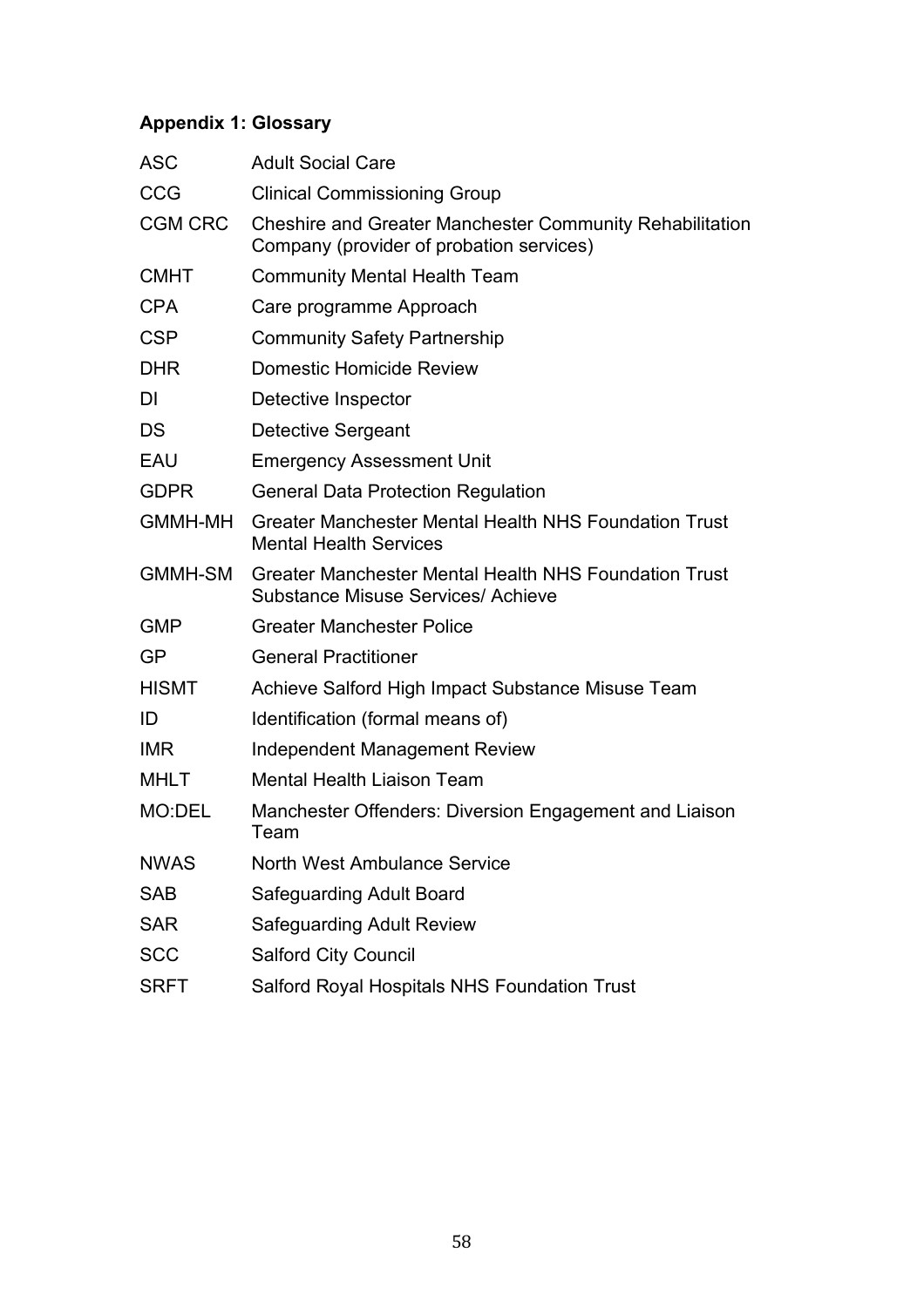**Appendix 1: Glossary**

| | |
|---|---|
| ASC | Adult Social Care |
| CCG | Clinical Commissioning Group |
| CGM CRC | Cheshire and Greater Manchester Community Rehabilitation Company (provider of probation services) |
| CMHT | Community Mental Health Team |
| CPA | Care programme Approach |
| CSP | Community Safety Partnership |
| DHR | Domestic Homicide Review |
| DI | Detective Inspector |
| DS | Detective Sergeant |
| EAU | Emergency Assessment Unit |
| GDPR | General Data Protection Regulation |
| GMMH-MH | Greater Manchester Mental Health NHS Foundation Trust Mental Health Services |
| GMMH-SM | Greater Manchester Mental Health NHS Foundation Trust Substance Misuse Services/ Achieve |
| GMP | Greater Manchester Police |
| GP | General Practitioner |
| HISMT | Achieve Salford High Impact Substance Misuse Team |
| ID | Identification (formal means of) |
| IMR | Independent Management Review |
| MHLT | Mental Health Liaison Team |
| MO:DEL | Manchester Offenders: Diversion Engagement and Liaison Team |
| NWAS | North West Ambulance Service |
| SAB | Safeguarding Adult Board |
| SAR | Safeguarding Adult Review |
| SCC | Salford City Council |
| SRFT | Salford Royal Hospitals NHS Foundation Trust |